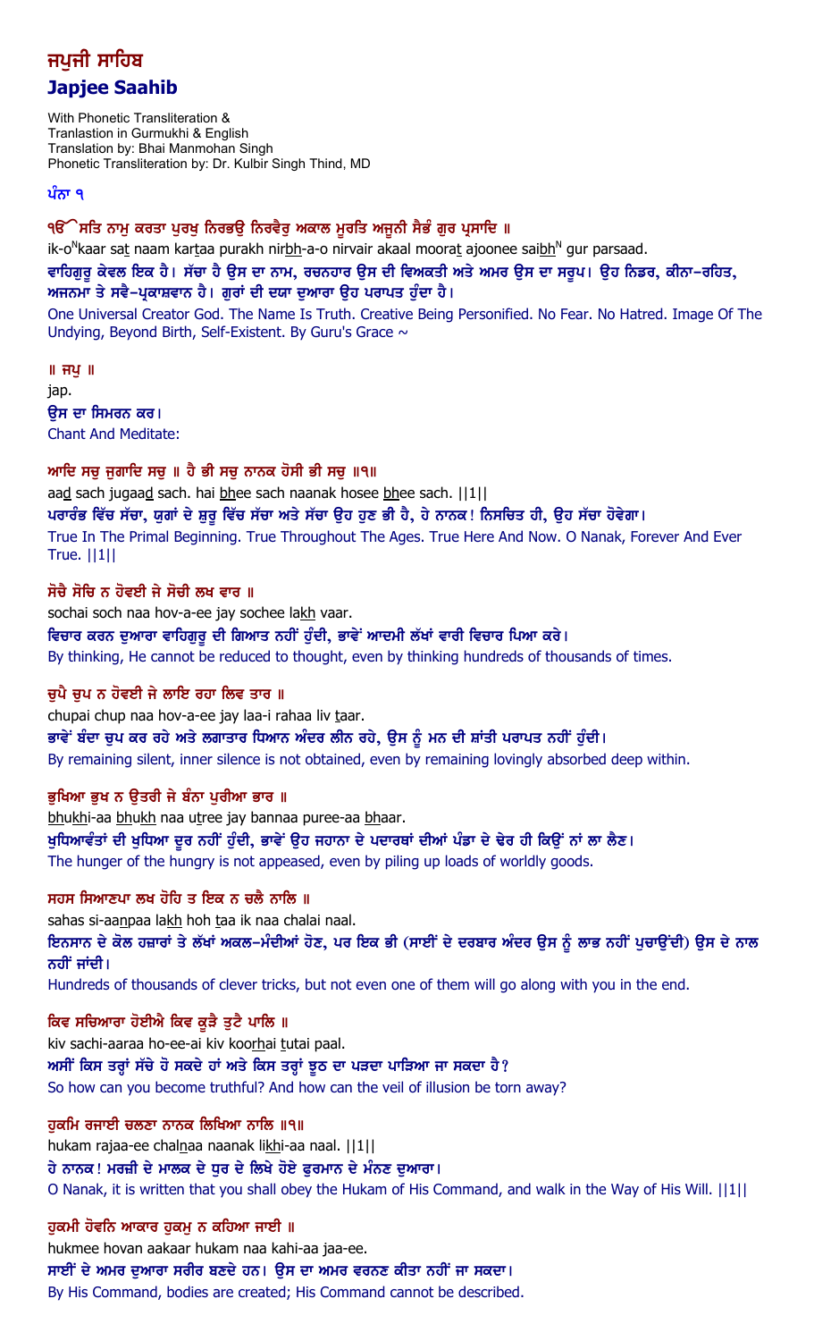# ਜਪੁਜੀ ਸਾਹਿਬ

# Japjee Saahib

With Phonetic Transliteration &
Tranlastion in Gurmukhi & English
Translation by: Bhai Manmohan Singh
Phonetic Transliteration by: Dr. Kulbir Singh Thind, MD

**ਪੰਨਾ ੧**

**ੴ ਸਤਿ ਨਾਮੁ ਕਰਤਾ ਪੁਰਖੁ ਨਿਰਭਉ ਨਿਰਵੈਰੁ ਅਕਾਲ ਮੂਰਤਿ ਅਜੂਨੀ ਸੈਭੰ ਗੁਰ ਪ੍ਰਸਾਦਿ ॥**

ik-o<sup>N</sup>kaar sat naam kartaa purakh nirbh-a-o nirvair akaal moorat ajoonee saibh<sup>N</sup> gur parsaad.

ਵਾਹਿਗੁਰੂ ਕੇਵਲ ਇਕ ਹੈ। ਸੱਚਾ ਹੈ ਉਸ ਦਾ ਨਾਮ, ਰਚਨਹਾਰ ਉਸ ਦੀ ਵਿਅਕਤੀ ਅਤੇ ਅਮਰ ਉਸ ਦਾ ਸਰੂਪ। ਉਹ ਨਿਡਰ, ਕੀਨਾ-ਰਹਿਤ, ਅਜਨਮਾ ਤੇ ਸਵੈ-ਪ੍ਰਕਾਸ਼ਵਾਨ ਹੈ। ਗੁਰਾਂ ਦੀ ਦਯਾ ਦੁਆਰਾ ਉਹ ਪਰਾਪਤ ਹੁੰਦਾ ਹੈ।

One Universal Creator God. The Name Is Truth. Creative Being Personified. No Fear. No Hatred. Image Of The Undying, Beyond Birth, Self-Existent. By Guru's Grace ~

**॥ ਜਪੁ ॥**

jap.

ਉਸ ਦਾ ਸਿਮਰਨ ਕਰ।

Chant And Meditate:

**ਆਦਿ ਸਚੁ ਜੁਗਾਦਿ ਸਚੁ ॥ ਹੈ ਭੀ ਸਚੁ ਨਾਨਕ ਹੋਸੀ ਭੀ ਸਚੁ ॥੧॥**

aad sach jugaad sach. hai bhee sach naanak hosee bhee sach. ||1||

ਪਰਾਰੰਭ ਵਿੱਚ ਸੱਚਾ, ਯੁਗਾਂ ਦੇ ਸ਼ੁਰੂ ਵਿੱਚ ਸੱਚਾ ਅਤੇ ਸੱਚਾ ਉਹ ਹੁਣ ਭੀ ਹੈ, ਹੇ ਨਾਨਕ! ਨਿਸਚਿਤ ਹੀ, ਉਹ ਸੱਚਾ ਹੋਵੇਗਾ।

True In The Primal Beginning. True Throughout The Ages. True Here And Now. O Nanak, Forever And Ever True. ||1||

**ਸੋਚੈ ਸੋਚਿ ਨ ਹੋਵਈ ਜੇ ਸੋਚੀ ਲਖ ਵਾਰ ॥**

sochai soch naa hov-a-ee jay sochee lakh vaar.

ਵਿਚਾਰ ਕਰਨ ਦੁਆਰਾ ਵਾਹਿਗੁਰੂ ਦੀ ਗਿਆਤ ਨਹੀਂ ਹੁੰਦੀ, ਭਾਵੇਂ ਆਦਮੀ ਲੱਖਾਂ ਵਾਰੀ ਵਿਚਾਰ ਪਿਆ ਕਰੇ।

By thinking, He cannot be reduced to thought, even by thinking hundreds of thousands of times.

**ਚੁਪੈ ਚੁਪ ਨ ਹੋਵਈ ਜੇ ਲਾਇ ਰਹਾ ਲਿਵ ਤਾਰ ॥**

chupai chup naa hov-a-ee jay laa-i rahaa liv taar.

ਭਾਵੇਂ ਬੰਦਾ ਚੁਪ ਕਰ ਰਹੇ ਅਤੇ ਲਗਾਤਾਰ ਧਿਆਨ ਅੰਦਰ ਲੀਨ ਰਹੇ, ਉਸ ਨੂੰ ਮਨ ਦੀ ਸ਼ਾਂਤੀ ਪਰਾਪਤ ਨਹੀਂ ਹੁੰਦੀ।

By remaining silent, inner silence is not obtained, even by remaining lovingly absorbed deep within.

**ਭੁਖਿਆ ਭੁਖ ਨ ਉਤਰੀ ਜੇ ਬੰਨਾ ਪੁਰੀਆ ਭਾਰ ॥**

bhukhi-aa bhukh naa utree jay bannaa puree-aa bhaar.

ਖੁਧਿਆਵੰਤਾਂ ਦੀ ਖੁਧਿਆ ਦੂਰ ਨਹੀਂ ਹੁੰਦੀ, ਭਾਵੇਂ ਉਹ ਜਹਾਨਾ ਦੇ ਪਦਾਰਥਾਂ ਦੀਆਂ ਪੰਡਾ ਦੇ ਢੇਰ ਹੀ ਕਿਉਂ ਨਾਂ ਲਾ ਲੈਣ।

The hunger of the hungry is not appeased, even by piling up loads of worldly goods.

**ਸਹਸ ਸਿਆਣਪਾ ਲਖ ਹੋਹਿ ਤ ਇਕ ਨ ਚਲੈ ਨਾਲਿ ॥**

sahas si-aanpaa lakh hoh taa ik naa chalai naal.

ਇਨਸਾਨ ਦੇ ਕੋਲ ਹਜ਼ਾਰਾਂ ਤੇ ਲੱਖਾਂ ਅਕਲ-ਮੰਦੀਆਂ ਹੋਣ, ਪਰ ਇਕ ਭੀ (ਸਾਈਂ ਦੇ ਦਰਬਾਰ ਅੰਦਰ ਉਸ ਨੂੰ ਲਾਭ ਨਹੀਂ ਪੁਚਾਉਂਦੀ) ਉਸ ਦੇ ਨਾਲ ਨਹੀਂ ਜਾਂਦੀ।

Hundreds of thousands of clever tricks, but not even one of them will go along with you in the end.

**ਕਿਵ ਸਚਿਆਰਾ ਹੋਈਐ ਕਿਵ ਕੂੜੈ ਤੁਟੈ ਪਾਲਿ ॥**

kiv sachi-aaraa ho-ee-ai kiv koorhai tutai paal.

ਅਸੀਂ ਕਿਸ ਤਰ੍ਹਾਂ ਸੱਚੇ ਹੋ ਸਕਦੇ ਹਾਂ ਅਤੇ ਕਿਸ ਤਰ੍ਹਾਂ ਝੂਠ ਦਾ ਪੜਦਾ ਪਾੜਿਆ ਜਾ ਸਕਦਾ ਹੈ?

So how can you become truthful? And how can the veil of illusion be torn away?

**ਹੁਕਮਿ ਰਜਾਈ ਚਲਣਾ ਨਾਨਕ ਲਿਖਿਆ ਨਾਲਿ ॥੧॥**

hukam rajaa-ee chalnaa naanak likhi-aa naal. ||1||

ਹੇ ਨਾਨਕ! ਮਰਜ਼ੀ ਦੇ ਮਾਲਕ ਦੇ ਧੁਰ ਦੇ ਲਿਖੇ ਹੋਏ ਫੁਰਮਾਨ ਦੇ ਮੰਨਣ ਦੁਆਰਾ।

O Nanak, it is written that you shall obey the Hukam of His Command, and walk in the Way of His Will. ||1||

**ਹੁਕਮੀ ਹੋਵਨਿ ਆਕਾਰ ਹੁਕਮੁ ਨ ਕਹਿਆ ਜਾਈ ॥**

hukmee hovan aakaar hukam naa kahi-aa jaa-ee.

ਸਾਈਂ ਦੇ ਅਮਰ ਦੁਆਰਾ ਸਰੀਰ ਬਣਦੇ ਹਨ। ਉਸ ਦਾ ਅਮਰ ਵਰਨਣ ਕੀਤਾ ਨਹੀਂ ਜਾ ਸਕਦਾ।

By His Command, bodies are created; His Command cannot be described.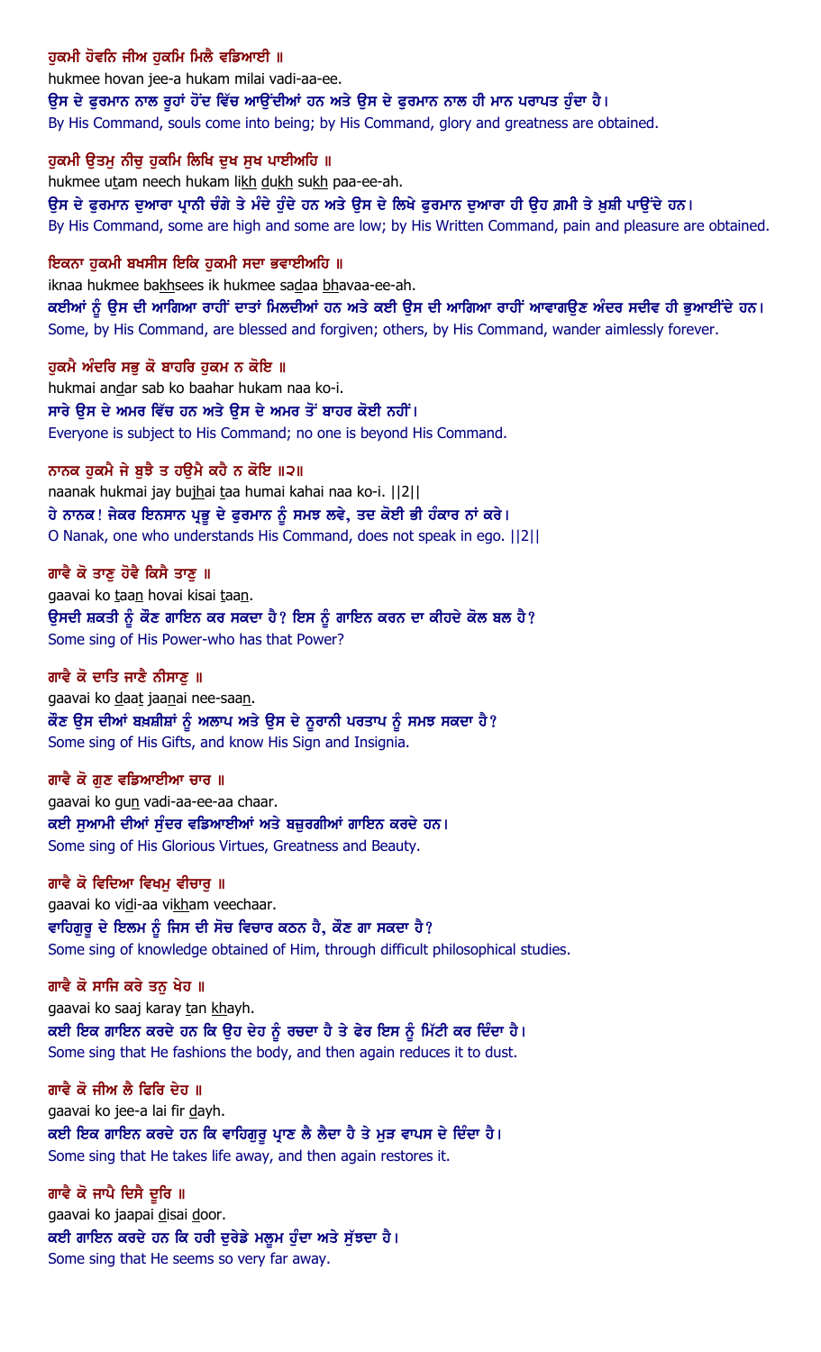ਹੁਕਮੀ ਹੋਵਨਿ ਜੀਅ ਹੁਕਮਿ ਮਿਲੈ ਵਡਿਆਈ ॥
hukmee hovan jee-a hukam milai vadi-aa-ee.
ਉਸ ਦੇ ਫੁਰਮਾਨ ਨਾਲ ਰੂਹਾਂ ਹੋਂਦ ਵਿੱਚ ਆਉਂਦੀਆਂ ਹਨ ਅਤੇ ਉਸ ਦੇ ਫੁਰਮਾਨ ਨਾਲ ਹੀ ਮਾਨ ਪਰਾਪਤ ਹੁੰਦਾ ਹੈ।
By His Command, souls come into being; by His Command, glory and greatness are obtained.

ਹੁਕਮੀ ਉਤਮੁ ਨੀਚੁ ਹੁਕਮਿ ਲਿਖਿ ਦੁਖ ਸੁਖ ਪਾਈਅਹਿ ॥
hukmee utam neech hukam likh dukh sukh paa-ee-ah.
ਉਸ ਦੇ ਫੁਰਮਾਨ ਦੁਆਰਾ ਪ੍ਰਾਨੀ ਚੰਗੇ ਤੇ ਮੰਦੇ ਹੁੰਦੇ ਹਨ ਅਤੇ ਉਸ ਦੇ ਲਿਖੇ ਫੁਰਮਾਨ ਦੁਆਰਾ ਹੀ ਉਹ ਗ਼ਮੀ ਤੇ ਖ਼ੁਸ਼ੀ ਪਾਉਂਦੇ ਹਨ।
By His Command, some are high and some are low; by His Written Command, pain and pleasure are obtained.

ਇਕਨਾ ਹੁਕਮੀ ਬਖਸੀਸ ਇਕਿ ਹੁਕਮੀ ਸਦਾ ਭਵਾਈਅਹਿ ॥
iknaa hukmee bakhsees ik hukmee sadaa bhavaa-ee-ah.
ਕਈਆਂ ਨੂੰ ਉਸ ਦੀ ਆਗਿਆ ਰਾਹੀਂ ਦਾਤਾਂ ਮਿਲਦੀਆਂ ਹਨ ਅਤੇ ਕਈ ਉਸ ਦੀ ਆਗਿਆ ਰਾਹੀਂ ਆਵਾਗਉਣ ਅੰਦਰ ਸਦੀਵ ਹੀ ਭੁਆਈਂਦੇ ਹਨ।
Some, by His Command, are blessed and forgiven; others, by His Command, wander aimlessly forever.

ਹੁਕਮੈ ਅੰਦਰਿ ਸਭੁ ਕੋ ਬਾਹਰਿ ਹੁਕਮ ਨ ਕੋਇ ॥
hukmai andar sab ko baahar hukam naa ko-i.
ਸਾਰੇ ਉਸ ਦੇ ਅਮਰ ਵਿੱਚ ਹਨ ਅਤੇ ਉਸ ਦੇ ਅਮਰ ਤੋਂ ਬਾਹਰ ਕੋਈ ਨਹੀਂ।
Everyone is subject to His Command; no one is beyond His Command.

ਨਾਨਕ ਹੁਕਮੈ ਜੇ ਬੁਝੈ ਤ ਹਉਮੈ ਕਹੈ ਨ ਕੋਇ ॥੨॥
naanak hukmai jay bujhai taa humai kahai naa ko-i. ||2||
ਹੇ ਨਾਨਕ! ਜੇਕਰ ਇਨਸਾਨ ਪ੍ਰਭੂ ਦੇ ਫੁਰਮਾਨ ਨੂੰ ਸਮਝ ਲਵੇ, ਤਦ ਕੋਈ ਭੀ ਹੰਕਾਰ ਨਾਂ ਕਰੇ।
O Nanak, one who understands His Command, does not speak in ego. ||2||

ਗਾਵੈ ਕੋ ਤਾਣੁ ਹੋਵੈ ਕਿਸੈ ਤਾਣੁ ॥
gaavai ko taan hovai kisai taan.
ਉਸਦੀ ਸ਼ਕਤੀ ਨੂੰ ਕੌਣ ਗਾਇਨ ਕਰ ਸਕਦਾ ਹੈ? ਇਸ ਨੂੰ ਗਾਇਨ ਕਰਨ ਦਾ ਕੀਹਦੇ ਕੋਲ ਬਲ ਹੈ?
Some sing of His Power-who has that Power?

ਗਾਵੈ ਕੋ ਦਾਤਿ ਜਾਣੈ ਨੀਸਾਣੁ ॥
gaavai ko daat jaanai nee-saan.
ਕੌਣ ਉਸ ਦੀਆਂ ਬਖ਼ਸ਼ੀਸ਼ਾਂ ਨੂੰ ਅਲਾਪ ਅਤੇ ਉਸ ਦੇ ਨੂਰਾਨੀ ਪਰਤਾਪ ਨੂੰ ਸਮਝ ਸਕਦਾ ਹੈ?
Some sing of His Gifts, and know His Sign and Insignia.

ਗਾਵੈ ਕੋ ਗੁਣ ਵਡਿਆਈਆ ਚਾਰ ॥
gaavai ko gun vadi-aa-ee-aa chaar.
ਕਈ ਸੁਆਮੀ ਦੀਆਂ ਸੁੰਦਰ ਵਡਿਆਈਆਂ ਅਤੇ ਬਜ਼ੁਰਗੀਆਂ ਗਾਇਨ ਕਰਦੇ ਹਨ।
Some sing of His Glorious Virtues, Greatness and Beauty.

ਗਾਵੈ ਕੋ ਵਿਦਿਆ ਵਿਖਮੁ ਵੀਚਾਰੁ ॥
gaavai ko vidi-aa vikham veechaar.
ਵਾਹਿਗੁਰੂ ਦੇ ਇਲਮ ਨੂੰ ਜਿਸ ਦੀ ਸੋਚ ਵਿਚਾਰ ਕਠਨ ਹੈ, ਕੌਣ ਗਾ ਸਕਦਾ ਹੈ?
Some sing of knowledge obtained of Him, through difficult philosophical studies.

ਗਾਵੈ ਕੋ ਸਾਜਿ ਕਰੇ ਤਨੁ ਖੇਹ ॥
gaavai ko saaj karay tan khayh.
ਕਈ ਇਕ ਗਾਇਨ ਕਰਦੇ ਹਨ ਕਿ ਉਹ ਦੇਹ ਨੂੰ ਰਚਦਾ ਹੈ ਤੇ ਫੇਰ ਇਸ ਨੂੰ ਮਿੱਟੀ ਕਰ ਦਿੰਦਾ ਹੈ।
Some sing that He fashions the body, and then again reduces it to dust.

ਗਾਵੈ ਕੋ ਜੀਅ ਲੈ ਫਿਰਿ ਦੇਹ ॥
gaavai ko jee-a lai fir dayh.
ਕਈ ਇਕ ਗਾਇਨ ਕਰਦੇ ਹਨ ਕਿ ਵਾਹਿਗੁਰੂ ਪ੍ਰਾਣ ਲੈ ਲੈਂਦਾ ਹੈ ਤੇ ਮੁੜ ਵਾਪਸ ਦੇ ਦਿੰਦਾ ਹੈ।
Some sing that He takes life away, and then again restores it.

ਗਾਵੈ ਕੋ ਜਾਪੈ ਦਿਸੈ ਦੂਰਿ ॥
gaavai ko jaapai disai door.
ਕਈ ਗਾਇਨ ਕਰਦੇ ਹਨ ਕਿ ਹਰੀ ਦੁਰੇਡੇ ਮਲੂਮ ਹੁੰਦਾ ਅਤੇ ਸੁੱਝਦਾ ਹੈ।
Some sing that He seems so very far away.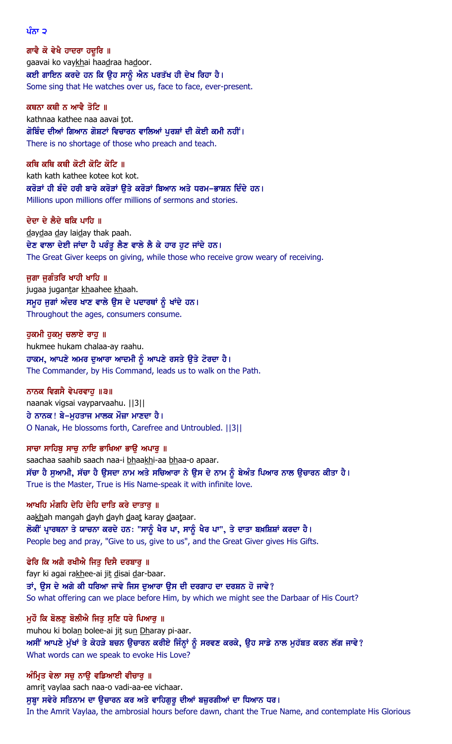ਪੰਨਾ ੨

ਗਾਵੈ ਕੋ ਵੇਖੈ ਹਾਦਰਾ ਹਦੂਰਿ ॥
gaavai ko vaykhai haadraa hadoor.
ਕਈ ਗਾਇਨ ਕਰਦੇ ਹਨ ਕਿ ਉਹ ਸਾਨੂੰ ਐਨ ਪਰਤੱਖ ਹੀ ਦੇਖ ਰਿਹਾ ਹੈ।
Some sing that He watches over us, face to face, ever-present.

ਕਥਨਾ ਕਥੀ ਨ ਆਵੈ ਤੋਟਿ ॥
kathnaa kathee naa aavai tot.
ਗੋਬਿੰਦ ਦੀਆਂ ਗਿਆਨ ਗੋਸ਼ਟਾਂ ਵਿਚਾਰਨ ਵਾਲਿਆਂ ਪੁਰਸ਼ਾਂ ਦੀ ਕੋਈ ਕਮੀ ਨਹੀਂ।
There is no shortage of those who preach and teach.

ਕਥਿ ਕਥਿ ਕਥੀ ਕੋਟੀ ਕੋਟਿ ਕੋਟਿ ॥
kath kath kathee kotee kot kot.
ਕਰੋੜਾਂ ਹੀ ਬੰਦੇ ਹਰੀ ਬਾਰੇ ਕਰੋੜਾਂ ਉਤੇ ਕਰੋੜਾਂ ਬਿਆਨ ਅਤੇ ਧਰਮ-ਭਾਸ਼ਨ ਦਿੰਦੇ ਹਨ।
Millions upon millions offer millions of sermons and stories.

ਦੇਦਾ ਦੇ ਲੈਦੇ ਥਕਿ ਪਾਹਿ ॥
daydaa day laiday thak paah.
ਦੇਣ ਵਾਲਾ ਦੇਈ ਜਾਂਦਾ ਹੈ ਪਰੰਤੂ ਲੈਣ ਵਾਲੇ ਲੈ ਕੇ ਹਾਰ ਹੁਟ ਜਾਂਦੇ ਹਨ।
The Great Giver keeps on giving, while those who receive grow weary of receiving.

ਜੁਗਾ ਜੁਗੰਤਰਿ ਖਾਹੀ ਖਾਹਿ ॥
jugaa jugantar khaahee khaah.
ਸਮੂਹ ਜੁਗਾਂ ਅੰਦਰ ਖਾਣ ਵਾਲੇ ਉਸ ਦੇ ਪਦਾਰਥਾਂ ਨੂੰ ਖਾਂਦੇ ਹਨ।
Throughout the ages, consumers consume.

ਹੁਕਮੀ ਹੁਕਮੁ ਚਲਾਏ ਰਾਹੁ ॥
hukmee hukam chalaa-ay raahu.
ਹਾਕਮ, ਆਪਣੇ ਅਮਰ ਦੁਆਰਾ ਆਦਮੀ ਨੂੰ ਆਪਣੇ ਰਸਤੇ ਉਤੇ ਟੋਰਦਾ ਹੈ।
The Commander, by His Command, leads us to walk on the Path.

ਨਾਨਕ ਵਿਗਸੈ ਵੇਪਰਵਾਹੁ ॥੩॥
naanak vigsai vayparvaahu. ||3||
ਹੇ ਨਾਨਕ! ਬੇ-ਮੁਹਤਾਜ ਮਾਲਕ ਮੌਜਾਂ ਮਾਣਦਾ ਹੈ।
O Nanak, He blossoms forth, Carefree and Untroubled. ||3||

ਸਾਚਾ ਸਾਹਿਬੁ ਸਾਚੁ ਨਾਇ ਭਾਖਿਆ ਭਾਉ ਅਪਾਰੁ ॥
saachaa saahib saach naa-i bhaakhi-aa bhaa-o apaar.
ਸੱਚਾ ਹੈ ਸੁਆਮੀ, ਸੱਚਾ ਹੈ ਉਸਦਾ ਨਾਮ ਅਤੇ ਸਚਿਆਰਾ ਨੇ ਉਸ ਦੇ ਨਾਮ ਨੂੰ ਬੇਅੰਤ ਪਿਆਰ ਨਾਲ ਉਚਾਰਨ ਕੀਤਾ ਹੈ।
True is the Master, True is His Name-speak it with infinite love.

ਆਖਹਿ ਮੰਗਹਿ ਦੇਹਿ ਦੇਹਿ ਦਾਤਿ ਕਰੇ ਦਾਤਾਰੁ ॥
aakhah mangah dayh dayh daat karay daataar.
ਲੋਕੀਂ ਪ੍ਰਾਰਥਨਾ ਤੇ ਯਾਚਨਾ ਕਰਦੇ ਹਨ: "ਸਾਨੂੰ ਖੈਰ ਪਾ, ਸਾਨੂੰ ਖੈਰ ਪਾ", ਤੇ ਦਾਤਾ ਬਖ਼ਸ਼ਿਸ਼ਾਂ ਕਰਦਾ ਹੈ।
People beg and pray, "Give to us, give to us", and the Great Giver gives His Gifts.

ਫੇਰਿ ਕਿ ਅਗੈ ਰਖੀਐ ਜਿਤੁ ਦਿਸੈ ਦਰਬਾਰੁ ॥
fayr ki agai rakhee-ai jit disai dar-baar.
ਤਾਂ, ਉਸ ਦੇ ਅਗੇ ਕੀ ਧਰਿਆ ਜਾਵੇ ਜਿਸ ਦੁਆਰਾ ਉਸ ਦੀ ਦਰਗਾਹ ਦਾ ਦਰਸ਼ਨ ਹੋ ਜਾਵੇ?
So what offering can we place before Him, by which we might see the Darbaar of His Court?

ਮੁਹੌ ਕਿ ਬੋਲਣੁ ਬੋਲੀਐ ਜਿਤੁ ਸੁਣਿ ਧਰੇ ਪਿਆਰੁ ॥
muhou ki bolan bolee-ai jit sun Dharay pi-aar.
ਅਸੀਂ ਆਪਣੇ ਮੁੱਖਾਂ ਤੇ ਕੇਹੜੇ ਬਚਨ ਉਚਾਰਨ ਕਰੀਏ ਜਿੰਨ੍ਹਾਂ ਨੂੰ ਸਰਵਣ ਕਰਕੇ, ਉਹ ਸਾਡੇ ਨਾਲ ਮੁਹੱਬਤ ਕਰਨ ਲੱਗ ਜਾਵੇ?
What words can we speak to evoke His Love?

ਅੰਮ੍ਰਿਤ ਵੇਲਾ ਸਚੁ ਨਾਉ ਵਡਿਆਈ ਵੀਚਾਰੁ ॥
amrit vaylaa sach naa-o vadi-aa-ee vichaar.
ਸੁਬ੍ਹਾ ਸਵੇਰੇ ਸਤਿਨਾਮ ਦਾ ਉਚਾਰਨ ਕਰ ਅਤੇ ਵਾਹਿਗੁਰੂ ਦੀਆਂ ਬਜ਼ੁਰਗੀਆਂ ਦਾ ਧਿਆਨ ਧਰ।
In the Amrit Vaylaa, the ambrosial hours before dawn, chant the True Name, and contemplate His Glorious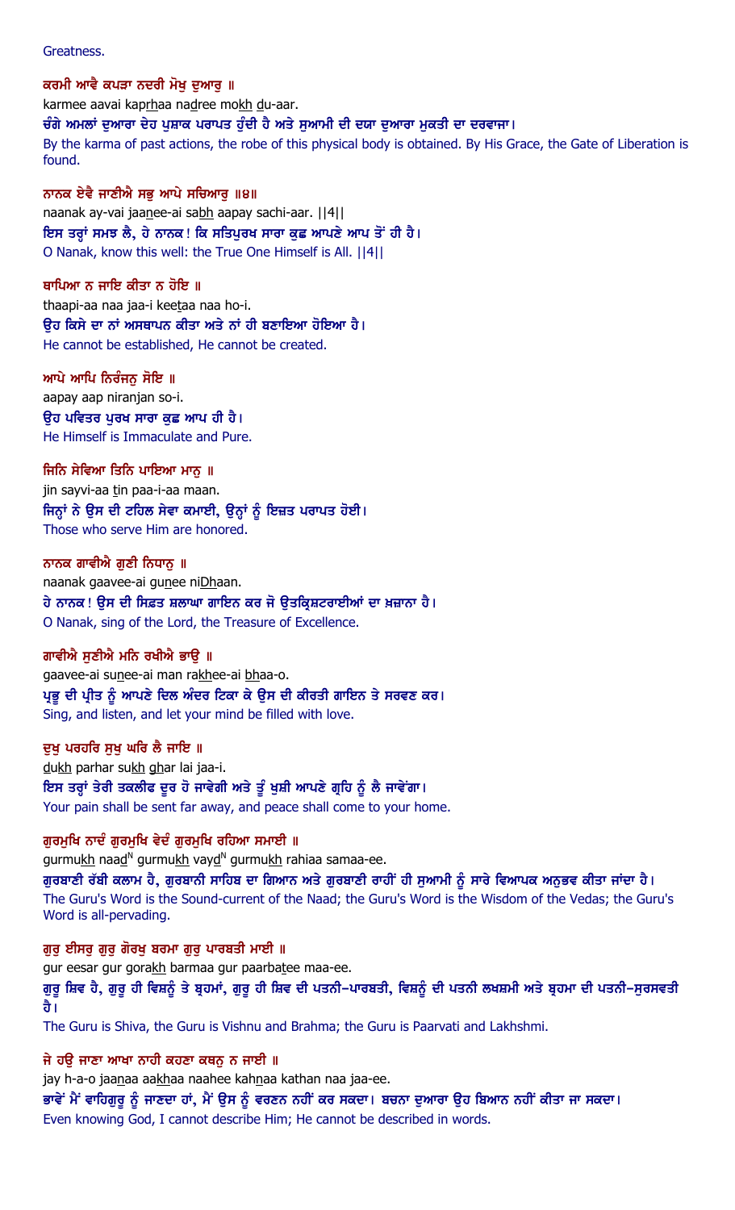Greatness.

ਕਰਮੀ ਆਵੈ ਕਪੜਾ ਨਦਰੀ ਮੋਖੁ ਦੁਆਰੁ ॥

karmee aavai kaprhaa nadree mokh du-aar.

ਚੰਗੇ ਅਮਲਾਂ ਦੁਆਰਾ ਦੇਹ ਪੁਸ਼ਾਕ ਪਰਾਪਤ ਹੁੰਦੀ ਹੈ ਅਤੇ ਸੁਆਮੀ ਦੀ ਦਯਾ ਦੁਆਰਾ ਮੁਕਤੀ ਦਾ ਦਰਵਾਜਾ।

By the karma of past actions, the robe of this physical body is obtained. By His Grace, the Gate of Liberation is found.

ਨਾਨਕ ਏਵੈ ਜਾਣੀਐ ਸਭੁ ਆਪੇ ਸਚਿਆਰੁ ॥੪॥

naanak ay-vai jaanee-ai sabh aapay sachi-aar. ||4||

ਇਸ ਤਰ੍ਹਾਂ ਸਮਝ ਲੈ, ਹੇ ਨਾਨਕ ! ਕਿ ਸਤਿਪੁਰਖ ਸਾਰਾ ਕੁਛ ਆਪਣੇ ਆਪ ਤੋਂ ਹੀ ਹੈ।

O Nanak, know this well: the True One Himself is All. ||4||

ਥਾਪਿਆ ਨ ਜਾਇ ਕੀਤਾ ਨ ਹੋਇ ॥

thaapi-aa naa jaa-i keetaa naa ho-i.

ਉਹ ਕਿਸੇ ਦਾ ਨਾਂ ਅਸਥਾਪਨ ਕੀਤਾ ਅਤੇ ਨਾਂ ਹੀ ਬਣਾਇਆ ਹੋਇਆ ਹੈ।

He cannot be established, He cannot be created.

ਆਪੇ ਆਪਿ ਨਿਰੰਜਨੁ ਸੋਇ ॥

aapay aap niranjan so-i.

ਉਹ ਪਵਿਤਰ ਪੁਰਖ ਸਾਰਾ ਕੁਛ ਆਪ ਹੀ ਹੈ।

He Himself is Immaculate and Pure.

ਜਿਨਿ ਸੇਵਿਆ ਤਿਨਿ ਪਾਇਆ ਮਾਨੁ ॥

jin sayvi-aa tin paa-i-aa maan.

ਜਿਨ੍ਹਾਂ ਨੇ ਉਸ ਦੀ ਟਹਿਲ ਸੇਵਾ ਕਮਾਈ, ਉਨ੍ਹਾਂ ਨੂੰ ਇਜ਼ਤ ਪਰਾਪਤ ਹੋਈ।

Those who serve Him are honored.

ਨਾਨਕ ਗਾਵੀਐ ਗੁਣੀ ਨਿਧਾਨੁ ॥

naanak gaavee-ai gunee niDhaan.

ਹੇ ਨਾਨਕ ! ਉਸ ਦੀ ਸਿਫ਼ਤ ਸ਼ਲਾਘਾ ਗਾਇਨ ਕਰ ਜੋ ਉਤਕ੍ਰਿਸ਼ਟਤਾਈਆਂ ਦਾ ਖ਼ਜ਼ਾਨਾ ਹੈ।

O Nanak, sing of the Lord, the Treasure of Excellence.

ਗਾਵੀਐ ਸੁਣੀਐ ਮਨਿ ਰਖੀਐ ਭਾਉ ॥

gaavee-ai sunee-ai man rakhee-ai bhaa-o.

ਪ੍ਰਭੂ ਦੀ ਪ੍ਰੀਤ ਨੂੰ ਆਪਣੇ ਦਿਲ ਅੰਦਰ ਟਿਕਾ ਕੇ ਉਸ ਦੀ ਕੀਰਤੀ ਗਾਇਨ ਤੇ ਸਰਵਣ ਕਰ।

Sing, and listen, and let your mind be filled with love.

ਦੁਖੁ ਪਰਹਰਿ ਸੁਖੁ ਘਰਿ ਲੈ ਜਾਇ ॥

dukh parhar sukh ghar lai jaa-i.

ਇਸ ਤਰ੍ਹਾਂ ਤੇਰੀ ਤਕਲੀਫ ਦੂਰ ਹੋ ਜਾਵੇਗੀ ਅਤੇ ਤੂੰ ਖ਼ੁਸ਼ੀ ਆਪਣੇ ਗ੍ਰਹਿ ਨੂੰ ਲੈ ਜਾਵੇਂਗਾ।

Your pain shall be sent far away, and peace shall come to your home.

ਗੁਰਮੁਖਿ ਨਾਦੰ ਗੁਰਮੁਖਿ ਵੇਦੰ ਗੁਰਮੁਖਿ ਰਹਿਆ ਸਮਾਈ ॥

gurmukh naadN gurmukh vaydN gurmukh rahiaa samaa-ee.

ਗੁਰਬਾਣੀ ਰੱਬੀ ਕਲਾਮ ਹੈ, ਗੁਰਬਾਨੀ ਸਾਹਿਬ ਦਾ ਗਿਆਨ ਅਤੇ ਗੁਰਬਾਣੀ ਰਾਹੀਂ ਹੀ ਸੁਆਮੀ ਨੂੰ ਸਾਰੇ ਵਿਆਪਕ ਅਨੁਭਵ ਕੀਤਾ ਜਾਂਦਾ ਹੈ।

The Guru's Word is the Sound-current of the Naad; the Guru's Word is the Wisdom of the Vedas; the Guru's Word is all-pervading.

ਗੁਰੁ ਈਸਰੁ ਗੁਰੁ ਗੋਰਖੁ ਬਰਮਾ ਗੁਰੁ ਪਾਰਬਤੀ ਮਾਈ ॥

gur eesar gur gorakh barmaa gur paarbatee maa-ee.

ਗੁਰੂ ਸ਼ਿਵ ਹੈ, ਗੁਰੂ ਹੀ ਵਿਸ਼ਨੂੰ ਤੇ ਬ੍ਰਹਮਾਂ, ਗੁਰੂ ਹੀ ਸ਼ਿਵ ਦੀ ਪਤਨੀ-ਪਾਰਬਤੀ, ਵਿਸ਼ਨੂੰ ਦੀ ਪਤਨੀ ਲਖਸ਼ਮੀ ਅਤੇ ਬ੍ਰਹਮਾ ਦੀ ਪਤਨੀ-ਸੁਰਸਵਤੀ ਹੈ।

The Guru is Shiva, the Guru is Vishnu and Brahma; the Guru is Paarvati and Lakhshmi.

ਜੇ ਹਉ ਜਾਣਾ ਆਖਾ ਨਾਹੀ ਕਹਣਾ ਕਥਨੁ ਨ ਜਾਈ ॥

jay h-a-o jaanaa aakhaa naahee kahnaa kathan naa jaa-ee.

ਭਾਵੇਂ ਮੈਂ ਵਾਹਿਗੁਰੂ ਨੂੰ ਜਾਣਦਾ ਹਾਂ, ਮੈਂ ਉਸ ਨੂੰ ਵਰਣਨ ਨਹੀਂ ਕਰ ਸਕਦਾ। ਬਚਨਾ ਦੁਆਰਾ ਉਹ ਬਿਆਨ ਨਹੀਂ ਕੀਤਾ ਜਾ ਸਕਦਾ।

Even knowing God, I cannot describe Him; He cannot be described in words.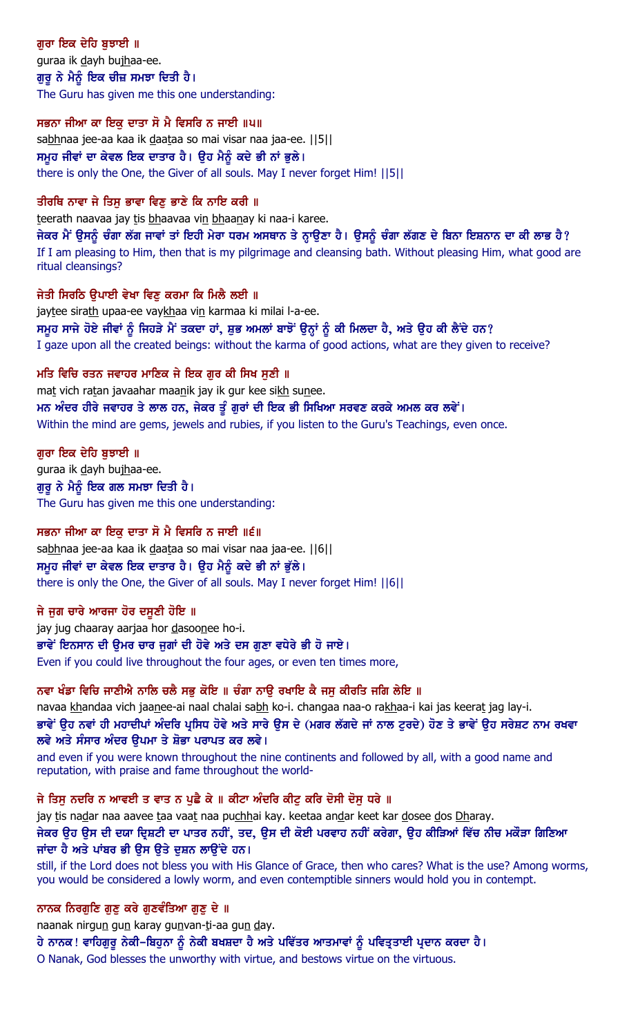**ਗੁਰਾ ਇਕ ਦੇਹਿ ਬੁਝਾਈ ॥**

guraa ik dayh bujhaa-ee.

ਗੁਰੂ ਨੇ ਮੈਨੂੰ ਇਕ ਚੀਜ਼ ਸਮਝਾ ਦਿਤੀ ਹੈ।

The Guru has given me this one understanding:

**ਸਭਨਾ ਜੀਆ ਕਾ ਇਕੁ ਦਾਤਾ ਸੋ ਮੈ ਵਿਸਰਿ ਨ ਜਾਈ ॥੫॥**

sabhnaa jee-aa kaa ik daataa so mai visar naa jaa-ee. ||5||

ਸਮੂਹ ਜੀਵਾਂ ਦਾ ਕੇਵਲ ਇਕ ਦਾਤਾਰ ਹੈ। ਉਹ ਮੈਨੂੰ ਕਦੇ ਭੀ ਨਾਂ ਭੁਲੇ।

there is only the One, the Giver of all souls. May I never forget Him! ||5||

**ਤੀਰਥਿ ਨਾਵਾ ਜੇ ਤਿਸੁ ਭਾਵਾ ਵਿਣੁ ਭਾਣੇ ਕਿ ਨਾਇ ਕਰੀ ॥**

teerath naavaa jay tis bhaavaa vin bhaanay ki naa-i karee.

ਜੇਕਰ ਮੈਂ ਉਸਨੂੰ ਚੰਗਾ ਲੱਗ ਜਾਵਾਂ ਤਾਂ ਇਹੀ ਮੇਰਾ ਧਰਮ ਅਸਥਾਨ ਤੇ ਨ੍ਹਾਉਣਾ ਹੈ। ਉਸਨੂੰ ਚੰਗਾ ਲੱਗਣ ਦੇ ਬਿਨਾ ਇਸ਼ਨਾਨ ਦਾ ਕੀ ਲਾਭ ਹੈ?

If I am pleasing to Him, then that is my pilgrimage and cleansing bath. Without pleasing Him, what good are ritual cleansings?

**ਜੇਤੀ ਸਿਰਠਿ ਉਪਾਈ ਵੇਖਾ ਵਿਣੁ ਕਰਮਾ ਕਿ ਮਿਲੈ ਲਈ ॥**

jaytee sirath upaa-ee vaykhaa vin karmaa ki milai l-a-ee.

ਸਮੂਹ ਸਾਜੇ ਹੋਏ ਜੀਵਾਂ ਨੂੰ ਜਿਹੜੇ ਮੈਂ ਤਕਦਾ ਹਾਂ, ਸ਼ੁਭ ਅਮਲਾਂ ਬਾਝੋਂ ਉਨ੍ਹਾਂ ਨੂੰ ਕੀ ਮਿਲਦਾ ਹੈ, ਅਤੇ ਉਹ ਕੀ ਲੈਂਦੇ ਹਨ?

I gaze upon all the created beings: without the karma of good actions, what are they given to receive?

**ਮਤਿ ਵਿਚਿ ਰਤਨ ਜਵਾਹਰ ਮਾਣਿਕ ਜੇ ਇਕ ਗੁਰ ਕੀ ਸਿਖ ਸੁਣੀ ॥**

mat vich ratan javaahar maanik jay ik gur kee sikh sunee.

ਮਨ ਅੰਦਰ ਹੀਰੇ ਜਵਾਹਰ ਤੇ ਲਾਲ ਹਨ, ਜੇਕਰ ਤੂੰ ਗੁਰਾਂ ਦੀ ਇਕ ਭੀ ਸਿਖਿਆ ਸਰਵਣ ਕਰਕੇ ਅਮਲ ਕਰ ਲਵੇਂ।

Within the mind are gems, jewels and rubies, if you listen to the Guru's Teachings, even once.

**ਗੁਰਾ ਇਕ ਦੇਹਿ ਬੁਝਾਈ ॥**

guraa ik dayh bujhaa-ee.

ਗੁਰੂ ਨੇ ਮੈਨੂੰ ਇਕ ਗਲ ਸਮਝਾ ਦਿਤੀ ਹੈ।

The Guru has given me this one understanding:

**ਸਭਨਾ ਜੀਆ ਕਾ ਇਕੁ ਦਾਤਾ ਸੋ ਮੈ ਵਿਸਰਿ ਨ ਜਾਈ ॥੬॥**

sabhnaa jee-aa kaa ik daataa so mai visar naa jaa-ee. ||6||

ਸਮੂਹ ਜੀਵਾਂ ਦਾ ਕੇਵਲ ਇਕ ਦਾਤਾਰ ਹੈ। ਉਹ ਮੈਨੂੰ ਕਦੇ ਭੀ ਨਾਂ ਭੁੱਲੇ।

there is only the One, the Giver of all souls. May I never forget Him! ||6||

**ਜੇ ਜੁਗ ਚਾਰੇ ਆਰਜਾ ਹੋਰ ਦਸੂਣੀ ਹੋਇ ॥**

jay jug chaaray aarjaa hor dasoonee ho-i.

ਭਾਵੇਂ ਇਨਸਾਨ ਦੀ ਉਮਰ ਚਾਰ ਜੁਗਾਂ ਦੀ ਹੋਵੇ ਅਤੇ ਦਸ ਗੁਣਾ ਵਧੇਰੇ ਭੀ ਹੋ ਜਾਏ।

Even if you could live throughout the four ages, or even ten times more,

**ਨਵਾ ਖੰਡਾ ਵਿਚਿ ਜਾਣੀਐ ਨਾਲਿ ਚਲੈ ਸਭੁ ਕੋਇ ॥ ਚੰਗਾ ਨਾਉ ਰਖਾਇ ਕੈ ਜਸੁ ਕੀਰਤਿ ਜਗਿ ਲੇਇ ॥**

navaa khandaa vich jaanee-ai naal chalai sabh ko-i. changaa naa-o rakhaa-i kai jas keerat jag lay-i.

ਭਾਵੇਂ ਉਹ ਨਵਾਂ ਹੀ ਮਹਾਂਦੀਪਾਂ ਅੰਦਰਿ ਪ੍ਰਸਿਧ ਹੋਵੇ ਅਤੇ ਸਾਰੇ ਉਸ ਦੇ (ਮਗਰ ਲੱਗਦੇ ਜਾਂ ਨਾਲ ਟੁਰਦੇ) ਹੋਣ ਤੇ ਭਾਵੇਂ ਉਹ ਸਰੇਸ਼ਟ ਨਾਮ ਰਖਵਾ ਲਵੇ ਅਤੇ ਸੰਸਾਰ ਅੰਦਰ ਉਪਮਾ ਤੇ ਸ਼ੋਭਾ ਪਰਾਪਤ ਕਰ ਲਵੇ।

and even if you were known throughout the nine continents and followed by all, with a good name and reputation, with praise and fame throughout the world-

**ਜੇ ਤਿਸੁ ਨਦਰਿ ਨ ਆਵਈ ਤ ਵਾਤ ਨ ਪੁਛੈ ਕੇ ॥ ਕੀਟਾ ਅੰਦਰਿ ਕੀਟੁ ਕਰਿ ਦੋਸੀ ਦੋਸੁ ਧਰੇ ॥**

jay tis nadar naa aavee taa vaat naa puchhai kay. keetaa andar keet kar dosee dos Dharay.

ਜੇਕਰ ਉਹ ਉਸ ਦੀ ਦਯਾ ਦ੍ਰਿਸ਼ਟੀ ਦਾ ਪਾਤਰ ਨਹੀਂ, ਤਦ, ਉਸ ਦੀ ਕੋਈ ਪਰਵਾਹ ਨਹੀਂ ਕਰੇਗਾ, ਉਹ ਕੀੜਿਆਂ ਵਿੱਚ ਨੀਚ ਮਕੌੜਾ ਗਿਣਿਆ ਜਾਂਦਾ ਹੈ ਅਤੇ ਪਾਂਬਰ ਭੀ ਉਸ ਉਤੇ ਦੂਸ਼ਨ ਲਾਉਂਦੇ ਹਨ।

still, if the Lord does not bless you with His Glance of Grace, then who cares? What is the use? Among worms, you would be considered a lowly worm, and even contemptible sinners would hold you in contempt.

**ਨਾਨਕ ਨਿਰਗੁਣਿ ਗੁਣੁ ਕਰੇ ਗੁਣਵੰਤਿਆ ਗੁਣੁ ਦੇ ॥**

naanak nirgun gun karay gunvan-ti-aa gun day.

ਹੇ ਨਾਨਕ! ਵਾਹਿਗੁਰੂ ਨੇਕੀ-ਬਿਹੂਨਾ ਨੂੰ ਨੇਕੀ ਬਖ਼ਸ਼ਦਾ ਹੈ ਅਤੇ ਪਵਿੱਤਰ ਆਤਮਾਵਾਂ ਨੂੰ ਪਵਿਤ੍ਰਤਾਈ ਪ੍ਰਦਾਨ ਕਰਦਾ ਹੈ।

O Nanak, God blesses the unworthy with virtue, and bestows virtue on the virtuous.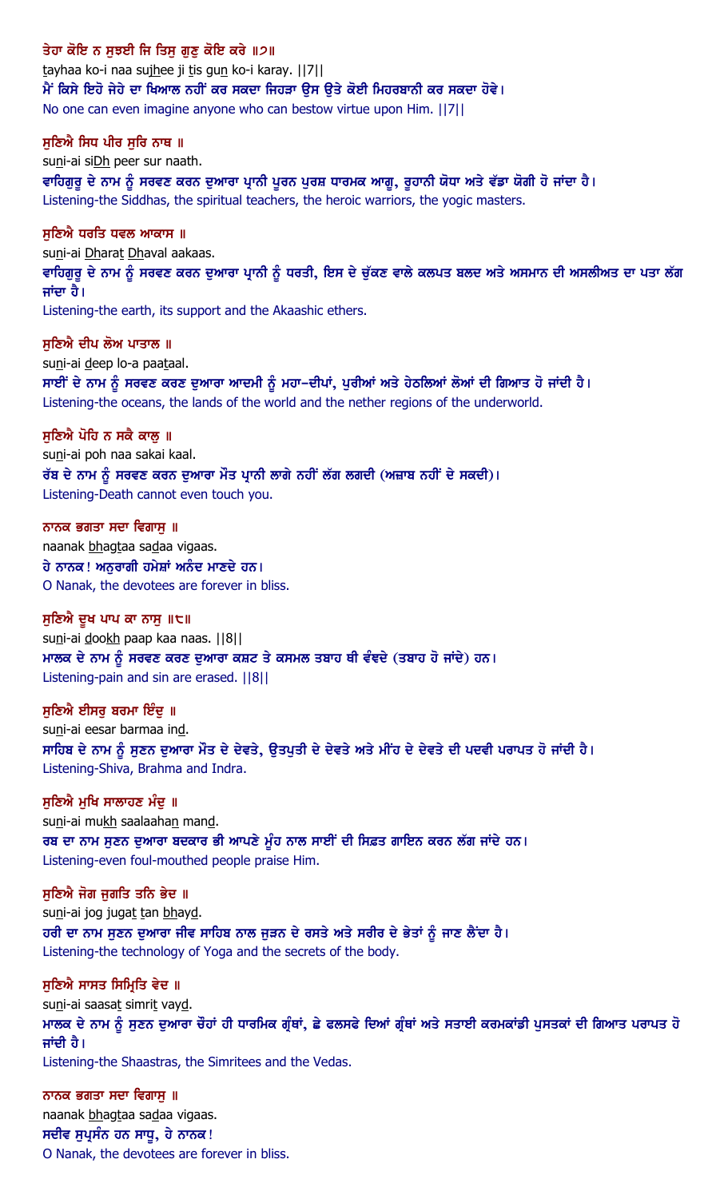**ਤੇਹਾ ਕੋਇ ਨ ਸੁਝਈ ਜਿ ਤਿਸੁ ਗੁਣੁ ਕੋਇ ਕਰੇ ॥੭॥**

tayhaa ko-i naa sujhee ji tis gun ko-i karay. ||7||

ਮੈਂ ਕਿਸੇ ਇਹੋ ਜੇਹੇ ਦਾ ਖਿਆਲ ਨਹੀਂ ਕਰ ਸਕਦਾ ਜਿਹੜਾ ਉਸ ਉਤੇ ਕੋਈ ਮਿਹਰਬਾਨੀ ਕਰ ਸਕਦਾ ਹੋਵੇ।

No one can even imagine anyone who can bestow virtue upon Him. ||7||

**ਸੁਣਿਐ ਸਿਧ ਪੀਰ ਸੁਰਿ ਨਾਥ ॥**

suni-ai siDh peer sur naath.

ਵਾਹਿਗੁਰੂ ਦੇ ਨਾਮ ਨੂੰ ਸਰਵਣ ਕਰਨ ਦੁਆਰਾ ਪ੍ਰਾਨੀ ਪੂਰਨ ਪੁਰਸ਼ ਧਾਰਮਕ ਆਗੂ, ਰੂਹਾਨੀ ਯੋਧਾ ਅਤੇ ਵੱਡਾ ਯੋਗੀ ਹੋ ਜਾਂਦਾ ਹੈ।

Listening-the Siddhas, the spiritual teachers, the heroic warriors, the yogic masters.

**ਸੁਣਿਐ ਧਰਤਿ ਧਵਲ ਆਕਾਸ ॥**

suni-ai Dharat Dhaval aakaas.

ਵਾਹਿਗੁਰੂ ਦੇ ਨਾਮ ਨੂੰ ਸਰਵਣ ਕਰਨ ਦੁਆਰਾ ਪ੍ਰਾਨੀ ਨੂੰ ਧਰਤੀ, ਇਸ ਦੇ ਚੁੱਕਣ ਵਾਲੇ ਕਲਪਤ ਬਲਦ ਅਤੇ ਅਸਮਾਨ ਦੀ ਅਸਲੀਅਤ ਦਾ ਪਤਾ ਲੱਗ ਜਾਂਦਾ ਹੈ।

Listening-the earth, its support and the Akaashic ethers.

**ਸੁਣਿਐ ਦੀਪ ਲੋਅ ਪਾਤਾਲ ॥**

suni-ai deep lo-a paataal.

ਸਾਈਂ ਦੇ ਨਾਮ ਨੂੰ ਸਰਵਣ ਕਰਣ ਦੁਆਰਾ ਆਦਮੀ ਨੂੰ ਮਹਾ-ਦੀਪਾਂ, ਪੁਰੀਆਂ ਅਤੇ ਹੇਠਲਿਆਂ ਲੋਆਂ ਦੀ ਗਿਆਤ ਹੋ ਜਾਂਦੀ ਹੈ।

Listening-the oceans, the lands of the world and the nether regions of the underworld.

**ਸੁਣਿਐ ਪੋਹਿ ਨ ਸਕੈ ਕਾਲੁ ॥**

suni-ai poh naa sakai kaal.

ਰੱਬ ਦੇ ਨਾਮ ਨੂੰ ਸਰਵਣ ਕਰਨ ਦੁਆਰਾ ਮੌਤ ਪ੍ਰਾਨੀ ਲਾਗੇ ਨਹੀਂ ਲੱਗ ਲਗਦੀ (ਅਜ਼ਾਬ ਨਹੀਂ ਦੇ ਸਕਦੀ)।

Listening-Death cannot even touch you.

**ਨਾਨਕ ਭਗਤਾ ਸਦਾ ਵਿਗਾਸੁ ॥**

naanak bhagtaa sadaa vigaas.

ਹੇ ਨਾਨਕ! ਅਨੁਰਾਗੀ ਹਮੇਸ਼ਾਂ ਅਨੰਦ ਮਾਣਦੇ ਹਨ।

O Nanak, the devotees are forever in bliss.

**ਸੁਣਿਐ ਦੂਖ ਪਾਪ ਕਾ ਨਾਸੁ ॥੮॥**

suni-ai dookh paap kaa naas. ||8||

ਮਾਲਕ ਦੇ ਨਾਮ ਨੂੰ ਸਰਵਣ ਕਰਣ ਦੁਆਰਾ ਕਸ਼ਟ ਤੇ ਕਸਮਲ ਤਬਾਹ ਥੀ ਵੰਞਦੇ (ਤਬਾਹ ਹੋ ਜਾਂਦੇ) ਹਨ।

Listening-pain and sin are erased. ||8||

**ਸੁਣਿਐ ਈਸਰੁ ਬਰਮਾ ਇੰਦੁ ॥**

suni-ai eesar barmaa ind.

ਸਾਹਿਬ ਦੇ ਨਾਮ ਨੂੰ ਸੁਣਨ ਦੁਆਰਾ ਮੌਤ ਦੇ ਦੇਵਤੇ, ਉਤਪਤੀ ਦੇ ਦੇਵਤੇ ਅਤੇ ਮੀਂਹ ਦੇ ਦੇਵਤੇ ਦੀ ਪਦਵੀ ਪਰਾਪਤ ਹੋ ਜਾਂਦੀ ਹੈ।

Listening-Shiva, Brahma and Indra.

**ਸੁਣਿਐ ਮੁਖਿ ਸਾਲਾਹਣ ਮੰਦੁ ॥**

suni-ai mukh saalaahan mand.

ਰਬ ਦਾ ਨਾਮ ਸੁਣਨ ਦੁਆਰਾ ਬਦਕਾਰ ਭੀ ਆਪਣੇ ਮੂੰਹ ਨਾਲ ਸਾਈਂ ਦੀ ਸਿਫ਼ਤ ਗਾਇਨ ਕਰਨ ਲੱਗ ਜਾਂਦੇ ਹਨ।

Listening-even foul-mouthed people praise Him.

**ਸੁਣਿਐ ਜੋਗ ਜੁਗਤਿ ਤਨਿ ਭੇਦ ॥**

suni-ai jog jugat tan bhayd.

ਹਰੀ ਦਾ ਨਾਮ ਸੁਣਨ ਦੁਆਰਾ ਜੀਵ ਸਾਹਿਬ ਨਾਲ ਜੁੜਨ ਦੇ ਰਸਤੇ ਅਤੇ ਸਰੀਰ ਦੇ ਭੇਤਾਂ ਨੂੰ ਜਾਣ ਲੈਂਦਾ ਹੈ।

Listening-the technology of Yoga and the secrets of the body.

**ਸੁਣਿਐ ਸਾਸਤ ਸਿਮ੍ਰਿਤਿ ਵੇਦ ॥**

suni-ai saasat simrit vayd.

ਮਾਲਕ ਦੇ ਨਾਮ ਨੂੰ ਸੁਣਨ ਦੁਆਰਾ ਚੌਹਾਂ ਹੀ ਧਾਰਮਿਕ ਗ੍ਰੰਥਾਂ, ਛੇ ਫਲਸਫੇ ਦਿਆਂ ਗ੍ਰੰਥਾਂ ਅਤੇ ਸਤਾਈ ਕਰਮਕਾਂਡੀ ਪੁਸਤਕਾਂ ਦੀ ਗਿਆਤ ਪਰਾਪਤ ਹੋ ਜਾਂਦੀ ਹੈ।

Listening-the Shaastras, the Simritees and the Vedas.

**ਨਾਨਕ ਭਗਤਾ ਸਦਾ ਵਿਗਾਸੁ ॥**

naanak bhagtaa sadaa vigaas.

ਸਦੀਵ ਸੁਪ੍ਰਸੰਨ ਹਨ ਸਾਧੂ, ਹੇ ਨਾਨਕ!

O Nanak, the devotees are forever in bliss.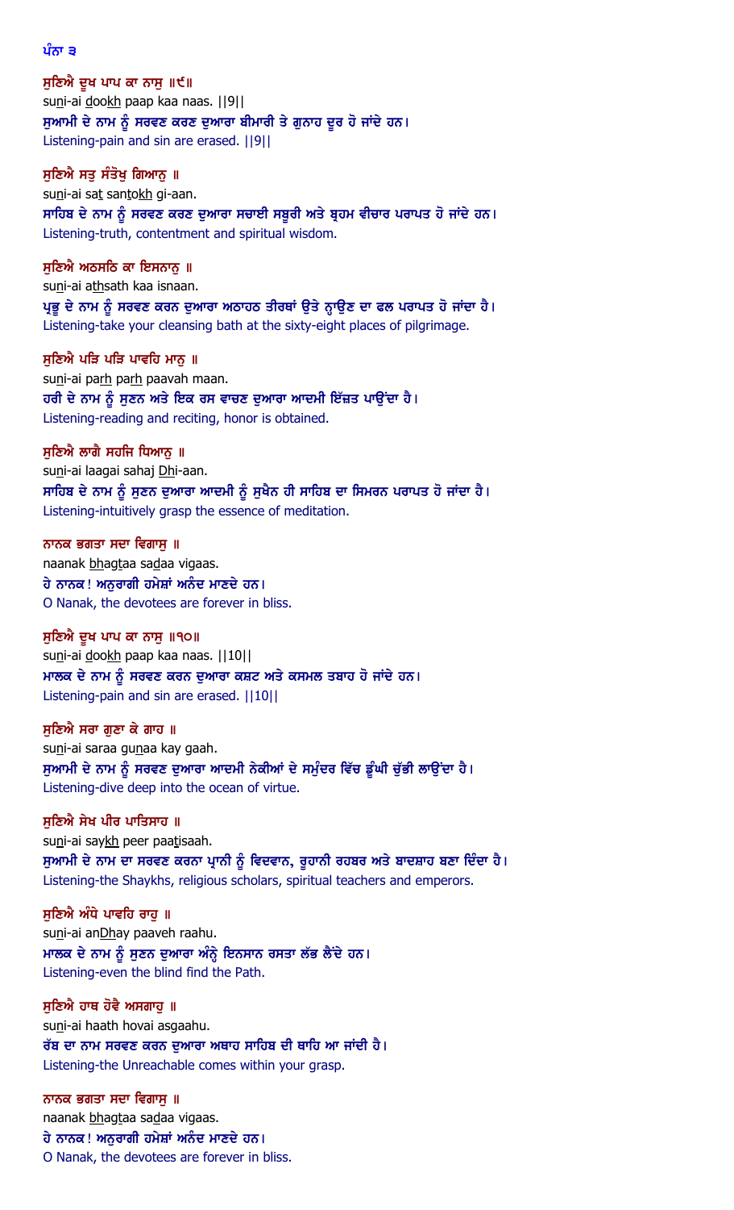ਪੰਨਾ ੩

**ਸੁਣਿਐ ਦੂਖ ਪਾਪ ਕਾ ਨਾਸੁ ॥੯॥**
suni-ai dookh paap kaa naas. ||9||
ਸੁਆਮੀ ਦੇ ਨਾਮ ਨੂੰ ਸਰਵਣ ਕਰਣ ਦੁਆਰਾ ਬੀਮਾਰੀ ਤੇ ਗੁਨਾਹ ਦੂਰ ਹੋ ਜਾਂਦੇ ਹਨ।
Listening-pain and sin are erased. ||9||

**ਸੁਣਿਐ ਸਤੁ ਸੰਤੋਖੁ ਗਿਆਨੁ ॥**
suni-ai sat santokh gi-aan.
ਸਾਹਿਬ ਦੇ ਨਾਮ ਨੂੰ ਸਰਵਣ ਕਰਣ ਦੁਆਰਾ ਸਚਾਈ ਸਬੂਰੀ ਅਤੇ ਬ੍ਰਹਮ ਵੀਚਾਰ ਪਰਾਪਤ ਹੋ ਜਾਂਦੇ ਹਨ।
Listening-truth, contentment and spiritual wisdom.

**ਸੁਣਿਐ ਅਠਸਠਿ ਕਾ ਇਸਨਾਨੁ ॥**
suni-ai athsath kaa isnaan.
ਪ੍ਰਭੂ ਦੇ ਨਾਮ ਨੂੰ ਸਰਵਣ ਕਰਨ ਦੁਆਰਾ ਅਠਾਹਠ ਤੀਰਥਾਂ ਉਤੇ ਨ੍ਹਾਉਣ ਦਾ ਫਲ ਪਰਾਪਤ ਹੋ ਜਾਂਦਾ ਹੈ।
Listening-take your cleansing bath at the sixty-eight places of pilgrimage.

**ਸੁਣਿਐ ਪੜਿ ਪੜਿ ਪਾਵਹਿ ਮਾਨੁ ॥**
suni-ai parh parh paavah maan.
ਹਰੀ ਦੇ ਨਾਮ ਨੂੰ ਸੁਣਨ ਅਤੇ ਇਕ ਰਸ ਵਾਚਣ ਦੁਆਰਾ ਆਦਮੀ ਇੱਜ਼ਤ ਪਾਉਂਦਾ ਹੈ।
Listening-reading and reciting, honor is obtained.

**ਸੁਣਿਐ ਲਾਗੈ ਸਹਜਿ ਧਿਆਨੁ ॥**
suni-ai laagai sahaj Dhi-aan.
ਸਾਹਿਬ ਦੇ ਨਾਮ ਨੂੰ ਸੁਣਨ ਦੁਆਰਾ ਆਦਮੀ ਨੂੰ ਸੁਖੈਨ ਹੀ ਸਾਹਿਬ ਦਾ ਸਿਮਰਨ ਪਰਾਪਤ ਹੋ ਜਾਂਦਾ ਹੈ।
Listening-intuitively grasp the essence of meditation.

**ਨਾਨਕ ਭਗਤਾ ਸਦਾ ਵਿਗਾਸੁ ॥**
naanak bhagtaa sadaa vigaas.
ਹੇ ਨਾਨਕ! ਅਨੁਰਾਗੀ ਹਮੇਸ਼ਾਂ ਅਨੰਦ ਮਾਣਦੇ ਹਨ।
O Nanak, the devotees are forever in bliss.

**ਸੁਣਿਐ ਦੂਖ ਪਾਪ ਕਾ ਨਾਸੁ ॥੧੦॥**
suni-ai dookh paap kaa naas. ||10||
ਮਾਲਕ ਦੇ ਨਾਮ ਨੂੰ ਸਰਵਣ ਕਰਨ ਦੁਆਰਾ ਕਸ਼ਟ ਅਤੇ ਕਸਮਲ ਤਬਾਹ ਹੋ ਜਾਂਦੇ ਹਨ।
Listening-pain and sin are erased. ||10||

**ਸੁਣਿਐ ਸਰਾ ਗੁਣਾ ਕੇ ਗਾਹ ॥**
suni-ai saraa gunaa kay gaah.
ਸੁਆਮੀ ਦੇ ਨਾਮ ਨੂੰ ਸਰਵਣ ਦੁਆਰਾ ਆਦਮੀ ਨੇਕੀਆਂ ਦੇ ਸਮੁੰਦਰ ਵਿੱਚ ਡੂੰਘੀ ਚੁੱਭੀ ਲਾਉਂਦਾ ਹੈ।
Listening-dive deep into the ocean of virtue.

**ਸੁਣਿਐ ਸੇਖ ਪੀਰ ਪਾਤਿਸਾਹ ॥**
suni-ai saykh peer paatisaah.
ਸੁਆਮੀ ਦੇ ਨਾਮ ਦਾ ਸਰਵਣ ਕਰਨਾ ਪ੍ਰਾਨੀ ਨੂੰ ਵਿਦਵਾਨ, ਰੂਹਾਨੀ ਰਹਬਰ ਅਤੇ ਬਾਦਸ਼ਾਹ ਬਣਾ ਦਿੰਦਾ ਹੈ।
Listening-the Shaykhs, religious scholars, spiritual teachers and emperors.

**ਸੁਣਿਐ ਅੰਧੇ ਪਾਵਹਿ ਰਾਹੁ ॥**
suni-ai anDhay paaveh raahu.
ਮਾਲਕ ਦੇ ਨਾਮ ਨੂੰ ਸੁਣਨ ਦੁਆਰਾ ਅੰਨ੍ਹੇ ਇਨਸਾਨ ਰਸਤਾ ਲੱਭ ਲੈਂਦੇ ਹਨ।
Listening-even the blind find the Path.

**ਸੁਣਿਐ ਹਾਥ ਹੋਵੈ ਅਸਗਾਹੁ ॥**
suni-ai haath hovai asgaahu.
ਰੱਬ ਦਾ ਨਾਮ ਸਰਵਣ ਕਰਨ ਦੁਆਰਾ ਅਥਾਹ ਸਾਹਿਬ ਦੀ ਥਾਹਿ ਆ ਜਾਂਦੀ ਹੈ।
Listening-the Unreachable comes within your grasp.

**ਨਾਨਕ ਭਗਤਾ ਸਦਾ ਵਿਗਾਸੁ ॥**
naanak bhagtaa sadaa vigaas.
ਹੇ ਨਾਨਕ! ਅਨੁਰਾਗੀ ਹਮੇਸ਼ਾਂ ਅਨੰਦ ਮਾਣਦੇ ਹਨ।
O Nanak, the devotees are forever in bliss.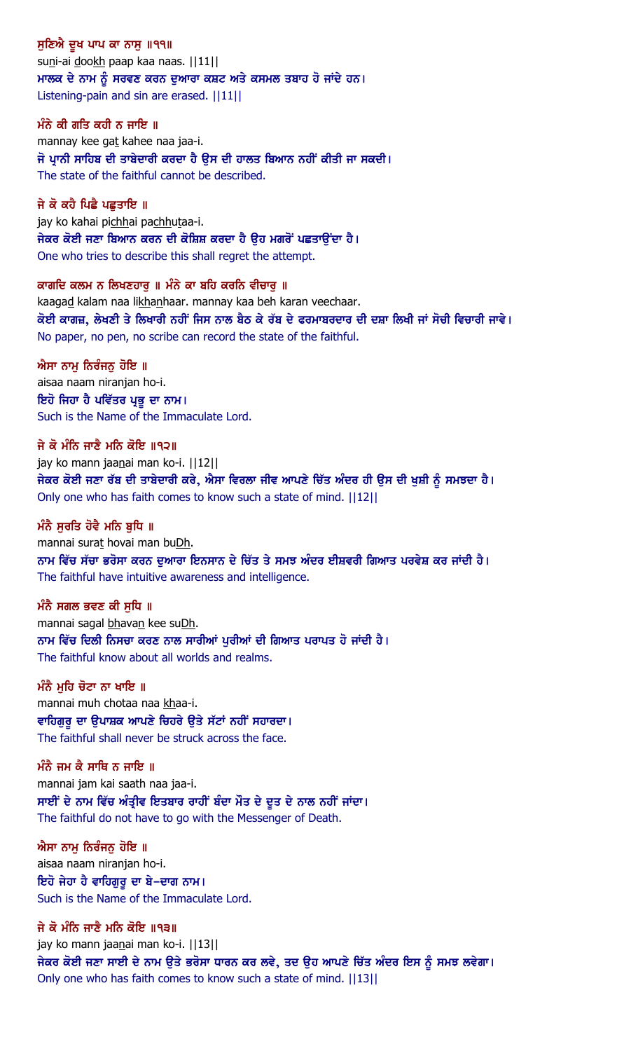**ਸੁਣਿਐ ਦੂਖ ਪਾਪ ਕਾ ਨਾਸੁ ॥੧੧॥**

suni-ai dookh paap kaa naas. ||11||

ਮਾਲਕ ਦੇ ਨਾਮ ਨੂੰ ਸਰਵਣ ਕਰਨ ਦੁਆਰਾ ਕਸ਼ਟ ਅਤੇ ਕਸਮਲ ਤਬਾਹ ਹੋ ਜਾਂਦੇ ਹਨ।

Listening-pain and sin are erased. ||11||

**ਮੰਨੇ ਕੀ ਗਤਿ ਕਹੀ ਨ ਜਾਇ ॥**

mannay kee gat kahee naa jaa-i.

ਜੋ ਪ੍ਰਾਨੀ ਸਾਹਿਬ ਦੀ ਤਾਬੇਦਾਰੀ ਕਰਦਾ ਹੈ ਉਸ ਦੀ ਹਾਲਤ ਬਿਆਨ ਨਹੀਂ ਕੀਤੀ ਜਾ ਸਕਦੀ।

The state of the faithful cannot be described.

**ਜੇ ਕੋ ਕਹੈ ਪਿਛੈ ਪਛੁਤਾਇ ॥**

jay ko kahai pichhai pachhutaa-i.

ਜੇਕਰ ਕੋਈ ਜਣਾ ਬਿਆਨ ਕਰਨ ਦੀ ਕੋਸ਼ਿਸ਼ ਕਰਦਾ ਹੈ ਉਹ ਮਗਰੋਂ ਪਛਤਾਉਂਦਾ ਹੈ।

One who tries to describe this shall regret the attempt.

**ਕਾਗਦਿ ਕਲਮ ਨ ਲਿਖਣਹਾਰੁ ॥ ਮੰਨੇ ਕਾ ਬਹਿ ਕਰਨਿ ਵੀਚਾਰੁ ॥**

kaagad kalam naa likhanhaar. mannay kaa beh karan veechaar.

ਕੋਈ ਕਾਗਜ਼, ਲੇਖਣੀ ਤੇ ਲਿਖਾਰੀ ਨਹੀਂ ਜਿਸ ਨਾਲ ਬੈਠ ਕੇ ਰੱਬ ਦੇ ਫਰਮਾਬਰਦਾਰ ਦੀ ਦਸ਼ਾ ਲਿਖੀ ਜਾਂ ਸੋਚੀ ਵਿਚਾਰੀ ਜਾਵੇ।

No paper, no pen, no scribe can record the state of the faithful.

**ਐਸਾ ਨਾਮੁ ਨਿਰੰਜਨੁ ਹੋਇ ॥**

aisaa naam niranjan ho-i.

ਇਹੋ ਜਿਹਾ ਹੈ ਪਵਿੱਤਰ ਪ੍ਰਭੂ ਦਾ ਨਾਮ।

Such is the Name of the Immaculate Lord.

**ਜੇ ਕੋ ਮੰਨਿ ਜਾਣੈ ਮਨਿ ਕੋਇ ॥੧੨॥**

jay ko mann jaanai man ko-i. ||12||

ਜੇਕਰ ਕੋਈ ਜਣਾ ਰੱਬ ਦੀ ਤਾਬੇਦਾਰੀ ਕਰੇ, ਐਸਾ ਵਿਰਲਾ ਜੀਵ ਆਪਣੇ ਚਿੱਤ ਅੰਦਰ ਹੀ ਉਸ ਦੀ ਖ਼ੁਸ਼ੀ ਨੂੰ ਸਮਝਦਾ ਹੈ।

Only one who has faith comes to know such a state of mind. ||12||

**ਮੰਨੈ ਸੁਰਤਿ ਹੋਵੈ ਮਨਿ ਬੁਧਿ ॥**

mannai surat hovai man buDh.

ਨਾਮ ਵਿੱਚ ਸੱਚਾ ਭਰੋਸਾ ਕਰਨ ਦੁਆਰਾ ਇਨਸਾਨ ਦੇ ਚਿੱਤ ਤੇ ਸਮਝ ਅੰਦਰ ਈਸ਼ਵਰੀ ਗਿਆਤ ਪਰਵੇਸ਼ ਕਰ ਜਾਂਦੀ ਹੈ।

The faithful have intuitive awareness and intelligence.

**ਮੰਨੈ ਸਗਲ ਭਵਣ ਕੀ ਸੁਧਿ ॥**

mannai sagal bhavan kee suDh.

ਨਾਮ ਵਿੱਚ ਦਿਲੀ ਨਿਸਚਾ ਕਰਣ ਨਾਲ ਸਾਰੀਆਂ ਪੁਰੀਆਂ ਦੀ ਗਿਆਤ ਪਰਾਪਤ ਹੋ ਜਾਂਦੀ ਹੈ।

The faithful know about all worlds and realms.

**ਮੰਨੈ ਮੁਹਿ ਚੋਟਾ ਨਾ ਖਾਇ ॥**

mannai muh chotaa naa khaa-i.

ਵਾਹਿਗੁਰੂ ਦਾ ਉਪਾਸ਼ਕ ਆਪਣੇ ਚਿਹਰੇ ਉਤੇ ਸੱਟਾਂ ਨਹੀਂ ਸਹਾਰਦਾ।

The faithful shall never be struck across the face.

**ਮੰਨੈ ਜਮ ਕੈ ਸਾਥਿ ਨ ਜਾਇ ॥**

mannai jam kai saath naa jaa-i.

ਸਾਈਂ ਦੇ ਨਾਮ ਵਿੱਚ ਅੰਤ੍ਰੀਵ ਇਤਬਾਰ ਰਾਹੀਂ ਬੰਦਾ ਮੌਤ ਦੇ ਦੂਤ ਦੇ ਨਾਲ ਨਹੀਂ ਜਾਂਦਾ।

The faithful do not have to go with the Messenger of Death.

**ਐਸਾ ਨਾਮੁ ਨਿਰੰਜਨੁ ਹੋਇ ॥**

aisaa naam niranjan ho-i.

ਇਹੋ ਜੇਹਾ ਹੈ ਵਾਹਿਗੁਰੂ ਦਾ ਬੇ-ਦਾਗ ਨਾਮ।

Such is the Name of the Immaculate Lord.

**ਜੇ ਕੋ ਮੰਨਿ ਜਾਣੈ ਮਨਿ ਕੋਇ ॥੧੩॥**

jay ko mann jaanai man ko-i. ||13||

ਜੇਕਰ ਕੋਈ ਜਣਾ ਸਾਈ ਦੇ ਨਾਮ ਉਤੇ ਭਰੋਸਾ ਧਾਰਨ ਕਰ ਲਵੇ, ਤਦ ਉਹ ਆਪਣੇ ਚਿੱਤ ਅੰਦਰ ਇਸ ਨੂੰ ਸਮਝ ਲਵੇਗਾ।

Only one who has faith comes to know such a state of mind. ||13||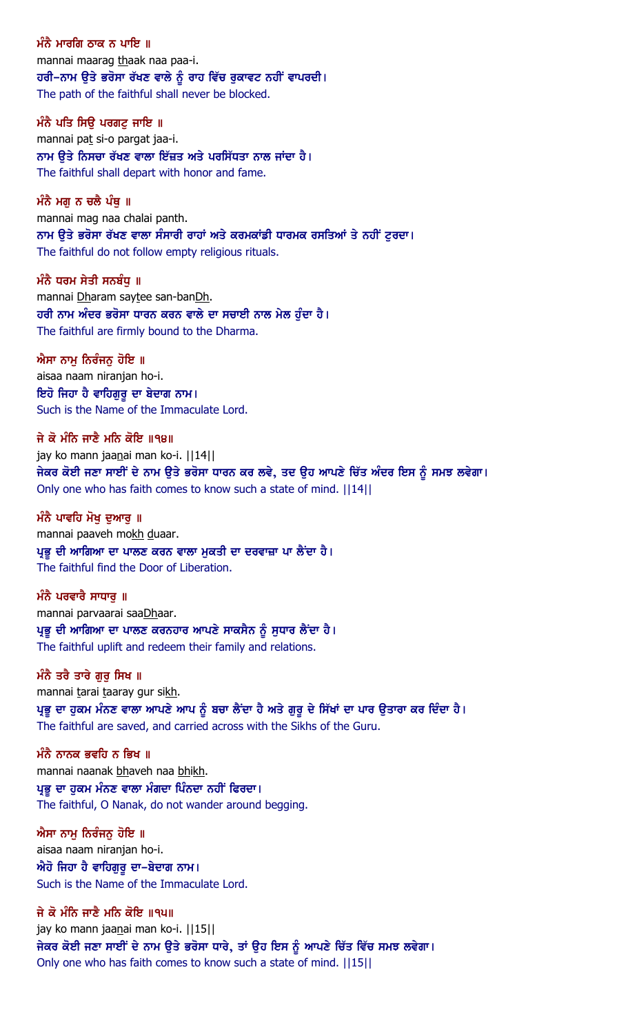ਮੰਨੈ ਮਾਰਗਿ ਠਾਕ ਨ ਪਾਇ ॥
mannai maarag thaak naa paa-i.
ਹਰੀ-ਨਾਮ ਉਤੇ ਭਰੋਸਾ ਰੱਖਣ ਵਾਲੇ ਨੂੰ ਰਾਹ ਵਿੱਚ ਰੁਕਾਵਟ ਨਹੀਂ ਵਾਪਰਦੀ।
The path of the faithful shall never be blocked.

ਮੰਨੈ ਪਤਿ ਸਿਉ ਪਰਗਟੁ ਜਾਇ ॥
mannai pat si-o pargat jaa-i.
ਨਾਮ ਉਤੇ ਨਿਸਚਾ ਰੱਖਣ ਵਾਲਾ ਇੱਜ਼ਤ ਅਤੇ ਪਰਸਿੱਧਤਾ ਨਾਲ ਜਾਂਦਾ ਹੈ।
The faithful shall depart with honor and fame.

ਮੰਨੈ ਮਗੁ ਨ ਚਲੈ ਪੰਥੁ ॥
mannai mag naa chalai panth.
ਨਾਮ ਉਤੇ ਭਰੋਸਾ ਰੱਖਣ ਵਾਲਾ ਸੰਸਾਰੀ ਰਾਹਾਂ ਅਤੇ ਕਰਮਕਾਂਡੀ ਧਾਰਮਕ ਰਸਤਿਆਂ ਤੇ ਨਹੀਂ ਟੁਰਦਾ।
The faithful do not follow empty religious rituals.

ਮੰਨੈ ਧਰਮ ਸੇਤੀ ਸਨਬੰਧੁ ॥
mannai Dharam saytee san-banDh.
ਹਰੀ ਨਾਮ ਅੰਦਰ ਭਰੋਸਾ ਧਾਰਨ ਕਰਨ ਵਾਲੇ ਦਾ ਸਚਾਈ ਨਾਲ ਮੇਲ ਹੁੰਦਾ ਹੈ।
The faithful are firmly bound to the Dharma.

ਐਸਾ ਨਾਮੁ ਨਿਰੰਜਨੁ ਹੋਇ ॥
aisaa naam niranjan ho-i.
ਇਹੋ ਜਿਹਾ ਹੈ ਵਾਹਿਗੁਰੂ ਦਾ ਬੇਦਾਗ ਨਾਮ।
Such is the Name of the Immaculate Lord.

ਜੇ ਕੋ ਮੰਨਿ ਜਾਣੈ ਮਨਿ ਕੋਇ ॥੧੪॥
jay ko mann jaanai man ko-i. ||14||
ਜੇਕਰ ਕੋਈ ਜਣਾ ਸਾਈਂ ਦੇ ਨਾਮ ਉਤੇ ਭਰੋਸਾ ਧਾਰਨ ਕਰ ਲਵੇ, ਤਦ ਉਹ ਆਪਣੇ ਚਿੱਤ ਅੰਦਰ ਇਸ ਨੂੰ ਸਮਝ ਲਵੇਗਾ।
Only one who has faith comes to know such a state of mind. ||14||

ਮੰਨੈ ਪਾਵਹਿ ਮੋਖੁ ਦੁਆਰੁ ॥
mannai paaveh mokh duaar.
ਪ੍ਰਭੂ ਦੀ ਆਗਿਆ ਦਾ ਪਾਲਣ ਕਰਨ ਵਾਲਾ ਮੁਕਤੀ ਦਾ ਦਰਵਾਜ਼ਾ ਪਾ ਲੈਂਦਾ ਹੈ।
The faithful find the Door of Liberation.

ਮੰਨੈ ਪਰਵਾਰੈ ਸਾਧਾਰੁ ॥
mannai parvaarai saaDhaar.
ਪ੍ਰਭੂ ਦੀ ਆਗਿਆ ਦਾ ਪਾਲਣ ਕਰਨਹਾਰ ਆਪਣੇ ਸਾਕਸੈਨ ਨੂੰ ਸੁਧਾਰ ਲੈਂਦਾ ਹੈ।
The faithful uplift and redeem their family and relations.

ਮੰਨੈ ਤਰੈ ਤਾਰੇ ਗੁਰੁ ਸਿਖ ॥
mannai tarai taaray gur sikh.
ਪ੍ਰਭੂ ਦਾ ਹੁਕਮ ਮੰਨਣ ਵਾਲਾ ਆਪਣੇ ਆਪ ਨੂੰ ਬਚਾ ਲੈਂਦਾ ਹੈ ਅਤੇ ਗੁਰੂ ਦੇ ਸਿੱਖਾਂ ਦਾ ਪਾਰ ਉਤਾਰਾ ਕਰ ਦਿੰਦਾ ਹੈ।
The faithful are saved, and carried across with the Sikhs of the Guru.

ਮੰਨੈ ਨਾਨਕ ਭਵਹਿ ਨ ਭਿਖ ॥
mannai naanak bhaveh naa bhikh.
ਪ੍ਰਭੂ ਦਾ ਹੁਕਮ ਮੰਨਣ ਵਾਲਾ ਮੰਗਦਾ ਪਿੰਨਦਾ ਨਹੀਂ ਫਿਰਦਾ।
The faithful, O Nanak, do not wander around begging.

ਐਸਾ ਨਾਮੁ ਨਿਰੰਜਨੁ ਹੋਇ ॥
aisaa naam niranjan ho-i.
ਐਹੋ ਜਿਹਾ ਹੈ ਵਾਹਿਗੁਰੂ ਦਾ-ਬੇਦਾਗ ਨਾਮ।
Such is the Name of the Immaculate Lord.

ਜੇ ਕੋ ਮੰਨਿ ਜਾਣੈ ਮਨਿ ਕੋਇ ॥੧੫॥
jay ko mann jaanai man ko-i. ||15||
ਜੇਕਰ ਕੋਈ ਜਣਾ ਸਾਈਂ ਦੇ ਨਾਮ ਉਤੇ ਭਰੋਸਾ ਧਾਰੇ, ਤਾਂ ਉਹ ਇਸ ਨੂੰ ਆਪਣੇ ਚਿੱਤ ਵਿੱਚ ਸਮਝ ਲਵੇਗਾ।
Only one who has faith comes to know such a state of mind. ||15||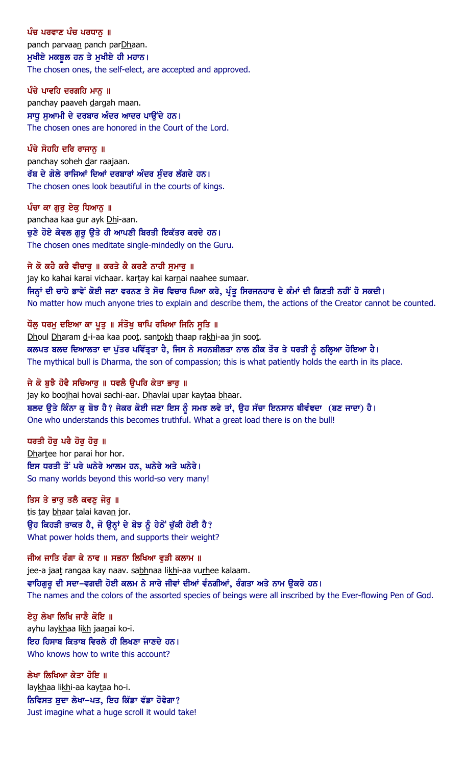**ਪੰਚ ਪਰਵਾਣ ਪੰਚ ਪਰਧਾਨੁ ॥**
panch parvaan panch parDhaan.
ਮੁਖੀਏ ਮਕਬੂਲ ਹਨ ਤੇ ਮੁਖੀਏ ਹੀ ਮਹਾਨ।
The chosen ones, the self-elect, are accepted and approved.

**ਪੰਚੇ ਪਾਵਹਿ ਦਰਗਹਿ ਮਾਨੁ ॥**
panchay paaveh dargah maan.
ਸਾਧੂ ਸੁਆਮੀ ਦੇ ਦਰਬਾਰ ਅੰਦਰ ਆਦਰ ਪਾਉਂਦੇ ਹਨ।
The chosen ones are honored in the Court of the Lord.

**ਪੰਚੇ ਸੋਹਹਿ ਦਰਿ ਰਾਜਾਨੁ ॥**
panchay soheh dar raajaan.
ਰੱਬ ਦੇ ਗੋਲੇ ਰਾਜਿਆਂ ਦਿਆਂ ਦਰਬਾਰਾਂ ਅੰਦਰ ਸੁੰਦਰ ਲੱਗਦੇ ਹਨ।
The chosen ones look beautiful in the courts of kings.

**ਪੰਚਾ ਕਾ ਗੁਰੁ ਏਕੁ ਧਿਆਨੁ ॥**
panchaa kaa gur ayk Dhi-aan.
ਚੁਣੇ ਹੋਏ ਕੇਵਲ ਗੁਰੂ ਉਤੇ ਹੀ ਆਪਣੀ ਬਿਰਤੀ ਇਕੱਤਰ ਕਰਦੇ ਹਨ।
The chosen ones meditate single-mindedly on the Guru.

**ਜੇ ਕੋ ਕਹੈ ਕਰੈ ਵੀਚਾਰੁ ॥ ਕਰਤੇ ਕੈ ਕਰਣੈ ਨਾਹੀ ਸੁਮਾਰੁ ॥**
jay ko kahai karai vichaar. kartay kai karnai naahee sumaar.
ਜਿਨ੍ਹਾਂ ਦੀ ਚਾਹੇ ਭਾਵੇਂ ਕੋਈ ਜਣਾ ਵਰਨਣ ਤੇ ਸੋਚ ਵਿਚਾਰ ਪਿਆ ਕਰੇ, ਪ੍ਰੰਤੂ ਸਿਰਜਨਹਾਰ ਦੇ ਕੰਮਾਂ ਦੀ ਗਿਣਤੀ ਨਹੀਂ ਹੋ ਸਕਦੀ।
No matter how much anyone tries to explain and describe them, the actions of the Creator cannot be counted.

**ਧੌਲੁ ਧਰਮੁ ਦਇਆ ਕਾ ਪੂਤੁ ॥ ਸੰਤੋਖੁ ਥਾਪਿ ਰਖਿਆ ਜਿਨਿ ਸੂਤਿ ॥**
Dhoul Dharam d-i-aa kaa poot. santokh thaap rakhi-aa jin soot.
ਕਲਪਤ ਬਲਦ ਦਿਆਲਤਾ ਦਾ ਪੁੱਤ੍ਰ ਪਵਿੱਤ੍ਰਤਾ ਹੈ, ਜਿਸ ਨੇ ਸਹਨਸ਼ੀਲਤਾ ਨਾਲ ਠੀਕ ਤੌਰ ਤੇ ਧਰਤੀ ਨੂੰ ਠਲ੍ਹਿਆ ਹੋਇਆ ਹੈ।
The mythical bull is Dharma, the son of compassion; this is what patiently holds the earth in its place.

**ਜੇ ਕੋ ਬੁਝੈ ਹੋਵੈ ਸਚਿਆਰੁ ॥ ਧਵਲੈ ਉਪਰਿ ਕੇਤਾ ਭਾਰੁ ॥**
jay ko boojhai hovai sachi-aar. Dhavlai upar kaytaa bhaar.
ਬਲਦ ਉਤੇ ਕਿੰਨਾ ਕੁ ਬੋਝ ਹੈ? ਜੇਕਰ ਕੋਈ ਜਣਾ ਇਸ ਨੂੰ ਸਮਝ ਲਵੇ ਤਾਂ, ਉਹ ਸੱਚਾ ਇਨਸਾਨ ਥੀਵੰਦਾ (ਬਣ ਜਾਦਾ) ਹੈ।
One who understands this becomes truthful. What a great load there is on the bull!

**ਧਰਤੀ ਹੋਰੁ ਪਰੈ ਹੋਰੁ ਹੋਰੁ ॥**
Dhartee hor parai hor hor.
ਇਸ ਧਰਤੀ ਤੋਂ ਪਰੇ ਘਨੇਰੇ ਆਲਮ ਹਨ, ਘਨੇਰੇ ਅਤੇ ਘਨੇਰੇ।
So many worlds beyond this world-so very many!

**ਤਿਸ ਤੇ ਭਾਰੁ ਤਲੈ ਕਵਣੁ ਜੋਰੁ ॥**
tis tay bhaar talai kavan jor.
ਉਹ ਕਿਹੜੀ ਤਾਕਤ ਹੈ, ਜੋ ਉਨ੍ਹਾਂ ਦੇ ਬੋਝ ਨੂੰ ਹੇਠੋਂ ਚੁੱਕੀ ਹੋਈ ਹੈ?
What power holds them, and supports their weight?

**ਜੀਅ ਜਾਤਿ ਰੰਗਾ ਕੇ ਨਾਵ ॥ ਸਭਨਾ ਲਿਖਿਆ ਵੁੜੀ ਕਲਾਮ ॥**
jee-a jaat rangaa kay naav. sabhnaa likhi-aa vurhee kalaam.
ਵਾਹਿਗੁਰੂ ਦੀ ਸਦਾ-ਵਗਦੀ ਹੋਈ ਕਲਮ ਨੇ ਸਾਰੇ ਜੀਵਾਂ ਦੀਆਂ ਵੰਨਗੀਆਂ, ਰੰਗਤਾ ਅਤੇ ਨਾਮ ਉਕਰੇ ਹਨ।
The names and the colors of the assorted species of beings were all inscribed by the Ever-flowing Pen of God.

**ਏਹੁ ਲੇਖਾ ਲਿਖਿ ਜਾਣੈ ਕੋਇ ॥**
ayhu laykhaa likh jaanai ko-i.
ਇਹ ਹਿਸਾਬ ਕਿਤਾਬ ਵਿਰਲੇ ਹੀ ਲਿਖਣਾ ਜਾਣਦੇ ਹਨ।
Who knows how to write this account?

**ਲੇਖਾ ਲਿਖਿਆ ਕੇਤਾ ਹੋਇ ॥**
laykhaa likhi-aa kaytaa ho-i.
ਨਿਵਿਸਤ ਸ਼ੁਦਾ ਲੇਖਾ-ਪਤ, ਇਹ ਕਿੱਡਾ ਵੱਡਾ ਹੋਵੇਗਾ?
Just imagine what a huge scroll it would take!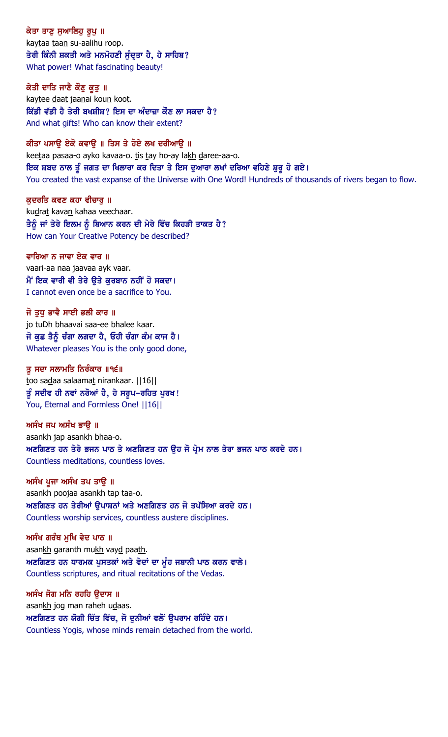**ਕੇਤਾ ਤਾਣੁ ਸੁਆਲਿਹੁ ਰੂਪੁ ॥**
kaytaa taan su-aalihu roop.
ਤੇਰੀ ਕਿੰਨੀ ਸ਼ਕਤੀ ਅਤੇ ਮਨਮੋਹਣੀ ਸੁੰਦ੍ਰਤਾ ਹੈ, ਹੇ ਸਾਹਿਬ?
What power! What fascinating beauty!

**ਕੇਤੀ ਦਾਤਿ ਜਾਣੈ ਕੌਣੁ ਕੂਤੁ ॥**
kaytee daat jaanai koun koot.
ਕਿੱਡੀ ਵੱਡੀ ਹੈ ਤੇਰੀ ਬਖਸ਼ੀਸ਼? ਇਸ ਦਾ ਅੰਦਾਜ਼ਾ ਕੌਣ ਲਾ ਸਕਦਾ ਹੈ?
And what gifts! Who can know their extent?

**ਕੀਤਾ ਪਸਾਉ ਏਕੋ ਕਵਾਉ ॥ ਤਿਸ ਤੇ ਹੋਏ ਲਖ ਦਰੀਆਉ ॥**
keetaa pasaa-o ayko kavaa-o. tis tay ho-ay lakh daree-aa-o.
ਇਕ ਸ਼ਬਦ ਨਾਲ ਤੂੰ ਜਗਤ ਦਾ ਖਿਲਾਰਾ ਕਰ ਦਿਤਾ ਤੇ ਇਸ ਦੁਆਰਾ ਲਖਾਂ ਦਰਿਆ ਵਹਿਣੇ ਸ਼ੁਰੂ ਹੋ ਗਏ।
You created the vast expanse of the Universe with One Word! Hundreds of thousands of rivers began to flow.

**ਕੁਦਰਤਿ ਕਵਣ ਕਹਾ ਵੀਚਾਰੁ ॥**
kudrat kavan kahaa veechaar.
ਤੈਨੂੰ ਜਾਂ ਤੇਰੇ ਇਲਮ ਨੂੰ ਬਿਆਨ ਕਰਨ ਦੀ ਮੇਰੇ ਵਿੱਚ ਕਿਹੜੀ ਤਾਕਤ ਹੈ?
How can Your Creative Potency be described?

**ਵਾਰਿਆ ਨ ਜਾਵਾ ਏਕ ਵਾਰ ॥**
vaari-aa naa jaavaa ayk vaar.
ਮੈਂ ਇਕ ਵਾਰੀ ਵੀ ਤੇਰੇ ਉਤੇ ਕੁਰਬਾਨ ਨਹੀਂ ਹੋ ਸਕਦਾ।
I cannot even once be a sacrifice to You.

**ਜੋ ਤੁਧੁ ਭਾਵੈ ਸਾਈ ਭਲੀ ਕਾਰ ॥**
jo tuDh bhaavai saa-ee bhalee kaar.
ਜੋ ਕੁਛ ਤੈਨੂੰ ਚੰਗਾ ਲਗਦਾ ਹੈ, ਓਹੀ ਚੰਗਾ ਕੰਮ ਕਾਜ ਹੈ।
Whatever pleases You is the only good done,

**ਤੂ ਸਦਾ ਸਲਾਮਤਿ ਨਿਰੰਕਾਰ ॥੧੬॥**
too sadaa salaamat nirankaar. ||16||
ਤੂੰ ਸਦੀਵ ਹੀ ਨਵਾਂ ਨਰੋਆਂ ਹੈ, ਹੇ ਸਰੂਪ-ਰਹਿਤ ਪੁਰਖ!
You, Eternal and Formless One! ||16||

**ਅਸੰਖ ਜਪ ਅਸੰਖ ਭਾਉ ॥**
asankh jap asankh bhaa-o.
ਅਣਗਿਣਤ ਹਨ ਤੇਰੇ ਭਜਨ ਪਾਠ ਤੇ ਅਣਗਿਣਤ ਹਨ ਉਹ ਜੋ ਪ੍ਰੇਮ ਨਾਲ ਤੇਰਾ ਭਜਨ ਪਾਠ ਕਰਦੇ ਹਨ।
Countless meditations, countless loves.

**ਅਸੰਖ ਪੂਜਾ ਅਸੰਖ ਤਪ ਤਾਉ ॥**
asankh poojaa asankh tap taa-o.
ਅਣਗਿਣਤ ਹਨ ਤੇਰੀਆਂ ਉਪਾਸ਼ਨਾਂ ਅਤੇ ਅਣਗਿਣਤ ਹਨ ਜੋ ਤਪੱਸਿਆ ਕਰਦੇ ਹਨ।
Countless worship services, countless austere disciplines.

**ਅਸੰਖ ਗਰੰਥ ਮੁਖਿ ਵੇਦ ਪਾਠ ॥**
asankh garanth mukh vayd paath.
ਅਣਗਿਣਤ ਹਨ ਧਾਰਮਕ ਪੁਸਤਕਾਂ ਅਤੇ ਵੇਦਾਂ ਦਾ ਮੂੰਹ ਜਬਾਨੀ ਪਾਠ ਕਰਨ ਵਾਲੇ।
Countless scriptures, and ritual recitations of the Vedas.

**ਅਸੰਖ ਜੋਗ ਮਨਿ ਰਹਹਿ ਉਦਾਸ ॥**
asankh jog man raheh udaas.
ਅਣਗਿਣਤ ਹਨ ਯੋਗੀ ਚਿੱਤ ਵਿੱਚ, ਜੋ ਦੁਨੀਆਂ ਵਲੋਂ ਉਪਰਾਮ ਰਹਿੰਦੇ ਹਨ।
Countless Yogis, whose minds remain detached from the world.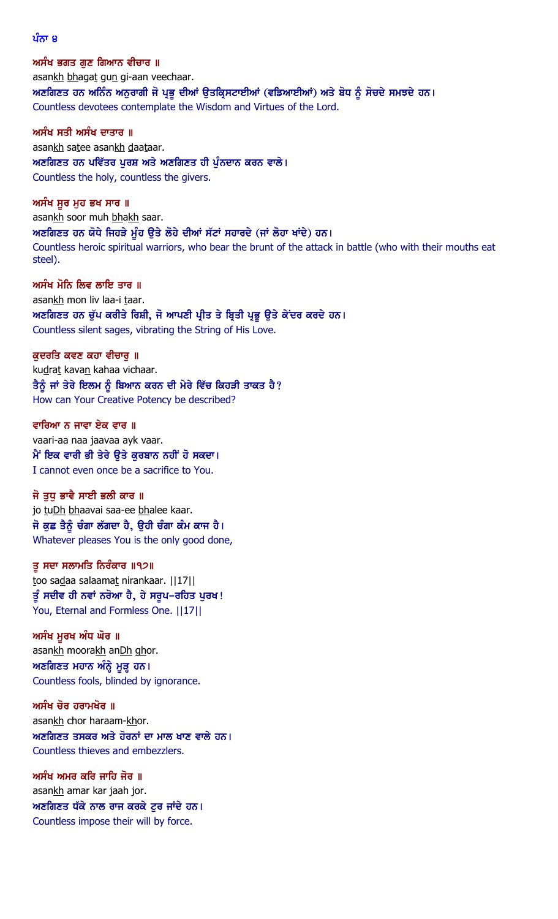ਪੰਨਾ 4

**ਅਸੰਖ ਭਗਤ ਗੁਣ ਗਿਆਨ ਵੀਚਾਰ ॥**
asankh bhagat gun gi-aan veechaar.
ਅਣਗਿਣਤ ਹਨ ਅਨਿੰਨ ਅਨੁਰਾਗੀ ਜੋ ਪ੍ਰਭੂ ਦੀਆਂ ਉਤਕ੍ਰਿਸਟਾਈਆਂ (ਵਡਿਆਈਆਂ) ਅਤੇ ਬੋਧ ਨੂੰ ਸੋਚਦੇ ਸਮਝਦੇ ਹਨ।
Countless devotees contemplate the Wisdom and Virtues of the Lord.

**ਅਸੰਖ ਸਤੀ ਅਸੰਖ ਦਾਤਾਰ ॥**
asankh satee asankh daataar.
ਅਣਗਿਣਤ ਹਨ ਪਵਿੱਤਰ ਪੁਰਸ਼ ਅਤੇ ਅਣਗਿਣਤ ਹੀ ਪੁੰਨਦਾਨ ਕਰਨ ਵਾਲੇ।
Countless the holy, countless the givers.

**ਅਸੰਖ ਸੂਰ ਮੁਹ ਭਖ ਸਾਰ ॥**
asankh soor muh bhakh saar.
ਅਣਗਿਣਤ ਹਨ ਯੋਧੇ ਜਿਹੜੇ ਮੂੰਹ ਉਤੇ ਲੋਹੇ ਦੀਆਂ ਸੱਟਾਂ ਸਹਾਰਦੇ (ਜਾਂ ਲੋਹਾ ਖਾਂਦੇ) ਹਨ।
Countless heroic spiritual warriors, who bear the brunt of the attack in battle (who with their mouths eat steel).

**ਅਸੰਖ ਮੋਨਿ ਲਿਵ ਲਾਇ ਤਾਰ ॥**
asankh mon liv laa-i taar.
ਅਣਗਿਣਤ ਹਨ ਚੁੱਪ ਕਰੀਤੇ ਰਿਸ਼ੀ, ਜੋ ਆਪਣੀ ਪ੍ਰੀਤ ਤੇ ਬ੍ਰਿਤੀ ਪ੍ਰਭੂ ਉਤੇ ਕੇਂਦਰ ਕਰਦੇ ਹਨ।
Countless silent sages, vibrating the String of His Love.

**ਕੁਦਰਤਿ ਕਵਣ ਕਹਾ ਵੀਚਾਰੁ ॥**
kudrat kavan kahaa vichaar.
ਤੈਨੂੰ ਜਾਂ ਤੇਰੇ ਇਲਮ ਨੂੰ ਬਿਆਨ ਕਰਨ ਦੀ ਮੇਰੇ ਵਿੱਚ ਕਿਹੜੀ ਤਾਕਤ ਹੈ?
How can Your Creative Potency be described?

**ਵਾਰਿਆ ਨ ਜਾਵਾ ਏਕ ਵਾਰ ॥**
vaari-aa naa jaavaa ayk vaar.
ਮੈਂ ਇਕ ਵਾਰੀ ਭੀ ਤੇਰੇ ਉਤੇ ਕੁਰਬਾਨ ਨਹੀਂ ਹੋ ਸਕਦਾ।
I cannot even once be a sacrifice to You.

**ਜੋ ਤੁਧੁ ਭਾਵੈ ਸਾਈ ਭਲੀ ਕਾਰ ॥**
jo tuDh bhaavai saa-ee bhalee kaar.
ਜੋ ਕੁਛ ਤੈਨੂੰ ਚੰਗਾ ਲੱਗਦਾ ਹੈ, ਉਹੀ ਚੰਗਾ ਕੰਮ ਕਾਜ ਹੈ।
Whatever pleases You is the only good done,

**ਤੂ ਸਦਾ ਸਲਾਮਤਿ ਨਿਰੰਕਾਰ ॥੧੭॥**
too sadaa salaamat nirankaar. ||17||
ਤੂੰ ਸਦੀਵ ਹੀ ਨਵਾਂ ਨਰੋਆ ਹੈ, ਹੇ ਸਰੂਪ-ਰਹਿਤ ਪੁਰਖ!
You, Eternal and Formless One. ||17||

**ਅਸੰਖ ਮੂਰਖ ਅੰਧ ਘੋਰ ॥**
asankh moorakh anDh ghor.
ਅਣਗਿਣਤ ਮਹਾਨ ਅੰਨ੍ਹੇ ਮੂੜ੍ਹ ਹਨ।
Countless fools, blinded by ignorance.

**ਅਸੰਖ ਚੋਰ ਹਰਾਮਖੋਰ ॥**
asankh chor haraam-khor.
ਅਣਗਿਣਤ ਤਸਕਰ ਅਤੇ ਹੋਰਨਾਂ ਦਾ ਮਾਲ ਖਾਣ ਵਾਲੇ ਹਨ।
Countless thieves and embezzlers.

**ਅਸੰਖ ਅਮਰ ਕਰਿ ਜਾਹਿ ਜੋਰ ॥**
asankh amar kar jaah jor.
ਅਣਗਿਣਤ ਧੱਕੇ ਨਾਲ ਰਾਜ ਕਰਕੇ ਟੁਰ ਜਾਂਦੇ ਹਨ।
Countless impose their will by force.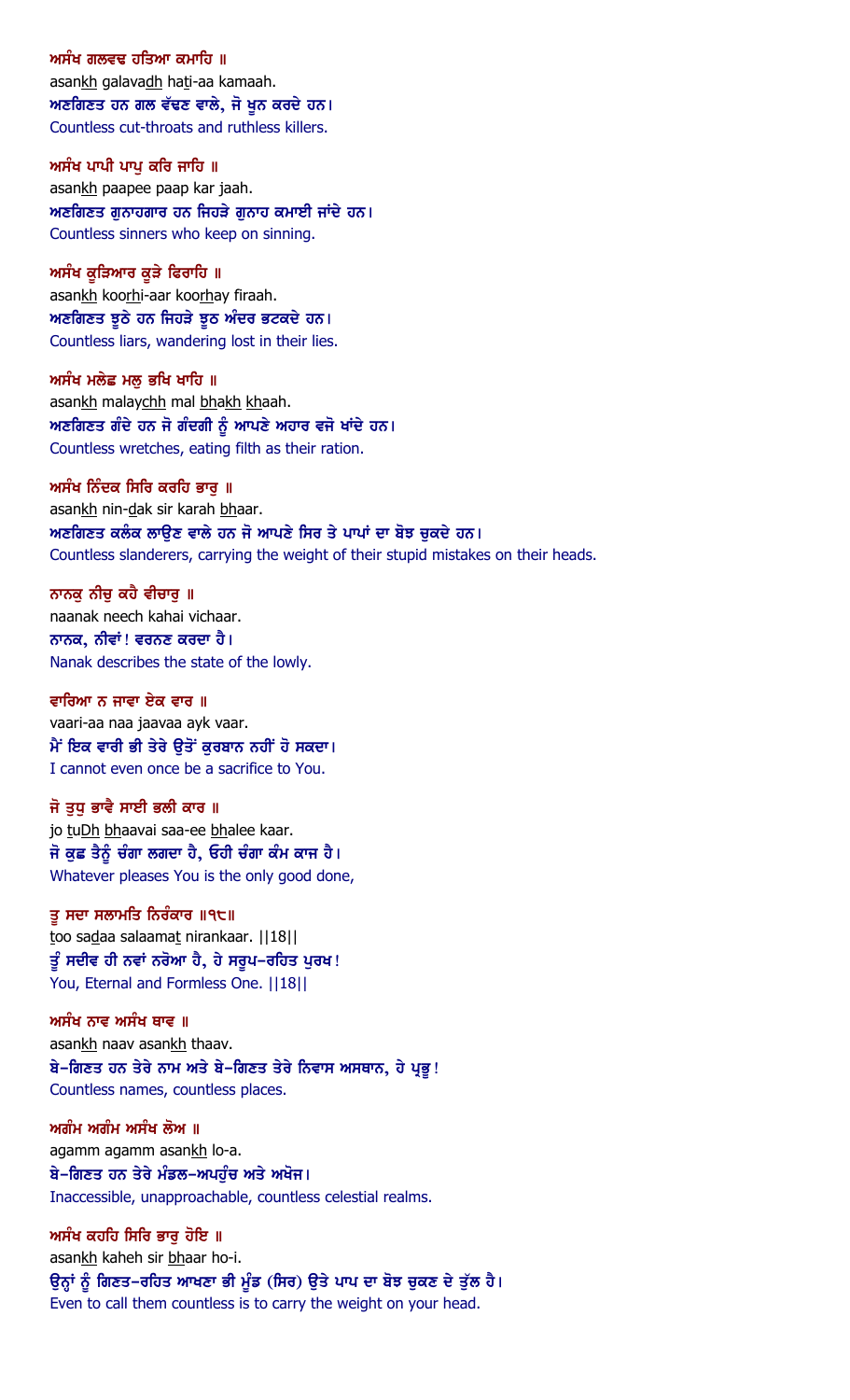ਅਸੰਖ ਗਲਵਢ ਹਤਿਆ ਕਮਾਹਿ ॥
asankh galavadh hati-aa kamaah.
ਅਣਗਿਣਤ ਹਨ ਗਲ ਵੱਢਣ ਵਾਲੇ, ਜੋ ਖੂਨ ਕਰਦੇ ਹਨ।
Countless cut-throats and ruthless killers.

ਅਸੰਖ ਪਾਪੀ ਪਾਪੁ ਕਰਿ ਜਾਹਿ ॥
asankh paapee paap kar jaah.
ਅਣਗਿਣਤ ਗੁਨਾਹਗਾਰ ਹਨ ਜਿਹੜੇ ਗੁਨਾਹ ਕਮਾਈ ਜਾਂਦੇ ਹਨ।
Countless sinners who keep on sinning.

ਅਸੰਖ ਕੂੜਿਆਰ ਕੂੜੇ ਫਿਰਾਹਿ ॥
asankh koorhi-aar koorhay firaah.
ਅਣਗਿਣਤ ਝੂਠੇ ਹਨ ਜਿਹੜੇ ਝੂਠ ਅੰਦਰ ਭਟਕਦੇ ਹਨ।
Countless liars, wandering lost in their lies.

ਅਸੰਖ ਮਲੇਛ ਮਲੁ ਭਖਿ ਖਾਹਿ ॥
asankh malaychh mal bhakh khaah.
ਅਣਗਿਣਤ ਗੰਦੇ ਹਨ ਜੋ ਗੰਦਗੀ ਨੂੰ ਆਪਣੇ ਅਹਾਰ ਵਜੋ ਖਾਂਦੇ ਹਨ।
Countless wretches, eating filth as their ration.

ਅਸੰਖ ਨਿੰਦਕ ਸਿਰਿ ਕਰਹਿ ਭਾਰੁ ॥
asankh nin-dak sir karah bhaar.
ਅਣਗਿਣਤ ਕਲੰਕ ਲਾਉਣ ਵਾਲੇ ਹਨ ਜੋ ਆਪਣੇ ਸਿਰ ਤੇ ਪਾਪਾਂ ਦਾ ਬੋਝ ਚੁਕਦੇ ਹਨ।
Countless slanderers, carrying the weight of their stupid mistakes on their heads.

ਨਾਨਕੁ ਨੀਚੁ ਕਹੈ ਵੀਚਾਰੁ ॥
naanak neech kahai vichaar.
ਨਾਨਕ, ਨੀਵਾਂ! ਵਰਨਣ ਕਰਦਾ ਹੈ।
Nanak describes the state of the lowly.

ਵਾਰਿਆ ਨ ਜਾਵਾ ਏਕ ਵਾਰ ॥
vaari-aa naa jaavaa ayk vaar.
ਮੈਂ ਇਕ ਵਾਰੀ ਭੀ ਤੇਰੇ ਉਤੋਂ ਕੁਰਬਾਨ ਨਹੀਂ ਹੋ ਸਕਦਾ।
I cannot even once be a sacrifice to You.

ਜੋ ਤੁਧੁ ਭਾਵੈ ਸਾਈ ਭਲੀ ਕਾਰ ॥
jo tuDh bhaavai saa-ee bhalee kaar.
ਜੋ ਕੁਛ ਤੈਨੂੰ ਚੰਗਾ ਲਗਦਾ ਹੈ, ਓਹੀ ਚੰਗਾ ਕੰਮ ਕਾਜ ਹੈ।
Whatever pleases You is the only good done,

ਤੂ ਸਦਾ ਸਲਾਮਤਿ ਨਿਰੰਕਾਰ ॥੧੮॥
too sadaa salaamat nirankaar. ||18||
ਤੂੰ ਸਦੀਵ ਹੀ ਨਵਾਂ ਨਰੋਆ ਹੈ, ਹੇ ਸਰੂਪ-ਰਹਿਤ ਪੁਰਖ!
You, Eternal and Formless One. ||18||

ਅਸੰਖ ਨਾਵ ਅਸੰਖ ਥਾਵ ॥
asankh naav asankh thaav.
ਬੇ-ਗਿਣਤ ਹਨ ਤੇਰੇ ਨਾਮ ਅਤੇ ਬੇ-ਗਿਣਤ ਤੇਰੇ ਨਿਵਾਸ ਅਸਥਾਨ, ਹੇ ਪ੍ਰਭੂ!
Countless names, countless places.

ਅਗੰਮ ਅਗੰਮ ਅਸੰਖ ਲੋਅ ॥
agamm agamm asankh lo-a.
ਬੇ-ਗਿਣਤ ਹਨ ਤੇਰੇ ਮੰਡਲ-ਅਪਹੁੰਚ ਅਤੇ ਅਖੋਜ।
Inaccessible, unapproachable, countless celestial realms.

ਅਸੰਖ ਕਹਹਿ ਸਿਰਿ ਭਾਰੁ ਹੋਇ ॥
asankh kaheh sir bhaar ho-i.
ਉਨ੍ਹਾਂ ਨੂੰ ਗਿਣਤ-ਰਹਿਤ ਆਖਣਾ ਭੀ ਮੂੰਡ (ਸਿਰ) ਉਤੇ ਪਾਪ ਦਾ ਬੋਝ ਚੁਕਣ ਦੇ ਤੁੱਲ ਹੈ।
Even to call them countless is to carry the weight on your head.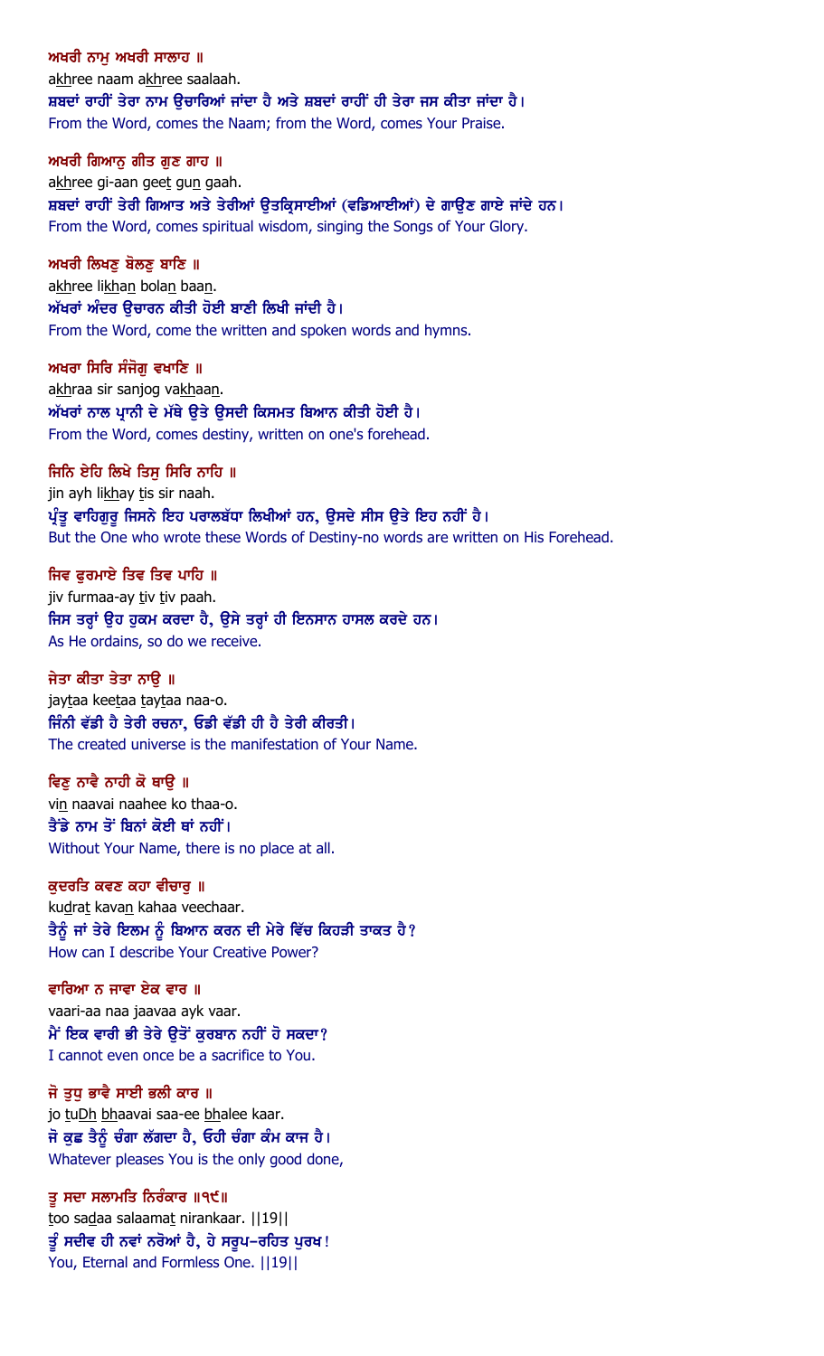ਅਖਰੀ ਨਾਮੁ ਅਖਰੀ ਸਾਲਾਹ ॥
akhree naam akhree saalaah.
ਸ਼ਬਦਾਂ ਰਾਹੀਂ ਤੇਰਾ ਨਾਮ ਉਚਾਰਿਆਂ ਜਾਂਦਾ ਹੈ ਅਤੇ ਸ਼ਬਦਾਂ ਰਾਹੀਂ ਹੀ ਤੇਰਾ ਜਸ ਕੀਤਾ ਜਾਂਦਾ ਹੈ।
From the Word, comes the Naam; from the Word, comes Your Praise.

ਅਖਰੀ ਗਿਆਨੁ ਗੀਤ ਗੁਣ ਗਾਹ ॥
akhree gi-aan geet gun gaah.
ਸ਼ਬਦਾਂ ਰਾਹੀਂ ਤੇਰੀ ਗਿਆਤ ਅਤੇ ਤੇਰੀਆਂ ਉਤਕ੍ਰਿਸਾਈਆਂ (ਵਡਿਆਈਆਂ) ਦੇ ਗਾਉਣ ਗਾਏ ਜਾਂਦੇ ਹਨ।
From the Word, comes spiritual wisdom, singing the Songs of Your Glory.

ਅਖਰੀ ਲਿਖਣੁ ਬੋਲਣੁ ਬਾਣਿ ॥
akhree likhan bolan baan.
ਅੱਖਰਾਂ ਅੰਦਰ ਉਚਾਰਨ ਕੀਤੀ ਹੋਈ ਬਾਣੀ ਲਿਖੀ ਜਾਂਦੀ ਹੈ।
From the Word, come the written and spoken words and hymns.

ਅਖਰਾ ਸਿਰਿ ਸੰਜੋਗੁ ਵਖਾਣਿ ॥
akhraa sir sanjog vakhaan.
ਅੱਖਰਾਂ ਨਾਲ ਪ੍ਰਾਨੀ ਦੇ ਮੱਥੇ ਉਤੇ ਉਸਦੀ ਕਿਸਮਤ ਬਿਆਨ ਕੀਤੀ ਹੋਈ ਹੈ।
From the Word, comes destiny, written on one's forehead.

ਜਿਨਿ ਏਹਿ ਲਿਖੇ ਤਿਸੁ ਸਿਰਿ ਨਾਹਿ ॥
jin ayh likhay tis sir naah.
ਪ੍ਰੰਤੂ ਵਾਹਿਗੁਰੂ ਜਿਸਨੇ ਇਹ ਪਰਾਲਬੱਧਾ ਲਿਖੀਆਂ ਹਨ, ਉਸਦੇ ਸੀਸ ਉਤੇ ਇਹ ਨਹੀਂ ਹੈ।
But the One who wrote these Words of Destiny-no words are written on His Forehead.

ਜਿਵ ਫੁਰਮਾਏ ਤਿਵ ਤਿਵ ਪਾਹਿ ॥
jiv furmaa-ay tiv tiv paah.
ਜਿਸ ਤਰ੍ਹਾਂ ਉਹ ਹੁਕਮ ਕਰਦਾ ਹੈ, ਉਸੇ ਤਰ੍ਹਾਂ ਹੀ ਇਨਸਾਨ ਹਾਸਲ ਕਰਦੇ ਹਨ।
As He ordains, so do we receive.

ਜੇਤਾ ਕੀਤਾ ਤੇਤਾ ਨਾਉ ॥
jaytaa keetaa taytaa naa-o.
ਜਿੰਨੀ ਵੱਡੀ ਹੈ ਤੇਰੀ ਰਚਨਾ, ਓਡੀ ਵੱਡੀ ਹੀ ਹੈ ਤੇਰੀ ਕੀਰਤੀ।
The created universe is the manifestation of Your Name.

ਵਿਣੁ ਨਾਵੈ ਨਾਹੀ ਕੋ ਥਾਉ ॥
vin naavai naahee ko thaa-o.
ਤੈਂਡੇ ਨਾਮ ਤੋਂ ਬਿਨਾਂ ਕੋਈ ਥਾਂ ਨਹੀਂ।
Without Your Name, there is no place at all.

ਕੁਦਰਤਿ ਕਵਣ ਕਹਾ ਵੀਚਾਰੁ ॥
kudrat kavan kahaa veechaar.
ਤੈਨੂੰ ਜਾਂ ਤੇਰੇ ਇਲਮ ਨੂੰ ਬਿਆਨ ਕਰਨ ਦੀ ਮੇਰੇ ਵਿੱਚ ਕਿਹੜੀ ਤਾਕਤ ਹੈ?
How can I describe Your Creative Power?

ਵਾਰਿਆ ਨ ਜਾਵਾ ਏਕ ਵਾਰ ॥
vaari-aa naa jaavaa ayk vaar.
ਮੈਂ ਇਕ ਵਾਰੀ ਭੀ ਤੇਰੇ ਉਤੋਂ ਕੁਰਬਾਨ ਨਹੀਂ ਹੋ ਸਕਦਾ?
I cannot even once be a sacrifice to You.

ਜੋ ਤੁਧੁ ਭਾਵੈ ਸਾਈ ਭਲੀ ਕਾਰ ॥
jo tuDh bhaavai saa-ee bhalee kaar.
ਜੋ ਕੁਛ ਤੈਨੂੰ ਚੰਗਾ ਲੱਗਦਾ ਹੈ, ਓਹੀ ਚੰਗਾ ਕੰਮ ਕਾਜ ਹੈ।
Whatever pleases You is the only good done,

ਤੂ ਸਦਾ ਸਲਾਮਤਿ ਨਿਰੰਕਾਰ ॥੧੯॥
too sadaa salaamat nirankaar. ||19||
ਤੂੰ ਸਦੀਵ ਹੀ ਨਵਾਂ ਨਰੋਆਂ ਹੈ, ਹੇ ਸਰੂਪ-ਰਹਿਤ ਪੁਰਖ!
You, Eternal and Formless One. ||19||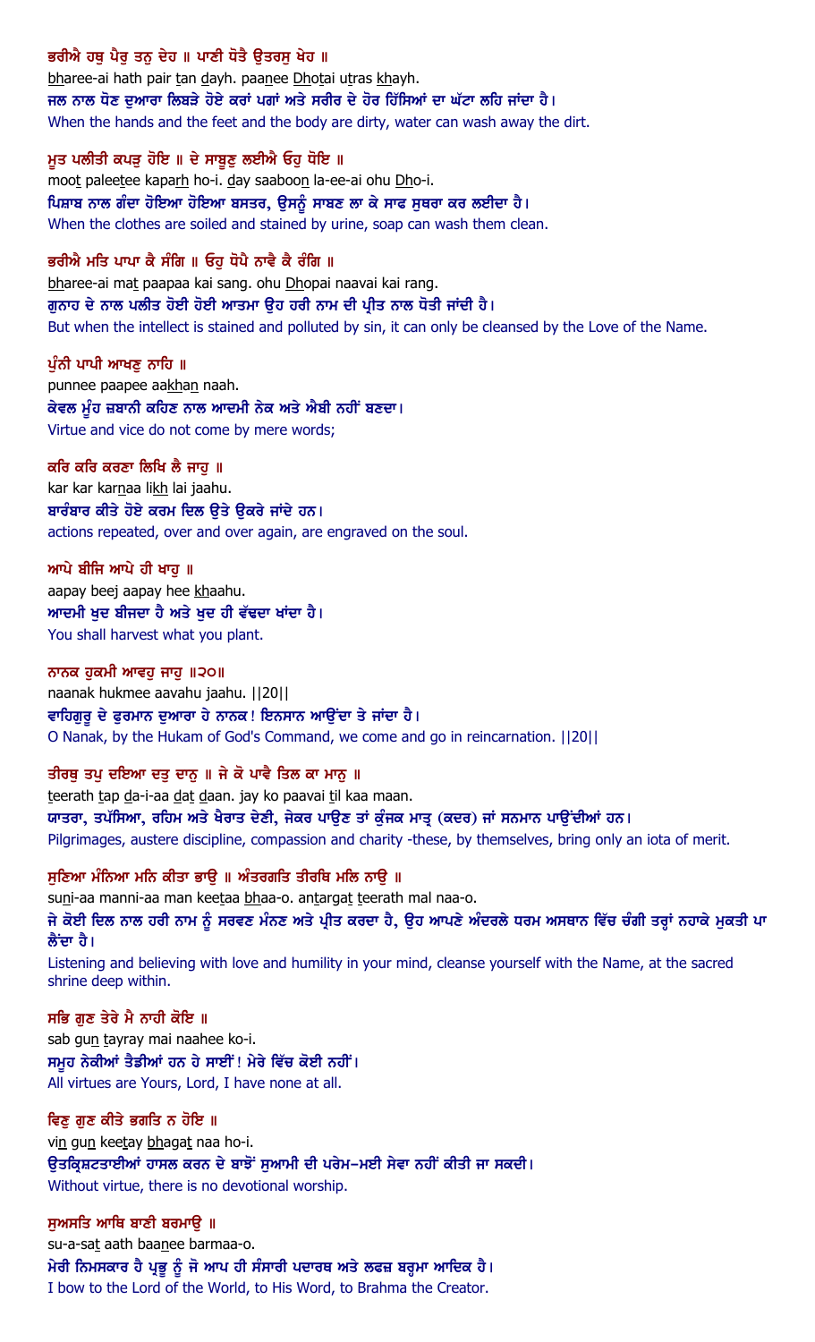**ਭਰੀਐ ਹਥੁ ਪੈਰੁ ਤਨੁ ਦੇਹ ॥ ਪਾਣੀ ਧੋਤੈ ਉਤਰਸੁ ਖੇਹ ॥**

bharee-ai hath pair tan dayh. paanee Dhotai utras khayh.

**ਜਲ ਨਾਲ ਧੋਣ ਦੁਆਰਾ ਲਿਬੜੇ ਹੋਏ ਕਰਾਂ ਪਗਾਂ ਅਤੇ ਸਰੀਰ ਦੇ ਹੋਰ ਹਿੱਸਿਆਂ ਦਾ ਘੱਟਾ ਲਹਿ ਜਾਂਦਾ ਹੈ।**

When the hands and the feet and the body are dirty, water can wash away the dirt.

**ਮੂਤ ਪਲੀਤੀ ਕਪੜੁ ਹੋਇ ॥ ਦੇ ਸਾਬੂਣੁ ਲਈਐ ਓਹੁ ਧੋਇ ॥**

moot paleetee kaparh ho-i. day saaboon la-ee-ai ohu Dho-i.

**ਪਿਸ਼ਾਬ ਨਾਲ ਗੰਦਾ ਹੋਇਆ ਹੋਇਆ ਬਸਤਰ, ਉਸਨੂੰ ਸਾਬਣ ਲਾ ਕੇ ਸਾਫ ਸੁਥਰਾ ਕਰ ਲਈਦਾ ਹੈ।**

When the clothes are soiled and stained by urine, soap can wash them clean.

**ਭਰੀਐ ਮਤਿ ਪਾਪਾ ਕੈ ਸੰਗਿ ॥ ਓਹੁ ਧੋਪੈ ਨਾਵੈ ਕੈ ਰੰਗਿ ॥**

bharee-ai mat paapaa kai sang. ohu Dhopai naavai kai rang.

**ਗੁਨਾਹ ਦੇ ਨਾਲ ਪਲੀਤ ਹੋਈ ਹੋਈ ਆਤਮਾ ਉਹ ਹਰੀ ਨਾਮ ਦੀ ਪ੍ਰੀਤ ਨਾਲ ਧੋਤੀ ਜਾਂਦੀ ਹੈ।**

But when the intellect is stained and polluted by sin, it can only be cleansed by the Love of the Name.

**ਪੁੰਨੀ ਪਾਪੀ ਆਖਣੁ ਨਾਹਿ ॥**

punnee paapee aakhan naah.

**ਕੇਵਲ ਮੂੰਹ ਜ਼ਬਾਨੀ ਕਹਿਣ ਨਾਲ ਆਦਮੀ ਨੇਕ ਅਤੇ ਐਬੀ ਨਹੀਂ ਬਣਦਾ।**

Virtue and vice do not come by mere words;

**ਕਰਿ ਕਰਿ ਕਰਣਾ ਲਿਖਿ ਲੈ ਜਾਹੁ ॥**

kar kar karnaa likh lai jaahu.

**ਬਾਰੰਬਾਰ ਕੀਤੇ ਹੋਏ ਕਰਮ ਦਿਲ ਉਤੇ ਉਕਰੇ ਜਾਂਦੇ ਹਨ।**

actions repeated, over and over again, are engraved on the soul.

**ਆਪੇ ਬੀਜਿ ਆਪੇ ਹੀ ਖਾਹੁ ॥**

aapay beej aapay hee khaahu.

**ਆਦਮੀ ਖੁਦ ਬੀਜਦਾ ਹੈ ਅਤੇ ਖੁਦ ਹੀ ਵੱਢਦਾ ਖਾਂਦਾ ਹੈ।**

You shall harvest what you plant.

**ਨਾਨਕ ਹੁਕਮੀ ਆਵਹੁ ਜਾਹੁ ॥੨੦॥**

naanak hukmee aavahu jaahu. ||20||

**ਵਾਹਿਗੁਰੂ ਦੇ ਫੁਰਮਾਨ ਦੁਆਰਾ ਹੇ ਨਾਨਕ! ਇਨਸਾਨ ਆਉਂਦਾ ਤੇ ਜਾਂਦਾ ਹੈ।**

O Nanak, by the Hukam of God's Command, we come and go in reincarnation. ||20||

**ਤੀਰਥੁ ਤਪੁ ਦਇਆ ਦਤੁ ਦਾਨੁ ॥ ਜੇ ਕੋ ਪਾਵੈ ਤਿਲ ਕਾ ਮਾਨੁ ॥**

teerath tap da-i-aa dat daan. jay ko paavai til kaa maan.

**ਯਾਤਰਾ, ਤਪੱਸਿਆ, ਰਹਿਮ ਅਤੇ ਖੈਰਾਤ ਦੇਣੀ, ਜੇਕਰ ਪਾਉਣ ਤਾਂ ਕੁੰਜਕ ਮਾਤ੍ਰ (ਕਦਰ) ਜਾਂ ਸਨਮਾਨ ਪਾਉਂਦੀਆਂ ਹਨ।**

Pilgrimages, austere discipline, compassion and charity -these, by themselves, bring only an iota of merit.

**ਸੁਣਿਆ ਮੰਨਿਆ ਮਨਿ ਕੀਤਾ ਭਾਉ ॥ ਅੰਤਰਗਤਿ ਤੀਰਥਿ ਮਲਿ ਨਾਉ ॥**

suni-aa manni-aa man keetaa bhaa-o. antargat teerath mal naa-o.

**ਜੇ ਕੋਈ ਦਿਲ ਨਾਲ ਹਰੀ ਨਾਮ ਨੂੰ ਸਰਵਣ ਮੰਨਣ ਅਤੇ ਪ੍ਰੀਤ ਕਰਦਾ ਹੈ, ਉਹ ਆਪਣੇ ਅੰਦਰਲੇ ਧਰਮ ਅਸਥਾਨ ਵਿੱਚ ਚੰਗੀ ਤਰ੍ਹਾਂ ਨਹਾਕੇ ਮੁਕਤੀ ਪਾ ਲੈਂਦਾ ਹੈ।**

Listening and believing with love and humility in your mind, cleanse yourself with the Name, at the sacred shrine deep within.

**ਸਭਿ ਗੁਣ ਤੇਰੇ ਮੈ ਨਾਹੀ ਕੋਇ ॥**

sab gun tayray mai naahee ko-i.

**ਸਮੂਹ ਨੇਕੀਆਂ ਤੈਡੀਆਂ ਹਨ ਹੇ ਸਾਈਂ! ਮੇਰੇ ਵਿੱਚ ਕੋਈ ਨਹੀਂ।**

All virtues are Yours, Lord, I have none at all.

**ਵਿਣੁ ਗੁਣ ਕੀਤੇ ਭਗਤਿ ਨ ਹੋਇ ॥**

vin gun keetay bhagat naa ho-i.

**ਉਤਕ੍ਰਿਸ਼ਟਤਾਈਆਂ ਹਾਸਲ ਕਰਨ ਦੇ ਬਾਝੋਂ ਸੁਆਮੀ ਦੀ ਪਰੇਮ-ਮਈ ਸੇਵਾ ਨਹੀਂ ਕੀਤੀ ਜਾ ਸਕਦੀ।**

Without virtue, there is no devotional worship.

**ਸੁਅਸਤਿ ਆਥਿ ਬਾਣੀ ਬਰਮਾਉ ॥**

su-a-sat aath baanee barmaa-o.

**ਮੇਰੀ ਨਿਮਸਕਾਰ ਹੈ ਪ੍ਰਭੂ ਨੂੰ ਜੋ ਆਪ ਹੀ ਸੰਸਾਰੀ ਪਦਾਰਥ ਅਤੇ ਲਫਜ਼ ਬਰ੍ਹਮਾ ਆਦਿਕ ਹੈ।**

I bow to the Lord of the World, to His Word, to Brahma the Creator.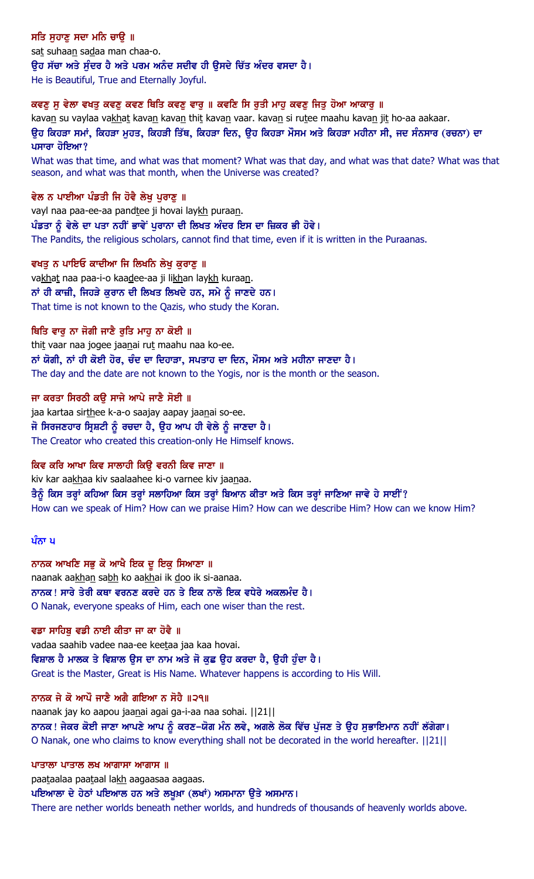**ਸਤਿ ਸੁਹਾਣੁ ਸਦਾ ਮਨਿ ਚਾਉ ॥**

sat suhaan sadaa man chaa-o.

ਉਹ ਸੱਚਾ ਅਤੇ ਸੁੰਦਰ ਹੈ ਅਤੇ ਪਰਮ ਅਨੰਦ ਸਦੀਵ ਹੀ ਉਸਦੇ ਚਿੱਤ ਅੰਦਰ ਵਸਦਾ ਹੈ।

He is Beautiful, True and Eternally Joyful.

**ਕਵਣੁ ਸੁ ਵੇਲਾ ਵਖਤੁ ਕਵਣੁ ਕਵਣ ਥਿਤਿ ਕਵਣੁ ਵਾਰੁ ॥ ਕਵਣਿ ਸਿ ਰੁਤੀ ਮਾਹੁ ਕਵਣੁ ਜਿਤੁ ਹੋਆ ਆਕਾਰੁ ॥**

kavan su vaylaa vakhat kavan kavan thit kavan vaar. kavan si rutee maahu kavan jit ho-aa aakaar.

ਉਹ ਕਿਹੜਾ ਸਮਾਂ, ਕਿਹੜਾ ਮੁਹਤ, ਕਿਹੜੀ ਤਿੱਥ, ਕਿਹੜਾ ਦਿਨ, ਉਹ ਕਿਹੜਾ ਮੌਸਮ ਅਤੇ ਕਿਹੜਾ ਮਹੀਨਾ ਸੀ, ਜਦ ਸੰਨਸਾਰ (ਰਚਨਾ) ਦਾ ਪਸਾਰਾ ਹੋਇਆ?

What was that time, and what was that moment? What was that day, and what was that date? What was that season, and what was that month, when the Universe was created?

**ਵੇਲ ਨ ਪਾਈਆ ਪੰਡਤੀ ਜਿ ਹੋਵੈ ਲੇਖੁ ਪੁਰਾਣੁ ॥**

vayl naa paa-ee-aa pandtee ji hovai laykh puraan.

ਪੰਡਤਾ ਨੂੰ ਵੇਲੇ ਦਾ ਪਤਾ ਨਹੀਂ ਭਾਵੇਂ ਪੁਰਾਨਾ ਦੀ ਲਿਖਤ ਅੰਦਰ ਇਸ ਦਾ ਜ਼ਿਕਰ ਭੀ ਹੋਵੇ।

The Pandits, the religious scholars, cannot find that time, even if it is written in the Puraanas.

**ਵਖਤੁ ਨ ਪਾਇਓ ਕਾਦੀਆ ਜਿ ਲਿਖਨਿ ਲੇਖੁ ਕੁਰਾਣੁ ॥**

vakhat naa paa-i-o kaadee-aa ji likhan laykh kuraan.

ਨਾਂ ਹੀ ਕਾਜ਼ੀ, ਜਿਹੜੇ ਕੁਰਾਨ ਦੀ ਲਿਖਤ ਲਿਖਦੇ ਹਨ, ਸਮੇ ਨੂੰ ਜਾਣਦੇ ਹਨ।

That time is not known to the Qazis, who study the Koran.

**ਥਿਤਿ ਵਾਰੁ ਨਾ ਜੋਗੀ ਜਾਣੈ ਰੁਤਿ ਮਾਹੁ ਨਾ ਕੋਈ ॥**

thit vaar naa jogee jaanai rut maahu naa ko-ee.

ਨਾਂ ਯੋਗੀ, ਨਾਂ ਹੀ ਕੋਈ ਹੋਰ, ਚੰਦ ਦਾ ਦਿਹਾੜਾ, ਸਪਤਾਹ ਦਾ ਦਿਨ, ਮੌਸਮ ਅਤੇ ਮਹੀਨਾ ਜਾਣਦਾ ਹੈ।

The day and the date are not known to the Yogis, nor is the month or the season.

**ਜਾ ਕਰਤਾ ਸਿਰਠੀ ਕਉ ਸਾਜੇ ਆਪੇ ਜਾਣੈ ਸੋਈ ॥**

jaa kartaa sirthee k-a-o saajay aapay jaanai so-ee.

ਜੋ ਸਿਰਜਣਹਾਰ ਸ੍ਰਿਸ਼ਟੀ ਨੂੰ ਰਚਦਾ ਹੈ, ਉਹ ਆਪ ਹੀ ਵੇਲੇ ਨੂੰ ਜਾਣਦਾ ਹੈ।

The Creator who created this creation-only He Himself knows.

**ਕਿਵ ਕਰਿ ਆਖਾ ਕਿਵ ਸਾਲਾਹੀ ਕਿਉ ਵਰਨੀ ਕਿਵ ਜਾਣਾ ॥**

kiv kar aakhaa kiv saalaahee ki-o varnee kiv jaanaa.

ਤੈਨੂੰ ਕਿਸ ਤਰ੍ਹਾਂ ਕਹਿਆ ਕਿਸ ਤਰ੍ਹਾਂ ਸਲਾਹਿਆ ਕਿਸ ਤਰ੍ਹਾਂ ਬਿਆਨ ਕੀਤਾ ਅਤੇ ਕਿਸ ਤਰ੍ਹਾਂ ਜਾਣਿਆ ਜਾਵੇ ਹੇ ਸਾਈਂ?

How can we speak of Him? How can we praise Him? How can we describe Him? How can we know Him?

**ਪੰਨਾ ੫**

**ਨਾਨਕ ਆਖਣਿ ਸਭੁ ਕੋ ਆਖੈ ਇਕ ਦੂ ਇਕੁ ਸਿਆਣਾ ॥**

naanak aakhan sabh ko aakhai ik doo ik si-aanaa.

ਨਾਨਕ! ਸਾਰੇ ਤੇਰੀ ਕਥਾ ਵਰਨਣ ਕਰਦੇ ਹਨ ਤੇ ਇਕ ਨਾਲੋ ਇਕ ਵਧੇਰੇ ਅਕਲਮੰਦ ਹੈ।

O Nanak, everyone speaks of Him, each one wiser than the rest.

**ਵਡਾ ਸਾਹਿਬੁ ਵਡੀ ਨਾਈ ਕੀਤਾ ਜਾ ਕਾ ਹੋਵੈ ॥**

vadaa saahib vadee naa-ee keetaa jaa kaa hovai.

ਵਿਸ਼ਾਲ ਹੈ ਮਾਲਕ ਤੇ ਵਿਸ਼ਾਲ ਉਸ ਦਾ ਨਾਮ ਅਤੇ ਜੋ ਕੁਛ ਉਹ ਕਰਦਾ ਹੈ, ਉਹੀ ਹੁੰਦਾ ਹੈ।

Great is the Master, Great is His Name. Whatever happens is according to His Will.

**ਨਾਨਕ ਜੇ ਕੋ ਆਪੌ ਜਾਣੈ ਅਗੈ ਗਇਆ ਨ ਸੋਹੈ ॥੨੧॥**

naanak jay ko aapou jaanai agai ga-i-aa naa sohai. ||21||

ਨਾਨਕ! ਜੇਕਰ ਕੋਈ ਜਾਣਾ ਆਪਣੇ ਆਪ ਨੂੰ ਕਰਣ-ਯੋਗ ਮੰਨ ਲਵੇ, ਅਗਲੇ ਲੋਕ ਵਿੱਚ ਪੁੱਜਣ ਤੇ ਉਹ ਸੁਭਾਇਮਾਨ ਨਹੀਂ ਲੱਗੇਗਾ।

O Nanak, one who claims to know everything shall not be decorated in the world hereafter. ||21||

**ਪਾਤਾਲਾ ਪਾਤਾਲ ਲਖ ਆਗਾਸਾ ਆਗਾਸ ॥**

paataalaa paataal lakh aagaasaa aagaas.

ਪਇਆਲਾ ਦੇ ਹੇਠਾਂ ਪਇਆਲ ਹਨ ਅਤੇ ਲਖੂਖਾ (ਲਖਾਂ) ਅਸਮਾਨਾ ਉਤੇ ਅਸਮਾਨ।

There are nether worlds beneath nether worlds, and hundreds of thousands of heavenly worlds above.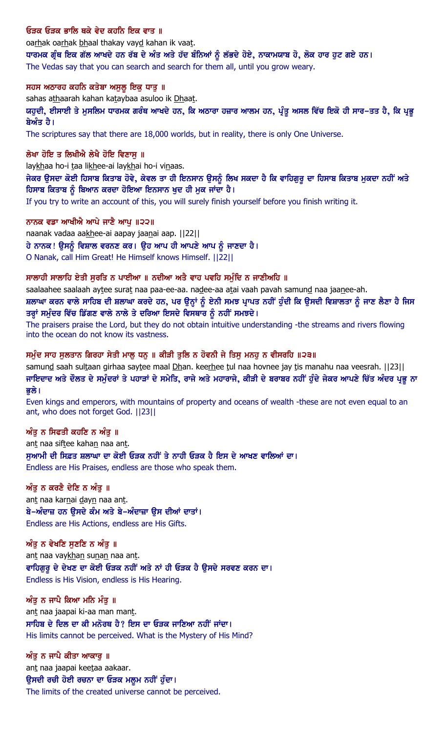**ਓੜਕ ਓੜਕ ਭਾਲਿ ਥਕੇ ਵੇਦ ਕਹਨਿ ਇਕ ਵਾਤ ॥**

oarhak oarhak bhaal thakay vayd kahan ik vaat.

ਧਾਰਮਕ ਗ੍ਰੰਥ ਇਕ ਗੱਲ ਆਖਦੇ ਹਨ ਰੱਬ ਦੇ ਅੰਤ ਅਤੇ ਹੱਦ ਬੰਨਿਆਂ ਨੂੰ ਲੱਭਦੇ ਹੋਏ, ਨਾਕਾਮਯਾਬ ਹੋ, ਲੋਕ ਹਾਰ ਹੁਟ ਗਏ ਹਨ।

The Vedas say that you can search and search for them all, until you grow weary.

**ਸਹਸ ਅਠਾਰਹ ਕਹਨਿ ਕਤੇਬਾ ਅਸੁਲੂ ਇਕੁ ਧਾਤੁ ॥**

sahas athaarah kahan kataybaa asuloo ik Dhaat.

ਯਹੂਦੀ, ਈਸਾਈ ਤੇ ਮੁਸਲਿਮ ਧਾਰਮਕ ਗਰੰਥ ਆਖਦੇ ਹਨ, ਕਿ ਅਠਾਰਾ ਹਜ਼ਾਰ ਆਲਮ ਹਨ, ਪ੍ਰੰਤੂ ਅਸਲ ਵਿੱਚ ਇਕੋ ਹੀ ਸਾਰ-ਤਤ ਹੈ, ਕਿ ਪ੍ਰਭੂ ਬੇਅੰਤ ਹੈ।

The scriptures say that there are 18,000 worlds, but in reality, there is only One Universe.

**ਲੇਖਾ ਹੋਇ ਤ ਲਿਖੀਐ ਲੇਖੈ ਹੋਇ ਵਿਣਾਸੁ ॥**

laykhaa ho-i taa likhee-ai laykhai ho-i vinaas.

ਜੇਕਰ ਉਸਦਾ ਕੋਈ ਹਿਸਾਬ ਕਿਤਾਬ ਹੋਵੇ, ਕੇਵਲ ਤਾ ਹੀ ਇਨਸਾਨ ਉਸਨੂੰ ਲਿਖ ਸਕਦਾ ਹੈ ਕਿ ਵਾਹਿਗੁਰੂ ਦਾ ਹਿਸਾਬ ਕਿਤਾਬ ਮੁਕਦਾ ਨਹੀਂ ਅਤੇ ਹਿਸਾਬ ਕਿਤਾਬ ਨੂੰ ਬਿਆਨ ਕਰਦਾ ਹੋਇਆ ਇਨਸਾਨ ਖੁਦ ਹੀ ਮੁਕ ਜਾਂਦਾ ਹੈ।

If you try to write an account of this, you will surely finish yourself before you finish writing it.

**ਨਾਨਕ ਵਡਾ ਆਖੀਐ ਆਪੇ ਜਾਣੈ ਆਪੁ ॥੨੨॥**

naanak vadaa aakhee-ai aapay jaanai aap. ||22||

ਹੇ ਨਾਨਕ! ਉਸਨੂੰ ਵਿਸ਼ਾਲ ਵਰਨਣ ਕਰ। ਉਹ ਆਪ ਹੀ ਆਪਣੇ ਆਪ ਨੂੰ ਜਾਣਦਾ ਹੈ।

O Nanak, call Him Great! He Himself knows Himself. ||22||

**ਸਾਲਾਹੀ ਸਾਲਾਹਿ ਏਤੀ ਸੁਰਤਿ ਨ ਪਾਈਆ ॥ ਨਦੀਆ ਅਤੈ ਵਾਹ ਪਵਹਿ ਸਮੁੰਦਿ ਨ ਜਾਣੀਅਹਿ ॥**

saalaahee saalaah aytee surat naa paa-ee-aa. nadee-aa atai vaah pavah samund naa jaanee-ah.

ਸ਼ਲਾਘਾ ਕਰਨ ਵਾਲੇ ਸਾਹਿਬ ਦੀ ਸ਼ਲਾਘਾ ਕਰਦੇ ਹਨ, ਪਰ ਉਨ੍ਹਾਂ ਨੂੰ ਏਨੀ ਸਮਝ ਪ੍ਰਾਪਤ ਨਹੀਂ ਹੁੰਦੀ ਕਿ ਉਸਦੀ ਵਿਸ਼ਾਲਤਾ ਨੂੰ ਜਾਣ ਲੈਣਾ ਹੈ ਜਿਸ ਤਰ੍ਹਾਂ ਸਮੁੰਦਰ ਵਿੱਚ ਡਿੱਗਣ ਵਾਲੇ ਨਾਲੇ ਤੇ ਦਰਿਆ ਇਸਦੇ ਵਿਸਥਾਰ ਨੂੰ ਨਹੀਂ ਸਮਝਦੇ।

The praisers praise the Lord, but they do not obtain intuitive understanding -the streams and rivers flowing into the ocean do not know its vastness.

**ਸਮੁੰਦ ਸਾਹ ਸੁਲਤਾਨ ਗਿਰਹਾ ਸੇਤੀ ਮਾਲੁ ਧਨੁ ॥ ਕੀੜੀ ਤੁਲਿ ਨ ਹੋਵਨੀ ਜੇ ਤਿਸੁ ਮਨਹੁ ਨ ਵੀਸਰਹਿ ॥੨੩॥**

samund saah sultaan girhaa saytee maal Dhan. keerhee tul naa hovnee jay tis manahu naa veesrah. ||23||

ਜਾਇਦਾਦ ਅਤੇ ਦੌਲਤ ਦੇ ਸਮੁੰਦਰਾਂ ਤੇ ਪਹਾੜਾਂ ਦੇ ਸਮੇਤਿ, ਰਾਜੇ ਅਤੇ ਮਹਾਰਾਜੇ, ਕੀੜੀ ਦੇ ਬਰਾਬਰ ਨਹੀਂ ਹੁੰਦੇ ਜੇਕਰ ਆਪਣੇ ਚਿੱਤ ਅੰਦਰ ਪ੍ਰਭੂ ਨਾ ਭੁਲੇ।

Even kings and emperors, with mountains of property and oceans of wealth -these are not even equal to an ant, who does not forget God. ||23||

**ਅੰਤੁ ਨ ਸਿਫਤੀ ਕਹਣਿ ਨ ਅੰਤੁ ॥**

ant naa siftee kahan naa ant.

ਸੁਆਮੀ ਦੀ ਸਿਫ਼ਤ ਸ਼ਲਾਘਾ ਦਾ ਕੋਈ ਓੜਕ ਨਹੀਂ ਤੇ ਨਾਹੀ ਓੜਕ ਹੈ ਇਸ ਦੇ ਆਖਣ ਵਾਲਿਆਂ ਦਾ।

Endless are His Praises, endless are those who speak them.

**ਅੰਤੁ ਨ ਕਰਣੈ ਦੇਣਿ ਨ ਅੰਤੁ ॥**

ant naa karnai dayn naa ant.

ਬੇ-ਅੰਦਾਜ਼ ਹਨ ਉਸਦੇ ਕੰਮ ਅਤੇ ਬੇ-ਅੰਦਾਜ਼ਾ ਉਸ ਦੀਆਂ ਦਾਤਾਂ।

Endless are His Actions, endless are His Gifts.

**ਅੰਤੁ ਨ ਵੇਖਣਿ ਸੁਣਣਿ ਨ ਅੰਤੁ ॥**

ant naa vaykhan sunan naa ant.

ਵਾਹਿਗੁਰੂ ਦੇ ਦੇਖਣ ਦਾ ਕੋਈ ਓੜਕ ਨਹੀਂ ਅਤੇ ਨਾਂ ਹੀ ਓੜਕ ਹੈ ਉਸਦੇ ਸਰਵਣ ਕਰਨ ਦਾ।

Endless is His Vision, endless is His Hearing.

**ਅੰਤੁ ਨ ਜਾਪੈ ਕਿਆ ਮਨਿ ਮੰਤੁ ॥**

ant naa jaapai ki-aa man mant.

ਸਾਹਿਬ ਦੇ ਦਿਲ ਦਾ ਕੀ ਮਨੋਰਥ ਹੈ? ਇਸ ਦਾ ਓੜਕ ਜਾਣਿਆ ਨਹੀਂ ਜਾਂਦਾ।

His limits cannot be perceived. What is the Mystery of His Mind?

**ਅੰਤੁ ਨ ਜਾਪੈ ਕੀਤਾ ਆਕਾਰੁ ॥**

ant naa jaapai keetaa aakaar.

ਉਸਦੀ ਰਚੀ ਹੋਈ ਰਚਨਾ ਦਾ ਓੜਕ ਮਲੂਮ ਨਹੀਂ ਹੁੰਦਾ।

The limits of the created universe cannot be perceived.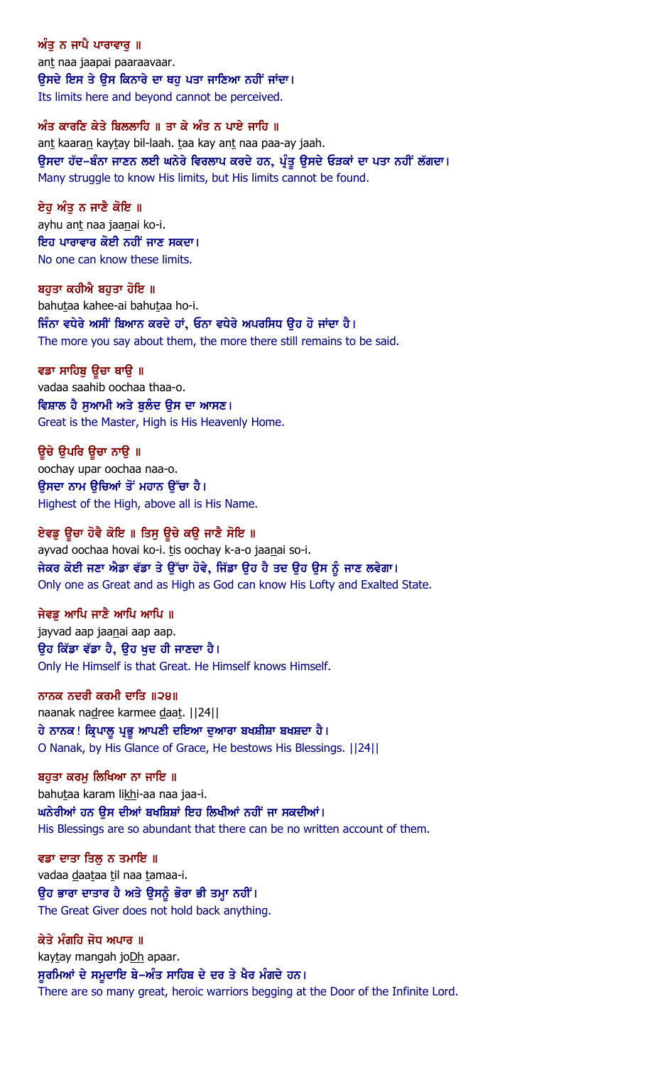**ਅੰਤੁ ਨ ਜਾਪੈ ਪਾਰਾਵਾਰੁ ॥**
ant naa jaapai paaraavaar.
ਉਸਦੇ ਇਸ ਤੇ ਉਸ ਕਿਨਾਰੇ ਦਾ ਥਹੁ ਪਤਾ ਜਾਣਿਆ ਨਹੀਂ ਜਾਂਦਾ।
Its limits here and beyond cannot be perceived.

**ਅੰਤ ਕਾਰਣਿ ਕੇਤੇ ਬਿਲਲਾਹਿ ॥ ਤਾ ਕੇ ਅੰਤ ਨ ਪਾਏ ਜਾਹਿ ॥**
ant kaaran kaytay bil-laah. taa kay ant naa paa-ay jaah.
ਉਸਦਾ ਹੱਦ-ਬੰਨਾ ਜਾਣਨ ਲਈ ਘਨੇਰੇ ਵਿਰਲਾਪ ਕਰਦੇ ਹਨ, ਪ੍ਰੰਤੂ ਉਸਦੇ ਓੜਕਾਂ ਦਾ ਪਤਾ ਨਹੀਂ ਲੱਗਦਾ।
Many struggle to know His limits, but His limits cannot be found.

**ਏਹੁ ਅੰਤੁ ਨ ਜਾਣੈ ਕੋਇ ॥**
ayhu ant naa jaanai ko-i.
ਇਹ ਪਾਰਾਵਾਰ ਕੋਈ ਨਹੀਂ ਜਾਣ ਸਕਦਾ।
No one can know these limits.

**ਬਹੁਤਾ ਕਹੀਐ ਬਹੁਤਾ ਹੋਇ ॥**
bahutaa kahee-ai bahutaa ho-i.
ਜਿੰਨਾ ਵਧੇਰੇ ਅਸੀਂ ਬਿਆਨ ਕਰਦੇ ਹਾਂ, ਓਨਾ ਵਧੇਰੇ ਅਪਰਸਿਧ ਉਹ ਹੋ ਜਾਂਦਾ ਹੈ।
The more you say about them, the more there still remains to be said.

**ਵਡਾ ਸਾਹਿਬੁ ਊਚਾ ਥਾਉ ॥**
vadaa saahib oochaa thaa-o.
ਵਿਸ਼ਾਲ ਹੈ ਸੁਆਮੀ ਅਤੇ ਬੁਲੰਦ ਉਸ ਦਾ ਆਸਣ।
Great is the Master, High is His Heavenly Home.

**ਊਚੇ ਉਪਰਿ ਊਚਾ ਨਾਉ ॥**
oochay upar oochaa naa-o.
ਉਸਦਾ ਨਾਮ ਉਚਿਆਂ ਤੋਂ ਮਹਾਨ ਉੱਚਾ ਹੈ।
Highest of the High, above all is His Name.

**ਏਵਡੁ ਊਚਾ ਹੋਵੈ ਕੋਇ ॥ ਤਿਸੁ ਊਚੇ ਕਉ ਜਾਣੈ ਸੋਇ ॥**
ayvad oochaa hovai ko-i. tis oochay k-a-o jaanai so-i.
ਜੇਕਰ ਕੋਈ ਜਣਾ ਐਡਾ ਵੱਡਾ ਤੇ ਉੱਚਾ ਹੋਵੇ, ਜਿੱਡਾ ਉਹ ਹੈ ਤਦ ਉਹ ਉਸ ਨੂੰ ਜਾਣ ਲਵੇਗਾ।
Only one as Great and as High as God can know His Lofty and Exalted State.

**ਜੇਵਡੁ ਆਪਿ ਜਾਣੈ ਆਪਿ ਆਪਿ ॥**
jayvad aap jaanai aap aap.
ਉਹ ਕਿੱਡਾ ਵੱਡਾ ਹੈ, ਉਹ ਖੁਦ ਹੀ ਜਾਣਦਾ ਹੈ।
Only He Himself is that Great. He Himself knows Himself.

**ਨਾਨਕ ਨਦਰੀ ਕਰਮੀ ਦਾਤਿ ॥੨੪॥**
naanak nadree karmee daat. ||24||
ਹੇ ਨਾਨਕ! ਕ੍ਰਿਪਾਲੂ ਪ੍ਰਭੂ ਆਪਣੀ ਦਇਆ ਦੁਆਰਾ ਬਖਸ਼ੀਸ਼ਾ ਬਖਸ਼ਦਾ ਹੈ।
O Nanak, by His Glance of Grace, He bestows His Blessings. ||24||

**ਬਹੁਤਾ ਕਰਮੁ ਲਿਖਿਆ ਨਾ ਜਾਇ ॥**
bahutaa karam likhi-aa naa jaa-i.
ਘਨੇਰੀਆਂ ਹਨ ਉਸ ਦੀਆਂ ਬਖਸ਼ਿਸ਼ਾਂ ਇਹ ਲਿਖੀਆਂ ਨਹੀਂ ਜਾ ਸਕਦੀਆਂ।
His Blessings are so abundant that there can be no written account of them.

**ਵਡਾ ਦਾਤਾ ਤਿਲੁ ਨ ਤਮਾਇ ॥**
vadaa daataa til naa tamaa-i.
ਉਹ ਭਾਰਾ ਦਾਤਾਰ ਹੈ ਅਤੇ ਉਸਨੂੰ ਭੋਰਾ ਭੀ ਤਮ੍ਹਾ ਨਹੀਂ।
The Great Giver does not hold back anything.

**ਕੇਤੇ ਮੰਗਹਿ ਜੋਧ ਅਪਾਰ ॥**
kaytay mangah joDh apaar.
ਸੂਰਮਿਆਂ ਦੇ ਸਮੁਦਾਇ ਬੇ-ਅੰਤ ਸਾਹਿਬ ਦੇ ਦਰ ਤੇ ਖੈਰ ਮੰਗਦੇ ਹਨ।
There are so many great, heroic warriors begging at the Door of the Infinite Lord.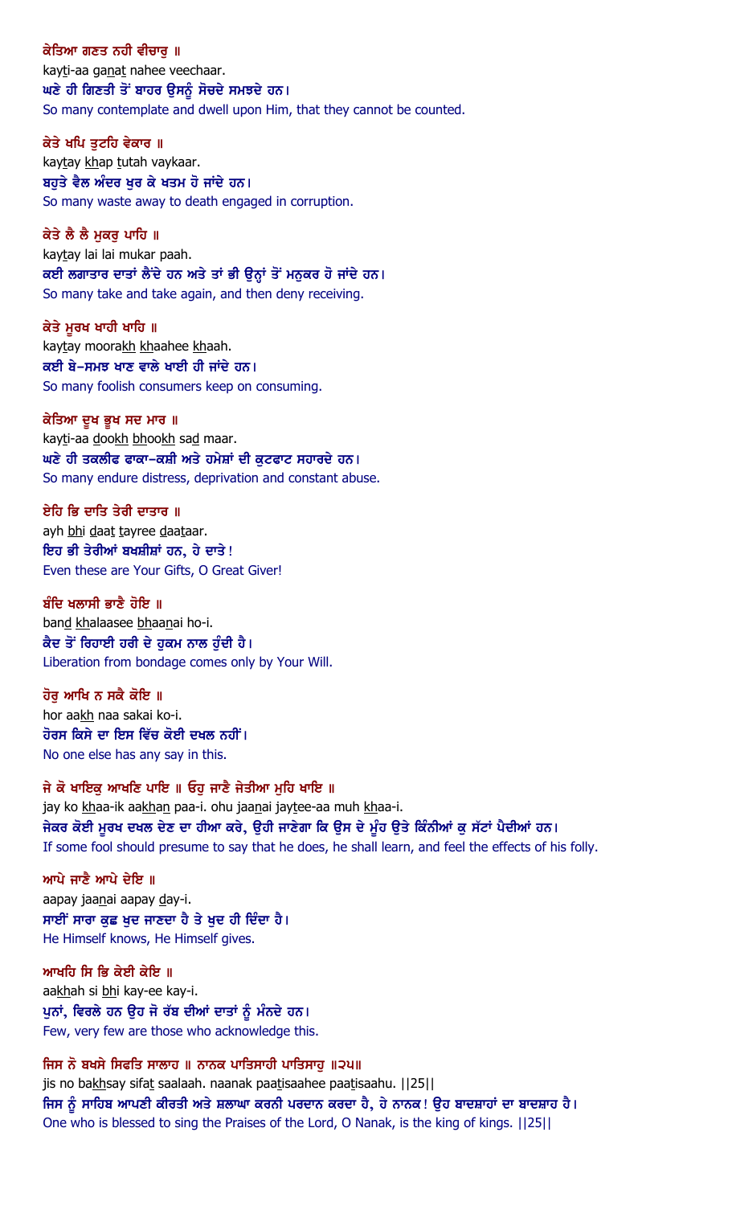ਕੇਤਿਆ ਗਣਤ ਨਹੀ ਵੀਚਾਰੁ ॥
kay<u>t</u>i-aa ga<u>n</u>a<u>t</u> nahee veechaar.
ਘਣੇ ਹੀ ਗਿਣਤੀ ਤੋਂ ਬਾਹਰ ਉਸਨੂੰ ਸੋਚਦੇ ਸਮਝਦੇ ਹਨ।
So many contemplate and dwell upon Him, that they cannot be counted.

ਕੇਤੇ ਖਪਿ ਤੁਟਹਿ ਵੇਕਾਰ ॥
kay<u>t</u>ay <u>kh</u>ap <u>t</u>utah vaykaar.
ਬਹੁਤੇ ਵੈਲ ਅੰਦਰ ਖੁਰ ਕੇ ਖਤਮ ਹੋ ਜਾਂਦੇ ਹਨ।
So many waste away to death engaged in corruption.

ਕੇਤੇ ਲੈ ਲੈ ਮੁਕਰੁ ਪਾਹਿ ॥
kay<u>t</u>ay lai lai mukar paah.
ਕਈ ਲਗਾਤਾਰ ਦਾਤਾਂ ਲੈਂਦੇ ਹਨ ਅਤੇ ਤਾਂ ਭੀ ਉਨ੍ਹਾਂ ਤੋਂ ਮਨੁਕਰ ਹੋ ਜਾਂਦੇ ਹਨ।
So many take and take again, and then deny receiving.

ਕੇਤੇ ਮੂਰਖ ਖਾਹੀ ਖਾਹਿ ॥
kay<u>t</u>ay moora<u>kh</u> <u>kh</u>aahee <u>kh</u>aah.
ਕਈ ਬੇ-ਸਮਝ ਖਾਣ ਵਾਲੇ ਖਾਈ ਹੀ ਜਾਂਦੇ ਹਨ।
So many foolish consumers keep on consuming.

ਕੇਤਿਆ ਦੂਖ ਭੂਖ ਸਦ ਮਾਰ ॥
kay<u>t</u>i-aa <u>d</u>oo<u>kh</u> <u>bh</u>oo<u>kh</u> sa<u>d</u> maar.
ਘਣੇ ਹੀ ਤਕਲੀਫ ਫਾਕਾ-ਕਸ਼ੀ ਅਤੇ ਹਮੇਸ਼ਾਂ ਦੀ ਕੁਟਫਾਟ ਸਹਾਰਦੇ ਹਨ।
So many endure distress, deprivation and constant abuse.

ਏਹਿ ਭਿ ਦਾਤਿ ਤੇਰੀ ਦਾਤਾਰ ॥
ayh <u>bh</u>i <u>d</u>aa<u>t</u> <u>t</u>ayree <u>d</u>aa<u>t</u>aar.
ਇਹ ਭੀ ਤੇਰੀਆਂ ਬਖਸ਼ੀਸ਼ਾਂ ਹਨ, ਹੇ ਦਾਤੇ!
Even these are Your Gifts, O Great Giver!

ਬੰਦਿ ਖਲਾਸੀ ਭਾਣੈ ਹੋਇ ॥
ban<u>d</u> <u>kh</u>alaasee <u>bh</u>aa<u>n</u>ai ho-i.
ਕੈਦ ਤੋਂ ਰਿਹਾਈ ਹਰੀ ਦੇ ਹੁਕਮ ਨਾਲ ਹੁੰਦੀ ਹੈ।
Liberation from bondage comes only by Your Will.

ਹੋਰੁ ਆਖਿ ਨ ਸਕੈ ਕੋਇ ॥
hor aa<u>kh</u> naa sakai ko-i.
ਹੋਰਸ ਕਿਸੇ ਦਾ ਇਸ ਵਿੱਚ ਕੋਈ ਦਖਲ ਨਹੀਂ।
No one else has any say in this.

ਜੇ ਕੋ ਖਾਇਕੁ ਆਖਣਿ ਪਾਇ ॥ ਓਹੁ ਜਾਣੈ ਜੇਤੀਆ ਮੁਹਿ ਖਾਇ ॥
jay ko <u>kh</u>aa-ik aa<u>kh</u>a<u>n</u> paa-i. ohu jaa<u>n</u>ai jay<u>t</u>ee-aa muh <u>kh</u>aa-i.
ਜੇਕਰ ਕੋਈ ਮੂਰਖ ਦਖਲ ਦੇਣ ਦਾ ਹੀਆ ਕਰੇ, ਉਹੀ ਜਾਣੇਗਾ ਕਿ ਉਸ ਦੇ ਮੂੰਹ ਉਤੇ ਕਿੰਨੀਆਂ ਕੁ ਸੱਟਾਂ ਪੈਦੀਆਂ ਹਨ।
If some fool should presume to say that he does, he shall learn, and feel the effects of his folly.

ਆਪੇ ਜਾਣੈ ਆਪੇ ਦੇਇ ॥
aapay jaa<u>n</u>ai aapay <u>d</u>ay-i.
ਸਾਈਂ ਸਾਰਾ ਕੁਛ ਖੁਦ ਜਾਣਦਾ ਹੈ ਤੇ ਖੁਦ ਹੀ ਦਿੰਦਾ ਹੈ।
He Himself knows, He Himself gives.

ਆਖਹਿ ਸਿ ਭਿ ਕੇਈ ਕੇਇ ॥
aa<u>kh</u>ah si <u>bh</u>i kay-ee kay-i.
ਪ੍ਰੰਤੂ, ਵਿਰਲੇ ਹਨ ਉਹ ਜੋ ਰੱਬ ਦੀਆਂ ਦਾਤਾਂ ਨੂੰ ਮੰਨਦੇ ਹਨ।
Few, very few are those who acknowledge this.

ਜਿਸ ਨੋ ਬਖਸੇ ਸਿਫਤਿ ਸਾਲਾਹ ॥ ਨਾਨਕ ਪਾਤਿਸਾਹੀ ਪਾਤਿਸਾਹੁ ॥੨੫॥
jis no ba<u>kh</u>say sifa<u>t</u> saalaah. naanak paa<u>t</u>isaahee paa<u>t</u>isaahu. ||25||
ਜਿਸ ਨੂੰ ਸਾਹਿਬ ਆਪਣੀ ਕੀਰਤੀ ਅਤੇ ਸ਼ਲਾਘਾ ਕਰਨੀ ਪਰਦਾਨ ਕਰਦਾ ਹੈ, ਹੇ ਨਾਨਕ! ਉਹ ਬਾਦਸ਼ਾਹਾਂ ਦਾ ਬਾਦਸ਼ਾਹ ਹੈ।
One who is blessed to sing the Praises of the Lord, O Nanak, is the king of kings. ||25||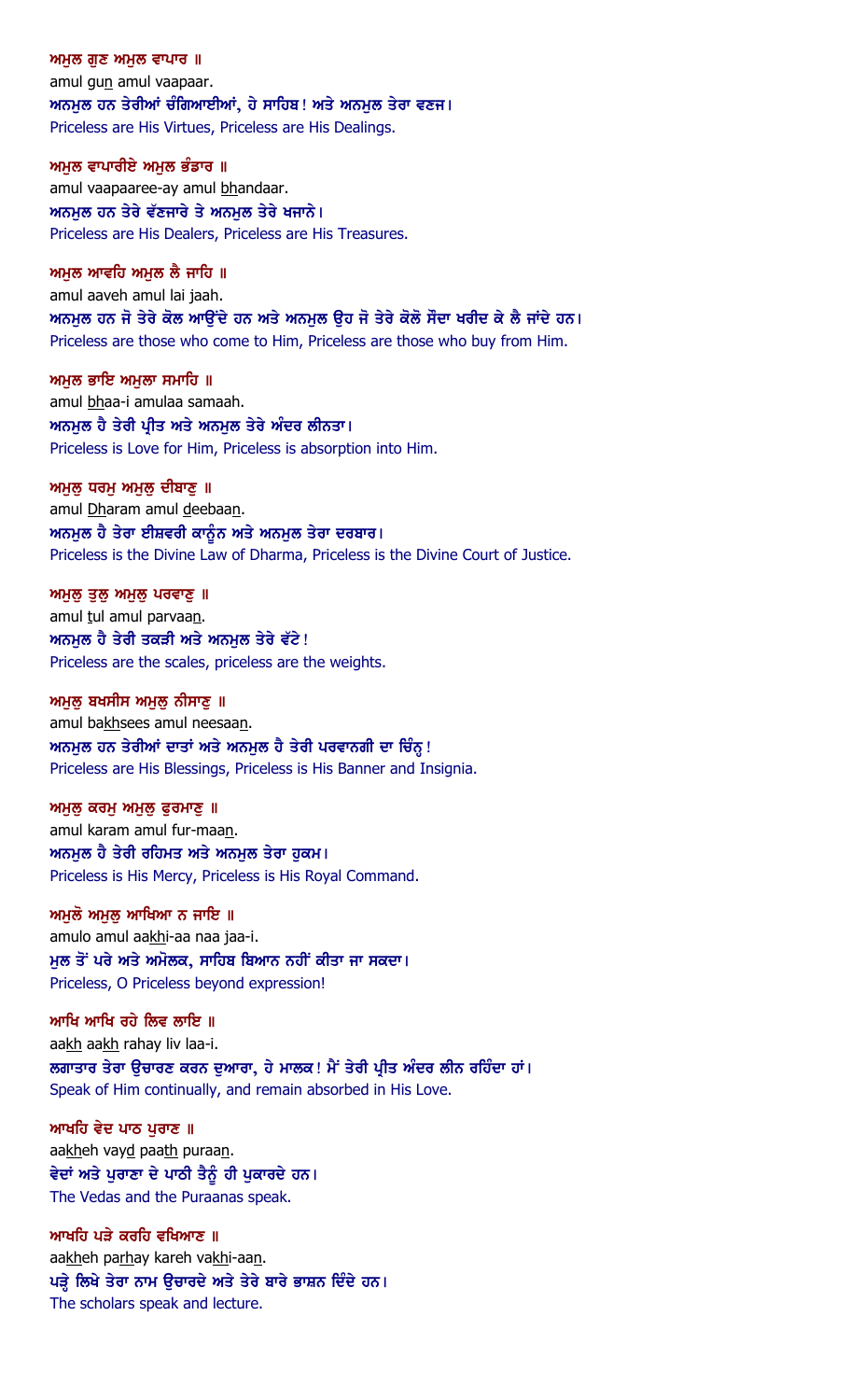**ਅਮੁਲ ਗੁਣ ਅਮੁਲ ਵਾਪਾਰ ॥**

amul gun amul vaapaar.

**ਅਨਮੁਲ ਹਨ ਤੇਰੀਆਂ ਚੰਗਿਆਈਆਂ, ਹੇ ਸਾਹਿਬ! ਅਤੇ ਅਨਮੁਲ ਤੇਰਾ ਵਣਜ।**

Priceless are His Virtues, Priceless are His Dealings.

**ਅਮੁਲ ਵਾਪਾਰੀਏ ਅਮੁਲ ਭੰਡਾਰ ॥**

amul vaapaaree-ay amul bhandaar.

**ਅਨਮੁਲ ਹਨ ਤੇਰੇ ਵੱਣਜਾਰੇ ਤੇ ਅਨਮੁਲ ਤੇਰੇ ਖਜਾਨੇ।**

Priceless are His Dealers, Priceless are His Treasures.

**ਅਮੁਲ ਆਵਹਿ ਅਮੁਲ ਲੈ ਜਾਹਿ ॥**

amul aaveh amul lai jaah.

**ਅਨਮੁਲ ਹਨ ਜੋ ਤੇਰੇ ਕੋਲ ਆਉਂਦੇ ਹਨ ਅਤੇ ਅਨਮੁਲ ਉਹ ਜੋ ਤੇਰੇ ਕੋਲੋ ਸੌਦਾ ਖਰੀਦ ਕੇ ਲੈ ਜਾਂਦੇ ਹਨ।**

Priceless are those who come to Him, Priceless are those who buy from Him.

**ਅਮੁਲ ਭਾਇ ਅਮੁਲਾ ਸਮਾਹਿ ॥**

amul bhaa-i amulaa samaah.

**ਅਨਮੁਲ ਹੈ ਤੇਰੀ ਪ੍ਰੀਤ ਅਤੇ ਅਨਮੁਲ ਤੇਰੇ ਅੰਦਰ ਲੀਨਤਾ।**

Priceless is Love for Him, Priceless is absorption into Him.

**ਅਮੁਲੁ ਧਰਮੁ ਅਮੁਲੁ ਦੀਬਾਣੁ ॥**

amul Dharam amul deebaan.

**ਅਨਮੁਲ ਹੈ ਤੇਰਾ ਈਸ਼ਵਰੀ ਕਾਨੂੰਨ ਅਤੇ ਅਨਮੁਲ ਤੇਰਾ ਦਰਬਾਰ।**

Priceless is the Divine Law of Dharma, Priceless is the Divine Court of Justice.

**ਅਮੁਲੁ ਤੁਲੁ ਅਮੁਲੁ ਪਰਵਾਣੁ ॥**

amul tul amul parvaan.

**ਅਨਮੁਲ ਹੈ ਤੇਰੀ ਤਕੜੀ ਅਤੇ ਅਨਮੁਲ ਤੇਰੇ ਵੱਟੇ!**

Priceless are the scales, priceless are the weights.

**ਅਮੁਲੁ ਬਖਸੀਸ ਅਮੁਲੁ ਨੀਸਾਣੁ ॥**

amul bakhsees amul neesaan.

**ਅਨਮੁਲ ਹਨ ਤੇਰੀਆਂ ਦਾਤਾਂ ਅਤੇ ਅਨਮੁਲ ਹੈ ਤੇਰੀ ਪਰਵਾਨਗੀ ਦਾ ਚਿੰਨ੍ਹ!**

Priceless are His Blessings, Priceless is His Banner and Insignia.

**ਅਮੁਲੁ ਕਰਮੁ ਅਮੁਲੁ ਫੁਰਮਾਣੁ ॥**

amul karam amul fur-maan.

**ਅਨਮੁਲ ਹੈ ਤੇਰੀ ਰਹਿਮਤ ਅਤੇ ਅਨਮੁਲ ਤੇਰਾ ਹੁਕਮ।**

Priceless is His Mercy, Priceless is His Royal Command.

**ਅਮੁਲੋ ਅਮੁਲੁ ਆਖਿਆ ਨ ਜਾਇ ॥**

amulo amul aakhi-aa naa jaa-i.

**ਮੁਲ ਤੋਂ ਪਰੇ ਅਤੇ ਅਮੋਲਕ, ਸਾਹਿਬ ਬਿਆਨ ਨਹੀਂ ਕੀਤਾ ਜਾ ਸਕਦਾ।**

Priceless, O Priceless beyond expression!

**ਆਖਿ ਆਖਿ ਰਹੇ ਲਿਵ ਲਾਇ ॥**

aakh aakh rahay liv laa-i.

**ਲਗਾਤਾਰ ਤੇਰਾ ਉਚਾਰਣ ਕਰਨ ਦੁਆਰਾ, ਹੇ ਮਾਲਕ! ਮੈਂ ਤੇਰੀ ਪ੍ਰੀਤ ਅੰਦਰ ਲੀਨ ਰਹਿੰਦਾ ਹਾਂ।**

Speak of Him continually, and remain absorbed in His Love.

**ਆਖਹਿ ਵੇਦ ਪਾਠ ਪੁਰਾਣ ॥**

aakheh vayd paath puraan.

**ਵੇਦਾਂ ਅਤੇ ਪੁਰਾਣਾ ਦੇ ਪਾਠੀ ਤੈਨੂੰ ਹੀ ਪੁਕਾਰਦੇ ਹਨ।**

The Vedas and the Puraanas speak.

**ਆਖਹਿ ਪੜੇ ਕਰਹਿ ਵਖਿਆਣ ॥**

aakheh parhay kareh vakhi-aan.

**ਪੜ੍ਹੇ ਲਿਖੇ ਤੇਰਾ ਨਾਮ ਉਚਾਰਦੇ ਅਤੇ ਤੇਰੇ ਬਾਰੇ ਭਾਸ਼ਨ ਦਿੰਦੇ ਹਨ।**

The scholars speak and lecture.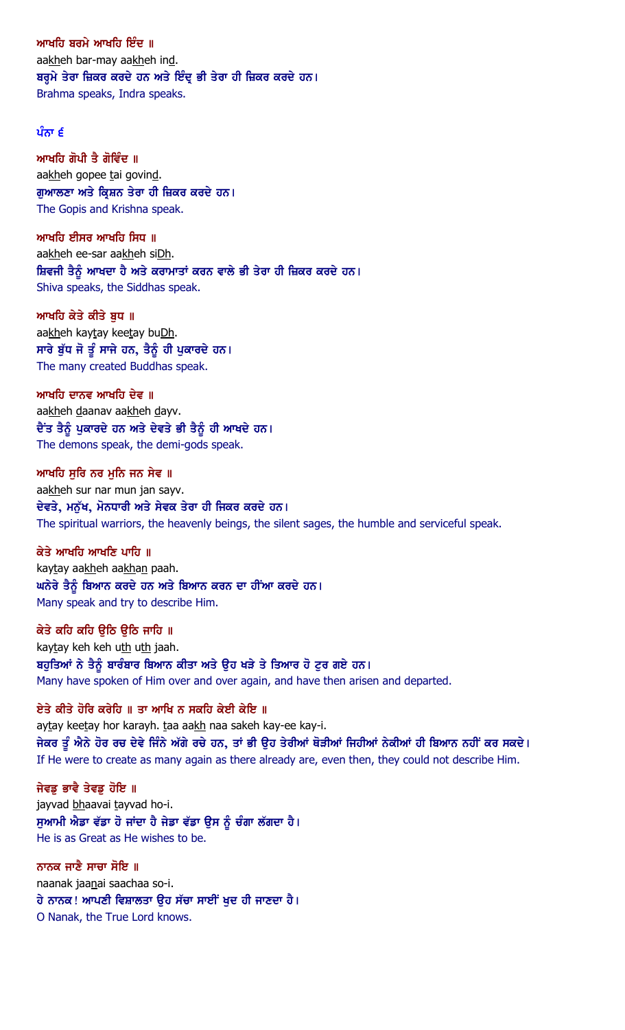ਆਖਹਿ ਬਰਮੇ ਆਖਹਿ ਇੰਦ ॥

aakheh bar-may aakheh ind.

ਬ੍ਰਹਮੇ ਤੇਰਾ ਜ਼ਿਕਰ ਕਰਦੇ ਹਨ ਅਤੇ ਇੰਦ੍ਰ ਭੀ ਤੇਰਾ ਹੀ ਜ਼ਿਕਰ ਕਰਦੇ ਹਨ।

Brahma speaks, Indra speaks.

ਪੰਨਾ ੬

ਆਖਹਿ ਗੋਪੀ ਤੈ ਗੋਵਿੰਦ ॥

aakheh gopee tai govind.

ਗੁਆਲਣਾ ਅਤੇ ਕ੍ਰਿਸ਼ਨ ਤੇਰਾ ਹੀ ਜ਼ਿਕਰ ਕਰਦੇ ਹਨ।

The Gopis and Krishna speak.

ਆਖਹਿ ਈਸਰ ਆਖਹਿ ਸਿਧ ॥

aakheh ee-sar aakheh siDh.

ਸ਼ਿਵਜੀ ਤੈਨੂੰ ਆਖਦਾ ਹੈ ਅਤੇ ਕਰਾਮਾਤਾਂ ਕਰਨ ਵਾਲੇ ਭੀ ਤੇਰਾ ਹੀ ਜ਼ਿਕਰ ਕਰਦੇ ਹਨ।

Shiva speaks, the Siddhas speak.

ਆਖਹਿ ਕੇਤੇ ਕੀਤੇ ਬੁਧ ॥

aakheh kaytay keetay buDh.

ਸਾਰੇ ਬੁੱਧ ਜੋ ਤੂੰ ਸਾਜੇ ਹਨ, ਤੈਨੂੰ ਹੀ ਪੁਕਾਰਦੇ ਹਨ।

The many created Buddhas speak.

ਆਖਹਿ ਦਾਨਵ ਆਖਹਿ ਦੇਵ ॥

aakheh daanav aakheh dayv.

ਦੈਂਤ ਤੈਨੂੰ ਪੁਕਾਰਦੇ ਹਨ ਅਤੇ ਦੇਵਤੇ ਭੀ ਤੈਨੂੰ ਹੀ ਆਖਦੇ ਹਨ।

The demons speak, the demi-gods speak.

ਆਖਹਿ ਸੁਰਿ ਨਰ ਮੁਨਿ ਜਨ ਸੇਵ ॥

aakheh sur nar mun jan sayv.

ਦੇਵਤੇ, ਮਨੁੱਖ, ਮੋਨਧਾਰੀ ਅਤੇ ਸੇਵਕ ਤੇਰਾ ਹੀ ਜਿਕਰ ਕਰਦੇ ਹਨ।

The spiritual warriors, the heavenly beings, the silent sages, the humble and serviceful speak.

ਕੇਤੇ ਆਖਹਿ ਆਖਣਿ ਪਾਹਿ ॥

kaytay aakheh aakhan paah.

ਘਨੇਰੇ ਤੈਨੂੰ ਬਿਆਨ ਕਰਦੇ ਹਨ ਅਤੇ ਬਿਆਨ ਕਰਨ ਦਾ ਹੀਂਆ ਕਰਦੇ ਹਨ।

Many speak and try to describe Him.

ਕੇਤੇ ਕਹਿ ਕਹਿ ਉਠਿ ਉਠਿ ਜਾਹਿ ॥

kaytay keh keh uth uth jaah.

ਬਹੁਤਿਆਂ ਨੇ ਤੈਨੂੰ ਬਾਰੰਬਾਰ ਬਿਆਨ ਕੀਤਾ ਅਤੇ ਉਹ ਖੜੇ ਤੇ ਤਿਆਰ ਹੋ ਟੁਰ ਗਏ ਹਨ।

Many have spoken of Him over and over again, and have then arisen and departed.

ਏਤੇ ਕੀਤੇ ਹੋਰਿ ਕਰੇਹਿ ॥ ਤਾ ਆਖਿ ਨ ਸਕਹਿ ਕੇਈ ਕੇਇ ॥

aytay keetay hor karayh. taa aakh naa sakeh kay-ee kay-i.

ਜੇਕਰ ਤੂੰ ਐਨੇ ਹੋਰ ਰਚ ਦੇਵੇ ਜਿੰਨੇ ਅੱਗੇ ਰਚੇ ਹਨ, ਤਾਂ ਭੀ ਉਹ ਤੇਰੀਆਂ ਥੋੜੀਆਂ ਜਿਹੀਆਂ ਨੇਕੀਆਂ ਹੀ ਬਿਆਨ ਨਹੀਂ ਕਰ ਸਕਦੇ।

If He were to create as many again as there already are, even then, they could not describe Him.

ਜੇਵਡੁ ਭਾਵੈ ਤੇਵਡੁ ਹੋਇ ॥

jayvad bhaavai tayvad ho-i.

ਸੁਆਮੀ ਐਡਾ ਵੱਡਾ ਹੋ ਜਾਂਦਾ ਹੈ ਜੇਡਾ ਵੱਡਾ ਉਸ ਨੂੰ ਚੰਗਾ ਲੱਗਦਾ ਹੈ।

He is as Great as He wishes to be.

ਨਾਨਕ ਜਾਣੈ ਸਾਚਾ ਸੋਇ ॥

naanak jaanai saachaa so-i.

ਹੇ ਨਾਨਕ! ਆਪਣੀ ਵਿਸ਼ਾਲਤਾ ਉਹ ਸੱਚਾ ਸਾਈਂ ਖੁਦ ਹੀ ਜਾਣਦਾ ਹੈ।

O Nanak, the True Lord knows.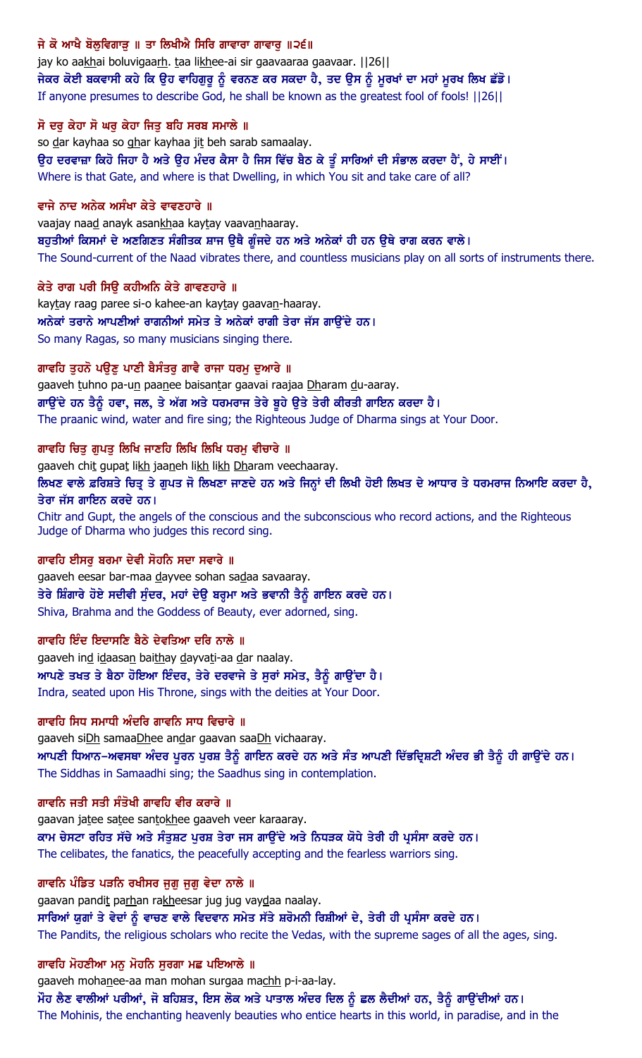ਜੇ ਕੋ ਆਖੈ ਬੋਲੁਵਿਗਾੜੁ ॥ ਤਾ ਲਿਖੀਐ ਸਿਰਿ ਗਾਵਾਰਾ ਗਾਵਾਰੁ ॥੨੬॥

jay ko aakhai boluvigaarh. taa likhee-ai sir gaavaaraa gaavaar. ||26||

ਜੇਕਰ ਕੋਈ ਬਕਵਾਸੀ ਕਹੇ ਕਿ ਉਹ ਵਾਹਿਗੁਰੂ ਨੂੰ ਵਰਨਣ ਕਰ ਸਕਦਾ ਹੈ, ਤਦ ਉਸ ਨੂੰ ਮੂਰਖਾਂ ਦਾ ਮਹਾਂ ਮੂਰਖ ਲਿਖ ਛੱਡੋ।

If anyone presumes to describe God, he shall be known as the greatest fool of fools! ||26||

ਸੋ ਦਰੁ ਕੇਹਾ ਸੋ ਘਰੁ ਕੇਹਾ ਜਿਤੁ ਬਹਿ ਸਰਬ ਸਮਾਲੇ ॥

so dar kayhaa so ghar kayhaa jit beh sarab samaalay.

ਉਹ ਦਰਵਾਜ਼ਾ ਕਿਹੋ ਜਿਹਾ ਹੈ ਅਤੇ ਉਹ ਮੰਦਰ ਕੈਸਾ ਹੈ ਜਿਸ ਵਿੱਚ ਬੈਠ ਕੇ ਤੂੰ ਸਾਰਿਆਂ ਦੀ ਸੰਭਾਲ ਕਰਦਾ ਹੈਂ, ਹੇ ਸਾਈਂ।

Where is that Gate, and where is that Dwelling, in which You sit and take care of all?

ਵਾਜੇ ਨਾਦ ਅਨੇਕ ਅਸੰਖਾ ਕੇਤੇ ਵਾਵਣਹਾਰੇ ॥

vaajay naad anayk asankhaa kaytay vaavanhaaray.

ਬਹੁਤੀਆਂ ਕਿਸਮਾਂ ਦੇ ਅਣਗਿਣਤ ਸੰਗੀਤਕ ਸ਼ਾਜ ਉਥੈ ਗੂੰਜਦੇ ਹਨ ਅਤੇ ਅਨੇਕਾਂ ਹੀ ਹਨ ਉਥੇ ਰਾਗ ਕਰਨ ਵਾਲੇ।

The Sound-current of the Naad vibrates there, and countless musicians play on all sorts of instruments there.

ਕੇਤੇ ਰਾਗ ਪਰੀ ਸਿਉ ਕਹੀਅਨਿ ਕੇਤੇ ਗਾਵਣਹਾਰੇ ॥

kaytay raag paree si-o kahee-an kaytay gaavan-haaray.

ਅਨੇਕਾਂ ਤਰਾਨੇ ਆਪਣੀਆਂ ਰਾਗਨੀਆਂ ਸਮੇਤ ਤੇ ਅਨੇਕਾਂ ਰਾਗੀ ਤੇਰਾ ਜੱਸ ਗਾਉਂਦੇ ਹਨ।

So many Ragas, so many musicians singing there.

ਗਾਵਹਿ ਤੁਹਨੋ ਪਉਣੁ ਪਾਣੀ ਬੈਸੰਤਰੁ ਗਾਵੈ ਰਾਜਾ ਧਰਮੁ ਦੁਆਰੇ ॥

gaaveh tuhno pa-un paanee baisantar gaavai raajaa Dharam du-aaray.

ਗਾਉਂਦੇ ਹਨ ਤੈਨੂੰ ਹਵਾ, ਜਲ, ਤੇ ਅੱਗ ਅਤੇ ਧਰਮਰਾਜ ਤੇਰੇ ਬੂਹੇ ਉਤੇ ਤੇਰੀ ਕੀਰਤੀ ਗਾਇਨ ਕਰਦਾ ਹੈ।

The praanic wind, water and fire sing; the Righteous Judge of Dharma sings at Your Door.

ਗਾਵਹਿ ਚਿਤੁ ਗੁਪਤੁ ਲਿਖਿ ਜਾਣਹਿ ਲਿਖਿ ਲਿਖਿ ਧਰਮੁ ਵੀਚਾਰੇ ॥

gaaveh chit gupat likh jaaneh likh likh Dharam veechaaray.

ਲਿਖਣ ਵਾਲੇ ਫ਼ਰਿਸ਼ਤੇ ਚਿਤ੍ਰ ਤੇ ਗੁਪਤ ਜੋ ਲਿਖਣਾ ਜਾਣਦੇ ਹਨ ਅਤੇ ਜਿਨ੍ਹਾਂ ਦੀ ਲਿਖੀ ਹੋਈ ਲਿਖਤ ਦੇ ਆਧਾਰ ਤੇ ਧਰਮਰਾਜ ਨਿਆਇ ਕਰਦਾ ਹੈ, ਤੇਰਾ ਜੱਸ ਗਾਇਨ ਕਰਦੇ ਹਨ।

Chitr and Gupt, the angels of the conscious and the subconscious who record actions, and the Righteous Judge of Dharma who judges this record sing.

ਗਾਵਹਿ ਈਸਰੁ ਬਰਮਾ ਦੇਵੀ ਸੋਹਨਿ ਸਦਾ ਸਵਾਰੇ ॥

gaaveh eesar bar-maa dayvee sohan sadaa savaaray.

ਤੇਰੇ ਸ਼ਿੰਗਾਰੇ ਹੋਏ ਸਦੀਵੀ ਸੁੰਦਰ, ਮਹਾਂ ਦੇਉ ਬ੍ਰਹਮਾ ਅਤੇ ਭਵਾਨੀ ਤੈਨੂੰ ਗਾਇਨ ਕਰਦੇ ਹਨ।

Shiva, Brahma and the Goddess of Beauty, ever adorned, sing.

ਗਾਵਹਿ ਇੰਦ ਇਦਾਸਣਿ ਬੈਠੇ ਦੇਵਤਿਆ ਦਰਿ ਨਾਲੇ ॥

gaaveh ind idaasan baithay dayvati-aa dar naalay.

ਆਪਣੇ ਤਖ਼ਤ ਤੇ ਬੈਠਾ ਹੋਇਆ ਇੰਦਰ, ਤੇਰੇ ਦਰਵਾਜੇ ਤੇ ਸੁਰਾਂ ਸਮੇਤ, ਤੈਨੂੰ ਗਾਉਂਦਾ ਹੈ।

Indra, seated upon His Throne, sings with the deities at Your Door.

ਗਾਵਹਿ ਸਿਧ ਸਮਾਧੀ ਅੰਦਰਿ ਗਾਵਨਿ ਸਾਧ ਵਿਚਾਰੇ ॥

gaaveh siDh samaaDhee andar gaavan saaDh vichaaray.

ਆਪਣੀ ਧਿਆਨ-ਅਵਸਥਾ ਅੰਦਰ ਪੂਰਨ ਪੁਰਸ਼ ਤੈਨੂੰ ਗਾਇਨ ਕਰਦੇ ਹਨ ਅਤੇ ਸੰਤ ਆਪਣੀ ਦਿੱਭਦ੍ਰਿਸ਼ਟੀ ਅੰਦਰ ਭੀ ਤੈਨੂੰ ਹੀ ਗਾਉਂਦੇ ਹਨ।

The Siddhas in Samaadhi sing; the Saadhus sing in contemplation.

ਗਾਵਨਿ ਜਤੀ ਸਤੀ ਸੰਤੋਖੀ ਗਾਵਹਿ ਵੀਰ ਕਰਾਰੇ ॥

gaavan jatee satee santokhee gaaveh veer karaaray.

ਕਾਮ ਚੇਸ਼ਟਾ ਰਹਿਤ ਸੱਚੇ ਅਤੇ ਸੰਤੁਸ਼ਟ ਪੁਰਸ਼ ਤੇਰਾ ਜਸ ਗਾਉਂਦੇ ਅਤੇ ਨਿਧੜਕ ਯੋਧੇ ਤੇਰੀ ਹੀ ਪ੍ਰਸੰਸਾ ਕਰਦੇ ਹਨ।

The celibates, the fanatics, the peacefully accepting and the fearless warriors sing.

ਗਾਵਨਿ ਪੰਡਿਤ ਪੜਨਿ ਰਖੀਸਰ ਜੁਗੁ ਜੁਗੁ ਵੇਦਾ ਨਾਲੇ ॥

gaavan pandit parhan rakheesar jug jug vaydaa naalay.

ਸਾਰਿਆਂ ਯੁਗਾਂ ਤੇ ਵੇਦਾਂ ਨੂੰ ਵਾਚਣ ਵਾਲੇ ਵਿਦਵਾਨ ਸਮੇਤ ਸੱਤੇ ਸ਼ਰੋਮਨੀ ਰਿਸ਼ੀਆਂ ਦੇ, ਤੇਰੀ ਹੀ ਪ੍ਰਸੰਸਾ ਕਰਦੇ ਹਨ।

The Pandits, the religious scholars who recite the Vedas, with the supreme sages of all the ages, sing.

ਗਾਵਹਿ ਮੋਹਣੀਆ ਮਨੁ ਮੋਹਨਿ ਸੁਰਗਾ ਮਛ ਪਇਆਲੇ ॥

gaaveh mohanee-aa man mohan surgaa machh p-i-aa-lay.

ਮੋਹ ਲੈਣ ਵਾਲੀਆਂ ਪਰੀਆਂ, ਜੋ ਬਹਿਸ਼ਤ, ਇਸ ਲੋਕ ਅਤੇ ਪਾਤਾਲ ਅੰਦਰ ਦਿਲ ਨੂੰ ਛਲ ਲੈਦੀਆਂ ਹਨ, ਤੈਨੂੰ ਗਾਉਂਦੀਆਂ ਹਨ।

The Mohinis, the enchanting heavenly beauties who entice hearts in this world, in paradise, and in the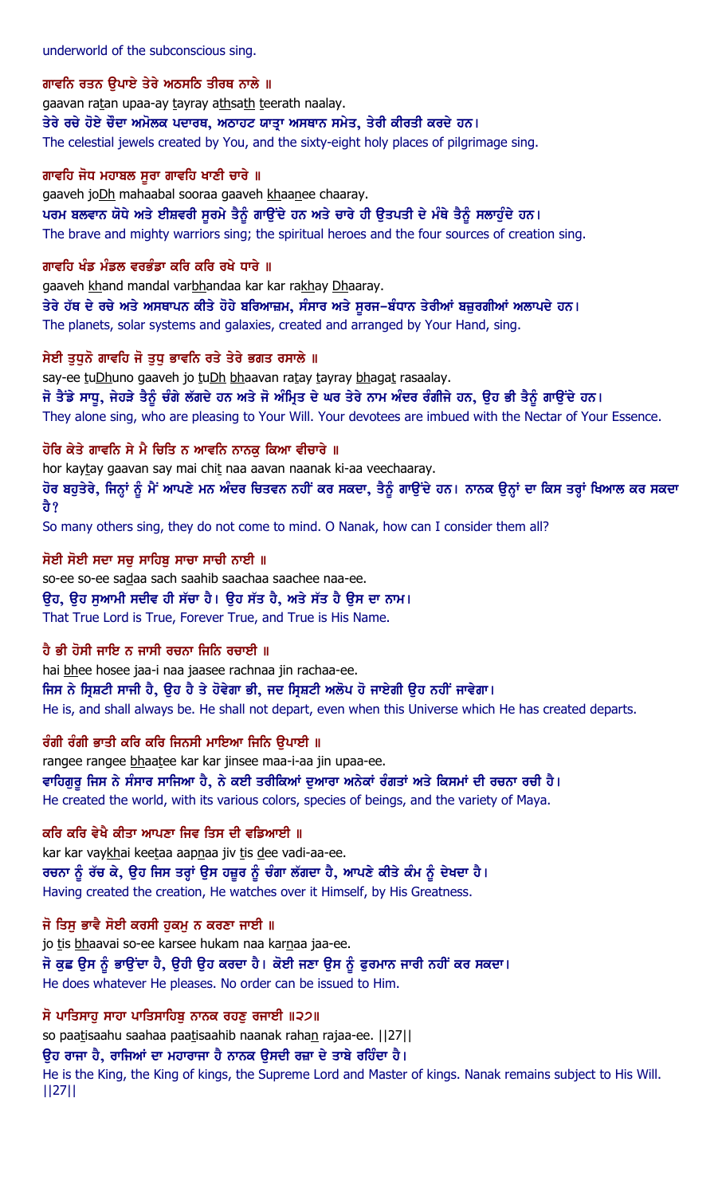underworld of the subconscious sing.

**ਗਾਵਨਿ ਰਤਨ ਉਪਾਏ ਤੇਰੇ ਅਠਸਠਿ ਤੀਰਥ ਨਾਲੇ ॥**

gaavan ratan upaa-ay tayray athsath teerath naalay.

ਤੇਰੇ ਰਚੇ ਹੋਏ ਚੌਦਾ ਅਮੋਲਕ ਪਦਾਰਥ, ਅਠਾਹਟ ਯਾਤ੍ਰਾ ਅਸਥਾਨ ਸਮੇਤ, ਤੇਰੀ ਕੀਰਤੀ ਕਰਦੇ ਹਨ।

The celestial jewels created by You, and the sixty-eight holy places of pilgrimage sing.

**ਗਾਵਹਿ ਜੋਧ ਮਹਾਬਲ ਸੂਰਾ ਗਾਵਹਿ ਖਾਣੀ ਚਾਰੇ ॥**

gaaveh joDh mahaabal sooraa gaaveh khaanee chaaray.

ਪਰਮ ਬਲਵਾਨ ਯੋਧੇ ਅਤੇ ਈਸ਼ਵਰੀ ਸੂਰਮੇ ਤੈਨੂੰ ਗਾਉਂਦੇ ਹਨ ਅਤੇ ਚਾਰੇ ਹੀ ਉਤਪਤੀ ਦੇ ਮੰਬੇ ਤੈਨੂੰ ਸਲਾਹੁੰਦੇ ਹਨ।

The brave and mighty warriors sing; the spiritual heroes and the four sources of creation sing.

**ਗਾਵਹਿ ਖੰਡ ਮੰਡਲ ਵਰਭੰਡਾ ਕਰਿ ਕਰਿ ਰਖੇ ਧਾਰੇ ॥**

gaaveh khand mandal varbhandaa kar kar rakhay Dhaaray.

ਤੇਰੇ ਹੱਥ ਦੇ ਰਚੇ ਅਤੇ ਅਸਥਾਪਨ ਕੀਤੇ ਹੋਏ ਬਰਿਆਜ਼ਮ, ਸੰਸਾਰ ਅਤੇ ਸੂਰਜ-ਬੰਧਾਨ ਤੇਰੀਆਂ ਬਜ਼ੁਰਗੀਆਂ ਅਲਾਪਦੇ ਹਨ।

The planets, solar systems and galaxies, created and arranged by Your Hand, sing.

**ਸੇਈ ਤੁਧੁਨੋ ਗਾਵਹਿ ਜੋ ਤੁਧੁ ਭਾਵਨਿ ਰਤੇ ਤੇਰੇ ਭਗਤ ਰਸਾਲੇ ॥**

say-ee tuDhuno gaaveh jo tuDh bhaavan ratay tayray bhagat rasaalay.

ਜੋ ਤੈਂਡੇ ਸਾਧੂ, ਜੇਹੜੇ ਤੈਨੂੰ ਚੰਗੇ ਲੱਗਦੇ ਹਨ ਅਤੇ ਜੋ ਅੰਮ੍ਰਿਤ ਦੇ ਘਰ ਤੇਰੇ ਨਾਮ ਅੰਦਰ ਰੰਗੀਜੇ ਹਨ, ਉਹ ਭੀ ਤੈਨੂੰ ਗਾਉਂਦੇ ਹਨ।

They alone sing, who are pleasing to Your Will. Your devotees are imbued with the Nectar of Your Essence.

**ਹੋਰਿ ਕੇਤੇ ਗਾਵਨਿ ਸੇ ਮੈ ਚਿਤਿ ਨ ਆਵਨਿ ਨਾਨਕੁ ਕਿਆ ਵੀਚਾਰੇ ॥**

hor kaytay gaavan say mai chit naa aavan naanak ki-aa veechaaray.

ਹੋਰ ਬਹੁਤੇਰੇ, ਜਿਨ੍ਹਾਂ ਨੂੰ ਮੈਂ ਆਪਣੇ ਮਨ ਅੰਦਰ ਚਿਤਵਨ ਨਹੀਂ ਕਰ ਸਕਦਾ, ਤੈਨੂੰ ਗਾਉਂਦੇ ਹਨ। ਨਾਨਕ ਉਨ੍ਹਾਂ ਦਾ ਕਿਸ ਤਰ੍ਹਾਂ ਖਿਆਲ ਕਰ ਸਕਦਾ ਹੈ?

So many others sing, they do not come to mind. O Nanak, how can I consider them all?

**ਸੋਈ ਸੋਈ ਸਦਾ ਸਚੁ ਸਾਹਿਬੁ ਸਾਚਾ ਸਾਚੀ ਨਾਈ ॥**

so-ee so-ee sadaa sach saahib saachaa saachee naa-ee.

ਉਹ, ਉਹ ਸੁਆਮੀ ਸਦੀਵ ਹੀ ਸੱਚਾ ਹੈ। ਉਹ ਸੱਤ ਹੈ, ਅਤੇ ਸੱਤ ਹੈ ਉਸ ਦਾ ਨਾਮ।

That True Lord is True, Forever True, and True is His Name.

**ਹੈ ਭੀ ਹੋਸੀ ਜਾਇ ਨ ਜਾਸੀ ਰਚਨਾ ਜਿਨਿ ਰਚਾਈ ॥**

hai bhee hosee jaa-i naa jaasee rachnaa jin rachaa-ee.

ਜਿਸ ਨੇ ਸ੍ਰਿਸ਼ਟੀ ਸਾਜੀ ਹੈ, ਉਹ ਹੈ ਤੇ ਹੋਵੇਗਾ ਭੀ, ਜਦ ਸ੍ਰਿਸ਼ਟੀ ਅਲੋਪ ਹੋ ਜਾਏਗੀ ਉਹ ਨਹੀਂ ਜਾਵੇਗਾ।

He is, and shall always be. He shall not depart, even when this Universe which He has created departs.

**ਰੰਗੀ ਰੰਗੀ ਭਾਤੀ ਕਰਿ ਕਰਿ ਜਿਨਸੀ ਮਾਇਆ ਜਿਨਿ ਉਪਾਈ ॥**

rangee rangee bhaatee kar kar jinsee maa-i-aa jin upaa-ee.

ਵਾਹਿਗੁਰੂ ਜਿਸ ਨੇ ਸੰਸਾਰ ਸਾਜਿਆ ਹੈ, ਨੇ ਕਈ ਤਰੀਕਿਆਂ ਦੁਆਰਾ ਅਨੇਕਾਂ ਰੰਗਤਾਂ ਅਤੇ ਕਿਸਮਾਂ ਦੀ ਰਚਨਾ ਰਚੀ ਹੈ।

He created the world, with its various colors, species of beings, and the variety of Maya.

**ਕਰਿ ਕਰਿ ਵੇਖੈ ਕੀਤਾ ਆਪਣਾ ਜਿਵ ਤਿਸ ਦੀ ਵਡਿਆਈ ॥**

kar kar vaykhai keetaa aapnaa jiv tis dee vadi-aa-ee.

ਰਚਨਾ ਨੂੰ ਰੱਚ ਕੇ, ਉਹ ਜਿਸ ਤਰ੍ਹਾਂ ਉਸ ਹਜ਼ੂਰ ਨੂੰ ਚੰਗਾ ਲੱਗਦਾ ਹੈ, ਆਪਣੇ ਕੀਤੇ ਕੰਮ ਨੂੰ ਦੇਖਦਾ ਹੈ।

Having created the creation, He watches over it Himself, by His Greatness.

**ਜੋ ਤਿਸੁ ਭਾਵੈ ਸੋਈ ਕਰਸੀ ਹੁਕਮੁ ਨ ਕਰਣਾ ਜਾਈ ॥**

jo tis bhaavai so-ee karsee hukam naa karnaa jaa-ee.

ਜੋ ਕੁਛ ਉਸ ਨੂੰ ਭਾਉਂਦਾ ਹੈ, ਉਹੀ ਉਹ ਕਰਦਾ ਹੈ। ਕੋਈ ਜਣਾ ਉਸ ਨੂੰ ਫੁਰਮਾਨ ਜਾਰੀ ਨਹੀਂ ਕਰ ਸਕਦਾ।

He does whatever He pleases. No order can be issued to Him.

**ਸੋ ਪਾਤਿਸਾਹੁ ਸਾਹਾ ਪਾਤਿਸਾਹਿਬੁ ਨਾਨਕ ਰਹਣੁ ਰਜਾਈ ॥੨੭॥**

so paatisaahu saahaa paatisaahib naanak rahan rajaa-ee. ||27||

ਉਹ ਰਾਜਾ ਹੈ, ਰਾਜਿਆਂ ਦਾ ਮਹਾਰਾਜਾ ਹੈ ਨਾਨਕ ਉਸਦੀ ਰਜ਼ਾ ਦੇ ਤਾਬੇ ਰਹਿੰਦਾ ਹੈ।

He is the King, the King of kings, the Supreme Lord and Master of kings. Nanak remains subject to His Will. ||27||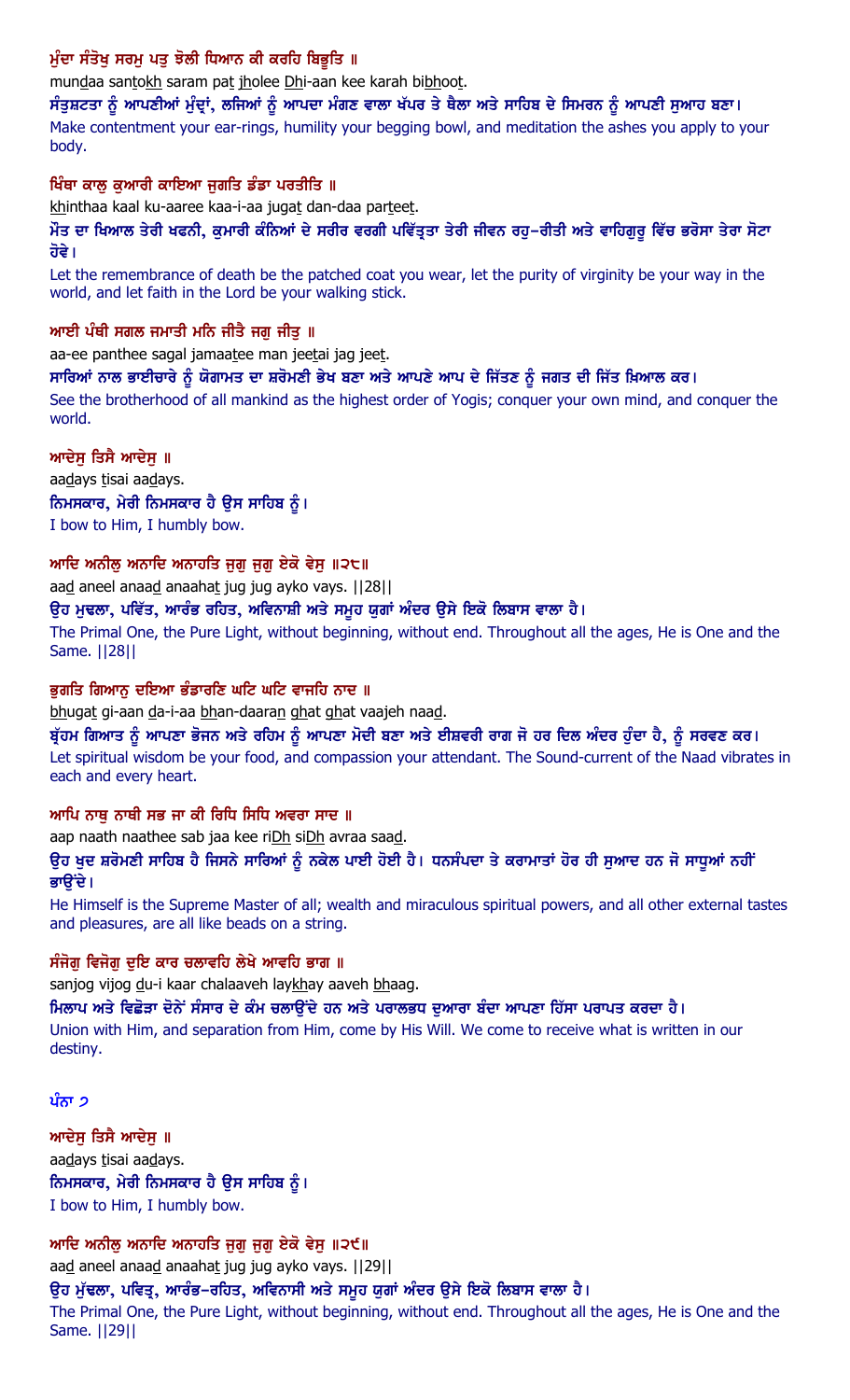**ਮੁੰਦਾ ਸੰਤੋਖੁ ਸਰਮੁ ਪਤੁ ਝੋਲੀ ਧਿਆਨ ਕੀ ਕਰਹਿ ਬਿਭੂਤਿ ॥**

mundaa santokh saram pat jholee Dhi-aan kee karah bibhoot.

**ਸੰਤੁਸ਼ਟਤਾ ਨੂੰ ਆਪਣੀਆਂ ਮੁੰਦ੍ਰਾਂ, ਲਜਿਆਂ ਨੂੰ ਆਪਦਾ ਮੰਗਣ ਵਾਲਾ ਖੱਪਰ ਤੇ ਥੈਲਾ ਅਤੇ ਸਾਹਿਬ ਦੇ ਸਿਮਰਨ ਨੂੰ ਆਪਣੀ ਸੁਆਹ ਬਣਾ।**

Make contentment your ear-rings, humility your begging bowl, and meditation the ashes you apply to your body.

**ਖਿੰਥਾ ਕਾਲੁ ਕੁਆਰੀ ਕਾਇਆ ਜੁਗਤਿ ਡੰਡਾ ਪਰਤੀਤਿ ॥**

khinthaa kaal ku-aaree kaa-i-aa jugat dan-daa parteet.

**ਮੌਤ ਦਾ ਖਿਆਲ ਤੇਰੀ ਖਫਨੀ, ਕੁਮਾਰੀ ਕੰਨਿਆਂ ਦੇ ਸਰੀਰ ਵਰਗੀ ਪਵਿੱਤ੍ਰਤਾ ਤੇਰੀ ਜੀਵਨ ਰਹੁ-ਰੀਤੀ ਅਤੇ ਵਾਹਿਗੁਰੂ ਵਿੱਚ ਭਰੋਸਾ ਤੇਰਾ ਸੋਟਾ ਹੋਵੇ।**

Let the remembrance of death be the patched coat you wear, let the purity of virginity be your way in the world, and let faith in the Lord be your walking stick.

**ਆਈ ਪੰਥੀ ਸਗਲ ਜਮਾਤੀ ਮਨਿ ਜੀਤੈ ਜਗੁ ਜੀਤੁ ॥**

aa-ee panthee sagal jamaatee man jeetai jag jeet.

**ਸਾਰਿਆਂ ਨਾਲ ਭਾਈਚਾਰੇ ਨੂੰ ਯੋਗਮਤ ਦਾ ਸ਼ਰੋਮਣੀ ਭੇਖ ਬਣਾ ਅਤੇ ਆਪਣੇ ਆਪ ਦੇ ਜਿੱਤਣ ਨੂੰ ਜਗਤ ਦੀ ਜਿੱਤ ਖ਼ਿਆਲ ਕਰ।**

See the brotherhood of all mankind as the highest order of Yogis; conquer your own mind, and conquer the world.

**ਆਦੇਸੁ ਤਿਸੈ ਆਦੇਸੁ ॥**

aadays tisai aadays.

**ਨਿਮਸਕਾਰ, ਮੇਰੀ ਨਿਮਸਕਾਰ ਹੈ ਉਸ ਸਾਹਿਬ ਨੂੰ।**

I bow to Him, I humbly bow.

**ਆਦਿ ਅਨੀਲੁ ਅਨਾਦਿ ਅਨਾਹਤਿ ਜੁਗੁ ਜੁਗੁ ਏਕੋ ਵੇਸੁ ॥੨੮॥**

aad aneel anaad anaahat jug jug ayko vays. ||28||

**ਉਹ ਮੁਢਲਾ, ਪਵਿੱਤ, ਆਰੰਭ ਰਹਿਤ, ਅਵਿਨਾਸ਼ੀ ਅਤੇ ਸਮੂਹ ਯੁਗਾਂ ਅੰਦਰ ਉਸੇ ਇਕੋ ਲਿਬਾਸ ਵਾਲਾ ਹੈ।**

The Primal One, the Pure Light, without beginning, without end. Throughout all the ages, He is One and the Same. ||28||

**ਭੁਗਤਿ ਗਿਆਨੁ ਦਇਆ ਭੰਡਾਰਣਿ ਘਟਿ ਘਟਿ ਵਾਜਹਿ ਨਾਦ ॥**

bhugat gi-aan da-i-aa bhan-daaran ghat ghat vaajeh naad.

**ਬ੍ਰੱਹਮ ਗਿਆਤ ਨੂੰ ਆਪਣਾ ਭੋਜਨ ਅਤੇ ਰਹਿਮ ਨੂੰ ਆਪਣਾ ਮੋਦੀ ਬਣਾ ਅਤੇ ਈਸ਼ਵਰੀ ਰਾਗ ਜੋ ਹਰ ਦਿਲ ਅੰਦਰ ਹੁੰਦਾ ਹੈ, ਨੂੰ ਸਰਵਣ ਕਰ।**

Let spiritual wisdom be your food, and compassion your attendant. The Sound-current of the Naad vibrates in each and every heart.

**ਆਪਿ ਨਾਥੁ ਨਾਥੀ ਸਭ ਜਾ ਕੀ ਰਿਧਿ ਸਿਧਿ ਅਵਰਾ ਸਾਦ ॥**

aap naath naathee sab jaa kee riDh siDh avraa saad.

**ਉਹ ਖੁਦ ਸ਼ਰੋਮਣੀ ਸਾਹਿਬ ਹੈ ਜਿਸਨੇ ਸਾਰਿਆਂ ਨੂੰ ਨਕੇਲ ਪਾਈ ਹੋਈ ਹੈ। ਧਨਸੰਪਦਾ ਤੇ ਕਰਾਮਾਤਾਂ ਹੋਰ ਹੀ ਸੁਆਦ ਹਨ ਜੋ ਸਾਧੂਆਂ ਨਹੀਂ ਭਾਉਂਦੇ।**

He Himself is the Supreme Master of all; wealth and miraculous spiritual powers, and all other external tastes and pleasures, are all like beads on a string.

**ਸੰਜੋਗੁ ਵਿਜੋਗੁ ਦੁਇ ਕਾਰ ਚਲਾਵਹਿ ਲੇਖੇ ਆਵਹਿ ਭਾਗ ॥**

sanjog vijog du-i kaar chalaaveh laykhay aaveh bhaag.

**ਮਿਲਾਪ ਅਤੇ ਵਿਛੋੜਾ ਦੋਨੇਂ ਸੰਸਾਰ ਦੇ ਕੰਮ ਚਲਾਉਂਦੇ ਹਨ ਅਤੇ ਪਰਾਲਭਧ ਦੁਆਰਾ ਬੰਦਾ ਆਪਣਾ ਹਿੱਸਾ ਪਰਾਪਤ ਕਰਦਾ ਹੈ।**

Union with Him, and separation from Him, come by His Will. We come to receive what is written in our destiny.

**ਪੰਨਾ ੭**

**ਆਦੇਸੁ ਤਿਸੈ ਆਦੇਸੁ ॥**

aadays tisai aadays.

**ਨਿਮਸਕਾਰ, ਮੇਰੀ ਨਿਮਸਕਾਰ ਹੈ ਉਸ ਸਾਹਿਬ ਨੂੰ।**

I bow to Him, I humbly bow.

**ਆਦਿ ਅਨੀਲੁ ਅਨਾਦਿ ਅਨਾਹਤਿ ਜੁਗੁ ਜੁਗੁ ਏਕੋ ਵੇਸੁ ॥੨੯॥**

aad aneel anaad anaahat jug jug ayko vays. ||29||

**ਉਹ ਮੁੱਢਲਾ, ਪਵਿਤ੍ਰ, ਆਰੰਭ-ਰਹਿਤ, ਅਵਿਨਾਸੀ ਅਤੇ ਸਮੂਹ ਯੁਗਾਂ ਅੰਦਰ ਉਸੇ ਇਕੋ ਲਿਬਾਸ ਵਾਲਾ ਹੈ।**

The Primal One, the Pure Light, without beginning, without end. Throughout all the ages, He is One and the Same. ||29||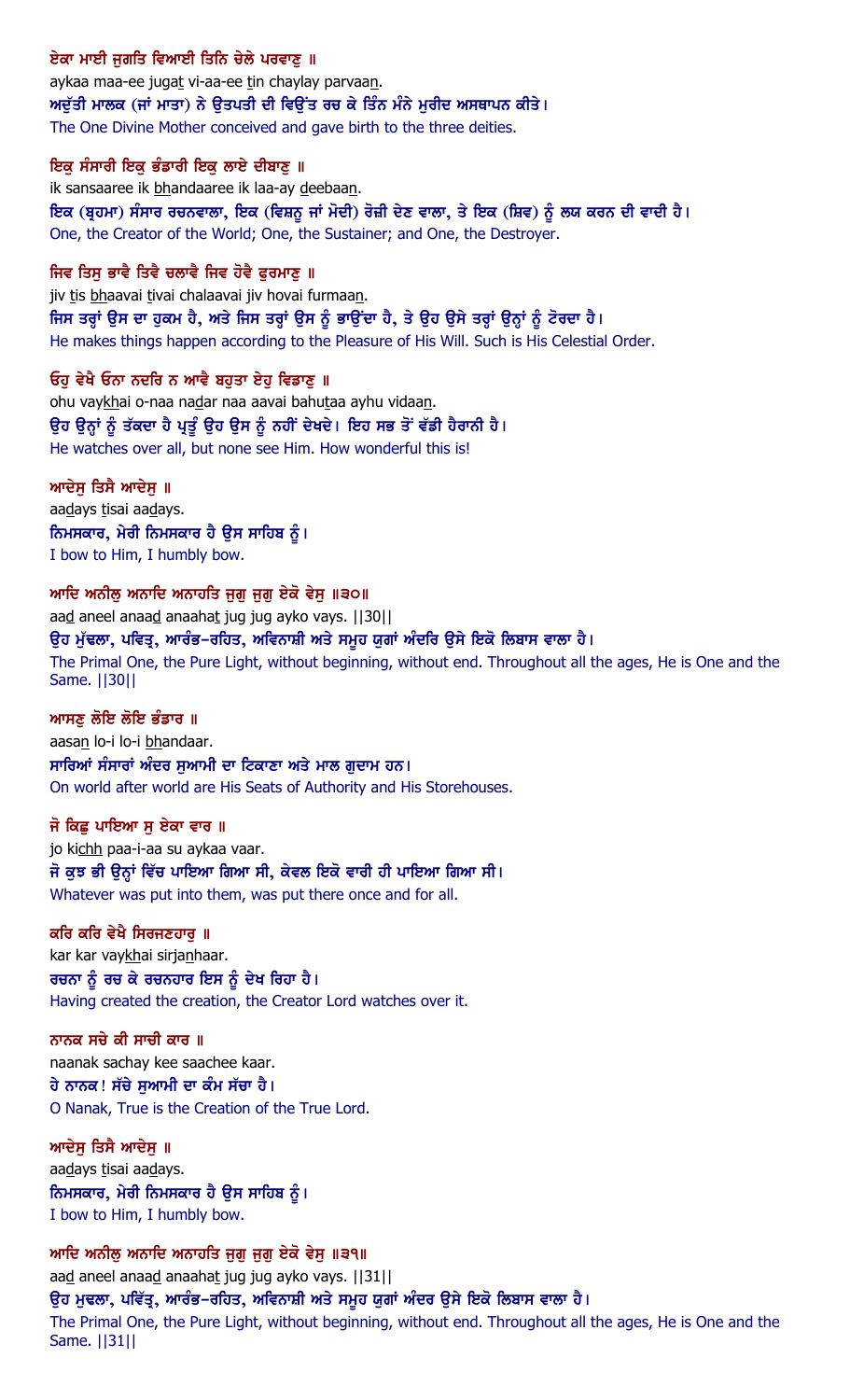ਏਕਾ ਮਾਈ ਜੁਗਤਿ ਵਿਆਈ ਤਿਨਿ ਚੇਲੇ ਪਰਵਾਣੁ ॥

aykaa maa-ee jugat vi-aa-ee tin chaylay parvaan.

ਅਦੁੱਤੀ ਮਾਲਕ (ਜਾਂ ਮਾਤਾ) ਨੇ ਉਤਪਤੀ ਦੀ ਵਿਉਂਤ ਰਚ ਕੇ ਤਿੰਨ ਮੰਨੇ ਮੁਰੀਦ ਅਸਥਾਪਨ ਕੀਤੇ।

The One Divine Mother conceived and gave birth to the three deities.

ਇਕੁ ਸੰਸਾਰੀ ਇਕੁ ਭੰਡਾਰੀ ਇਕੁ ਲਾਏ ਦੀਬਾਣੁ ॥

ik sansaaree ik bhandaaree ik laa-ay deebaan.

ਇਕ (ਬ੍ਰਹਮਾ) ਸੰਸਾਰ ਰਚਨਵਾਲਾ, ਇਕ (ਵਿਸ਼ਨੂ ਜਾਂ ਮੋਦੀ) ਰੋਜ਼ੀ ਦੇਣ ਵਾਲਾ, ਤੇ ਇਕ (ਸ਼ਿਵ) ਨੂੰ ਲਯ ਕਰਨ ਦੀ ਵਾਦੀ ਹੈ।

One, the Creator of the World; One, the Sustainer; and One, the Destroyer.

ਜਿਵ ਤਿਸੁ ਭਾਵੈ ਤਿਵੈ ਚਲਾਵੈ ਜਿਵ ਹੋਵੈ ਫੁਰਮਾਣੁ ॥

jiv tis bhaavai tivai chalaavai jiv hovai furmaan.

ਜਿਸ ਤਰ੍ਹਾਂ ਉਸ ਦਾ ਹੁਕਮ ਹੈ, ਅਤੇ ਜਿਸ ਤਰ੍ਹਾਂ ਉਸ ਨੂੰ ਭਾਉਂਦਾ ਹੈ, ਤੇ ਉਹ ਉਸੇ ਤਰ੍ਹਾਂ ਉਨ੍ਹਾਂ ਨੂੰ ਟੋਰਦਾ ਹੈ।

He makes things happen according to the Pleasure of His Will. Such is His Celestial Order.

ਓਹੁ ਵੇਖੈ ਓਨਾ ਨਦਰਿ ਨ ਆਵੈ ਬਹੁਤਾ ਏਹੁ ਵਿਡਾਣੁ ॥

ohu vaykhai o-naa nadar naa aavai bahutaa ayhu vidaan.

ਉਹ ਉਨ੍ਹਾਂ ਨੂੰ ਤੱਕਦਾ ਹੈ ਪ੍ਰਤੂੰ ਉਹ ਉਸ ਨੂੰ ਨਹੀਂ ਦੇਖਦੇ। ਇਹ ਸਭ ਤੋਂ ਵੱਡੀ ਹੈਰਾਨੀ ਹੈ।

He watches over all, but none see Him. How wonderful this is!

ਆਦੇਸੁ ਤਿਸੈ ਆਦੇਸੁ ॥

aadays tisai aadays.

ਨਿਮਸਕਾਰ, ਮੇਰੀ ਨਿਮਸਕਾਰ ਹੈ ਉਸ ਸਾਹਿਬ ਨੂੰ।

I bow to Him, I humbly bow.

ਆਦਿ ਅਨੀਲੁ ਅਨਾਦਿ ਅਨਾਹਤਿ ਜੁਗੁ ਜੁਗੁ ਏਕੋ ਵੇਸੁ ॥੩੦॥

aad aneel anaad anaahat jug jug ayko vays. ||30||

ਉਹ ਮੁੱਢਲਾ, ਪਵਿੱਤ੍ਰ, ਆਰੰਭ-ਰਹਿਤ, ਅਵਿਨਾਸ਼ੀ ਅਤੇ ਸਮੂਹ ਯੁਗਾਂ ਅੰਦਰਿ ਉਸੇ ਇਕੋ ਲਿਬਾਸ ਵਾਲਾ ਹੈ।

The Primal One, the Pure Light, without beginning, without end. Throughout all the ages, He is One and the Same. ||30||

ਆਸਣੁ ਲੋਇ ਲੋਇ ਭੰਡਾਰ ॥

aasan lo-i lo-i bhandaar.

ਸਾਰਿਆਂ ਸੰਸਾਰਾਂ ਅੰਦਰ ਸੁਆਮੀ ਦਾ ਟਿਕਾਣਾ ਅਤੇ ਮਾਲ ਗੁਦਾਮ ਹਨ।

On world after world are His Seats of Authority and His Storehouses.

ਜੋ ਕਿਛੁ ਪਾਇਆ ਸੁ ਏਕਾ ਵਾਰ ॥

jo kichh paa-i-aa su aykaa vaar.

ਜੋ ਕੁਝ ਭੀ ਉਨ੍ਹਾਂ ਵਿੱਚ ਪਾਇਆ ਗਿਆ ਸੀ, ਕੇਵਲ ਇਕੋ ਵਾਰੀ ਹੀ ਪਾਇਆ ਗਿਆ ਸੀ।

Whatever was put into them, was put there once and for all.

ਕਰਿ ਕਰਿ ਵੇਖੈ ਸਿਰਜਣਹਾਰੁ ॥

kar kar vaykhai sirjanhaar.

ਰਚਨਾ ਨੂੰ ਰਚ ਕੇ ਰਚਨਹਾਰ ਇਸ ਨੂੰ ਦੇਖ ਰਿਹਾ ਹੈ।

Having created the creation, the Creator Lord watches over it.

ਨਾਨਕ ਸਚੇ ਕੀ ਸਾਚੀ ਕਾਰ ॥

naanak sachay kee saachee kaar.

ਹੇ ਨਾਨਕ! ਸੱਚੇ ਸੁਆਮੀ ਦਾ ਕੰਮ ਸੱਚਾ ਹੈ।

O Nanak, True is the Creation of the True Lord.

ਆਦੇਸੁ ਤਿਸੈ ਆਦੇਸੁ ॥

aadays tisai aadays.

ਨਿਮਸਕਾਰ, ਮੇਰੀ ਨਿਮਸਕਾਰ ਹੈ ਉਸ ਸਾਹਿਬ ਨੂੰ।

I bow to Him, I humbly bow.

ਆਦਿ ਅਨੀਲੁ ਅਨਾਦਿ ਅਨਾਹਤਿ ਜੁਗੁ ਜੁਗੁ ਏਕੋ ਵੇਸੁ ॥੩੧॥

aad aneel anaad anaahat jug jug ayko vays. ||31||

ਉਹ ਮੁਢਲਾ, ਪਵਿੱਤ੍ਰ, ਆਰੰਭ-ਰਹਿਤ, ਅਵਿਨਾਸ਼ੀ ਅਤੇ ਸਮੂਹ ਯੁਗਾਂ ਅੰਦਰ ਉਸੇ ਇਕੋ ਲਿਬਾਸ ਵਾਲਾ ਹੈ।

The Primal One, the Pure Light, without beginning, without end. Throughout all the ages, He is One and the Same. ||31||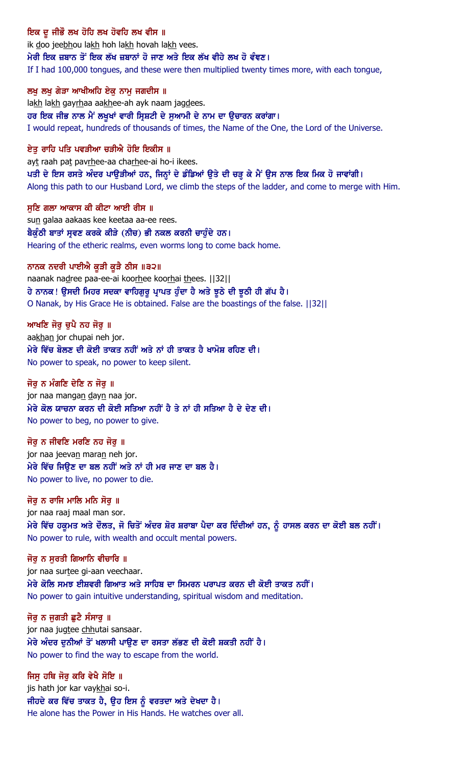**ਇਕ ਦੂ ਜੀਭੌ ਲਖ ਹੋਹਿ ਲਖ ਹੋਵਹਿ ਲਖ ਵੀਸ ॥**

ik doo jeebhou lakh hoh lakh hovah lakh vees.

ਮੇਰੀ ਇਕ ਜ਼ਬਾਨ ਤੋਂ ਇਕ ਲੱਖ ਜ਼ਬਾਨਾਂ ਹੋ ਜਾਣ ਅਤੇ ਇਕ ਲੱਖ ਵੀਹੇ ਲਖ ਹੋ ਵੰਞਣ।

If I had 100,000 tongues, and these were then multiplied twenty times more, with each tongue,

**ਲਖੁ ਲਖੁ ਗੇੜਾ ਆਖੀਅਹਿ ਏਕੁ ਨਾਮੁ ਜਗਦੀਸ ॥**

lakh lakh gayrhaa aakhee-ah ayk naam jagdees.

ਹਰ ਇਕ ਜੀਭ ਨਾਲ ਮੈਂ ਲਖੂਖਾਂ ਵਾਰੀ ਸ੍ਰਿਸ਼ਟੀ ਦੇ ਸੁਆਮੀ ਦੇ ਨਾਮ ਦਾ ਉਚਾਰਨ ਕਰਾਂਗਾ।

I would repeat, hundreds of thousands of times, the Name of the One, the Lord of the Universe.

**ਏਤੁ ਰਾਹਿ ਪਤਿ ਪਵੜੀਆ ਚੜੀਐ ਹੋਇ ਇਕੀਸ ॥**

ayt raah pat pavrhee-aa charhee-ai ho-i ikees.

ਪਤੀ ਦੇ ਇਸ ਰਸਤੇ ਅੰਦਰ ਪਾਉੜੀਆਂ ਹਨ, ਜਿਨ੍ਹਾਂ ਦੇ ਡੰਡਿਆਂ ਉਤੇ ਦੀ ਚੜ੍ਹ ਕੇ ਮੈਂ ਉਸ ਨਾਲ ਇਕ ਮਿਕ ਹੋ ਜਾਵਾਂਗੀ।

Along this path to our Husband Lord, we climb the steps of the ladder, and come to merge with Him.

**ਸੁਣਿ ਗਲਾ ਆਕਾਸ ਕੀ ਕੀਟਾ ਆਈ ਰੀਸ ॥**

sun galaa aakaas kee keetaa aa-ee rees.

ਬੈਕੁੰਠੀ ਬਾਤਾਂ ਸ੍ਰਵਣ ਕਰਕੇ ਕੀੜੇ (ਨੀਚ) ਭੀ ਨਕਲ ਕਰਨੀ ਚਾਹੁੰਦੇ ਹਨ।

Hearing of the etheric realms, even worms long to come back home.

**ਨਾਨਕ ਨਦਰੀ ਪਾਈਐ ਕੂੜੀ ਕੂੜੈ ਠੀਸ ॥੩੨॥**

naanak nadree paa-ee-ai koorhee koorhai thees. ||32||

ਹੇ ਨਾਨਕ! ਉਸਦੀ ਮਿਹਰ ਸਦਕਾ ਵਾਹਿਗੁਰੂ ਪ੍ਰਾਪਤ ਹੁੰਦਾ ਹੈ ਅਤੇ ਝੂਠੇ ਦੀ ਝੂਠੀ ਹੀ ਗੱਪ ਹੈ।

O Nanak, by His Grace He is obtained. False are the boastings of the false. ||32||

**ਆਖਣਿ ਜੋਰੁ ਚੁਪੈ ਨਹ ਜੋਰੁ ॥**

aakhan jor chupai neh jor.

ਮੇਰੇ ਵਿੱਚ ਬੋਲਣ ਦੀ ਕੋਈ ਤਾਕਤ ਨਹੀਂ ਅਤੇ ਨਾਂ ਹੀ ਤਾਕਤ ਹੈ ਖਾਮੋਸ਼ ਰਹਿਣ ਦੀ।

No power to speak, no power to keep silent.

**ਜੋਰੁ ਨ ਮੰਗਣਿ ਦੇਣਿ ਨ ਜੋਰੁ ॥**

jor naa mangan dayn naa jor.

ਮੇਰੇ ਕੋਲ ਯਾਚਨਾ ਕਰਨ ਦੀ ਕੋਈ ਸਤਿਆ ਨਹੀਂ ਹੈ ਤੇ ਨਾਂ ਹੀ ਸਤਿਆ ਹੈ ਦੇ ਦੇਣ ਦੀ।

No power to beg, no power to give.

**ਜੋਰੁ ਨ ਜੀਵਣਿ ਮਰਣਿ ਨਹ ਜੋਰੁ ॥**

jor naa jeevan maran neh jor.

ਮੇਰੇ ਵਿੱਚ ਜਿਉਣ ਦਾ ਬਲ ਨਹੀਂ ਅਤੇ ਨਾਂ ਹੀ ਮਰ ਜਾਣ ਦਾ ਬਲ ਹੈ।

No power to live, no power to die.

**ਜੋਰੁ ਨ ਰਾਜਿ ਮਾਲਿ ਮਨਿ ਸੋਰੁ ॥**

jor naa raaj maal man sor.

ਮੇਰੇ ਵਿੱਚ ਹਕੂਮਤ ਅਤੇ ਦੌਲਤ, ਜੋ ਚਿਤੋਂ ਅੰਦਰ ਸ਼ੋਰ ਸ਼ਰਾਬਾ ਪੈਦਾ ਕਰ ਦਿੰਦੀਆਂ ਹਨ, ਨੂੰ ਹਾਸਲ ਕਰਨ ਦਾ ਕੋਈ ਬਲ ਨਹੀਂ।

No power to rule, with wealth and occult mental powers.

**ਜੋਰੁ ਨ ਸੁਰਤੀ ਗਿਆਨਿ ਵੀਚਾਰਿ ॥**

jor naa surtee gi-aan veechaar.

ਮੇਰੇ ਕੋਲਿ ਸਮਝ ਈਸ਼ਵਰੀ ਗਿਆਤ ਅਤੇ ਸਾਹਿਬ ਦਾ ਸਿਮਰਨ ਪਰਾਪਤ ਕਰਨ ਦੀ ਕੋਈ ਤਾਕਤ ਨਹੀਂ।

No power to gain intuitive understanding, spiritual wisdom and meditation.

**ਜੋਰੁ ਨ ਜੁਗਤੀ ਛੁਟੈ ਸੰਸਾਰੁ ॥**

jor naa jugtee chhutai sansaar.

ਮੇਰੇ ਅੰਦਰ ਦੁਨੀਆਂ ਤੋਂ ਖਲਾਸੀ ਪਾਉਣ ਦਾ ਰਸਤਾ ਲੱਭਣ ਦੀ ਕੋਈ ਸ਼ਕਤੀ ਨਹੀਂ ਹੈ।

No power to find the way to escape from the world.

**ਜਿਸੁ ਹਥਿ ਜੋਰੁ ਕਰਿ ਵੇਖੈ ਸੋਇ ॥**

jis hath jor kar vaykhai so-i.

ਜੀਹਦੇ ਕਰ ਵਿੱਚ ਤਾਕਤ ਹੈ, ਉਹ ਇਸ ਨੂੰ ਵਰਤਦਾ ਅਤੇ ਦੇਖਦਾ ਹੈ।

He alone has the Power in His Hands. He watches over all.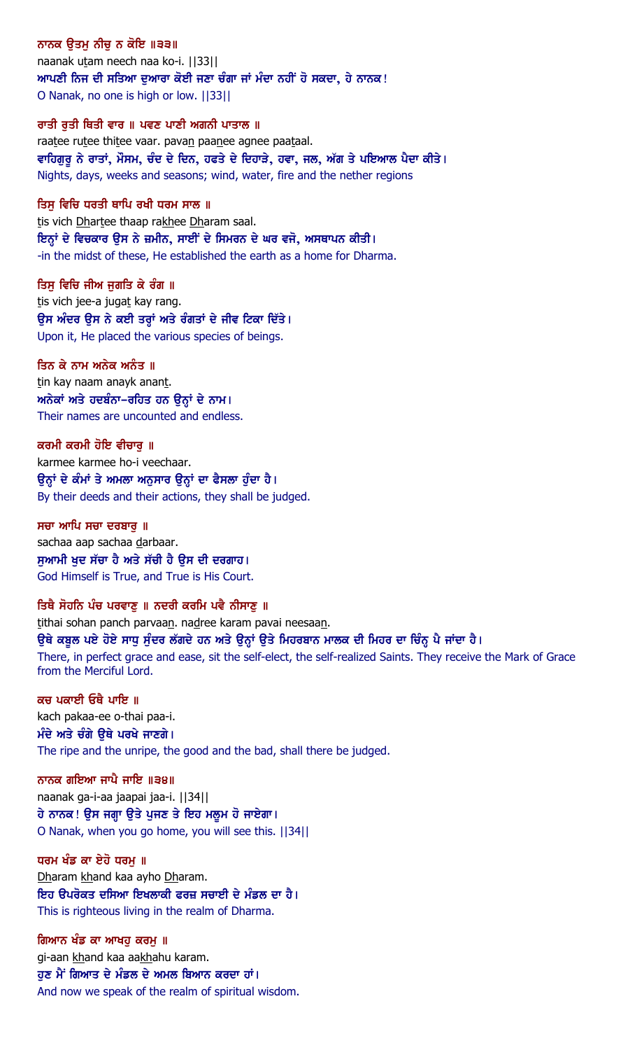**ਨਾਨਕ ਉਤਮੁ ਨੀਚੁ ਨ ਕੋਇ ॥੩੩॥**
naanak utam neech naa ko-i. ||33||
ਆਪਣੀ ਨਿਜ ਦੀ ਸਤਿਆ ਦੁਆਰਾ ਕੋਈ ਜਣਾ ਚੰਗਾ ਜਾਂ ਮੰਦਾ ਨਹੀਂ ਹੋ ਸਕਦਾ, ਹੇ ਨਾਨਕ!
O Nanak, no one is high or low. ||33||

**ਰਾਤੀ ਰੁਤੀ ਥਿਤੀ ਵਾਰ ॥ ਪਵਣ ਪਾਣੀ ਅਗਨੀ ਪਾਤਾਲ ॥**
raatee rutee thitee vaar. pavan paanee agnee paataal.
ਵਾਹਿਗੁਰੂ ਨੇ ਰਾਤਾਂ, ਮੌਸਮ, ਚੰਦ ਦੇ ਦਿਨ, ਹਫਤੇ ਦੇ ਦਿਹਾੜੇ, ਹਵਾ, ਜਲ, ਅੱਗ ਤੇ ਪਇਆਲ ਪੈਦਾ ਕੀਤੇ।
Nights, days, weeks and seasons; wind, water, fire and the nether regions

**ਤਿਸੁ ਵਿਚਿ ਧਰਤੀ ਥਾਪਿ ਰਖੀ ਧਰਮ ਸਾਲ ॥**
tis vich Dhartee thaap rakhee Dharam saal.
ਇਨ੍ਹਾਂ ਦੇ ਵਿਚਕਾਰ ਉਸ ਨੇ ਜ਼ਮੀਨ, ਸਾਈਂ ਦੇ ਸਿਮਰਨ ਦੇ ਘਰ ਵਜੋ, ਅਸਥਾਪਨ ਕੀਤੀ।
-in the midst of these, He established the earth as a home for Dharma.

**ਤਿਸੁ ਵਿਚਿ ਜੀਅ ਜੁਗਤਿ ਕੇ ਰੰਗ ॥**
tis vich jee-a jugat kay rang.
ਉਸ ਅੰਦਰ ਉਸ ਨੇ ਕਈ ਤਰ੍ਹਾਂ ਅਤੇ ਰੰਗਤਾਂ ਦੇ ਜੀਵ ਟਿਕਾ ਦਿੱਤੇ।
Upon it, He placed the various species of beings.

**ਤਿਨ ਕੇ ਨਾਮ ਅਨੇਕ ਅਨੰਤ ॥**
tin kay naam anayk anant.
ਅਨੇਕਾਂ ਅਤੇ ਹਦਬੰਨਾ-ਰਹਿਤ ਹਨ ਉਨ੍ਹਾਂ ਦੇ ਨਾਮ।
Their names are uncounted and endless.

**ਕਰਮੀ ਕਰਮੀ ਹੋਇ ਵੀਚਾਰੁ ॥**
karmee karmee ho-i veechaar.
ਉਨ੍ਹਾਂ ਦੇ ਕੰਮਾਂ ਤੇ ਅਮਲਾ ਅਨੁਸਾਰ ਉਨ੍ਹਾਂ ਦਾ ਫੈਸਲਾ ਹੁੰਦਾ ਹੈ।
By their deeds and their actions, they shall be judged.

**ਸਚਾ ਆਪਿ ਸਚਾ ਦਰਬਾਰੁ ॥**
sachaa aap sachaa darbaar.
ਸੁਆਮੀ ਖੁਦ ਸੱਚਾ ਹੈ ਅਤੇ ਸੱਚੀ ਹੈ ਉਸ ਦੀ ਦਰਗਾਹ।
God Himself is True, and True is His Court.

**ਤਿਥੈ ਸੋਹਨਿ ਪੰਚ ਪਰਵਾਣੁ ॥ ਨਦਰੀ ਕਰਮਿ ਪਵੈ ਨੀਸਾਣੁ ॥**
tithai sohan panch parvaan. nadree karam pavai neesaan.
ਉਥੇ ਕਬੂਲ ਪਏ ਹੋਏ ਸਾਧੂ ਸੁੰਦਰ ਲੱਗਦੇ ਹਨ ਅਤੇ ਉਨ੍ਹਾਂ ਉਤੇ ਮਿਹਰਬਾਨ ਮਾਲਕ ਦੀ ਮਿਹਰ ਦਾ ਚਿੰਨ੍ਹ ਪੈ ਜਾਂਦਾ ਹੈ।
There, in perfect grace and ease, sit the self-elect, the self-realized Saints. They receive the Mark of Grace from the Merciful Lord.

**ਕਚ ਪਕਾਈ ਓਥੈ ਪਾਇ ॥**
kach pakaa-ee o-thai paa-i.
ਮੰਦੇ ਅਤੇ ਚੰਗੇ ਉਥੇ ਪਰਖੇ ਜਾਣਗੇ।
The ripe and the unripe, the good and the bad, shall there be judged.

**ਨਾਨਕ ਗਇਆ ਜਾਪੈ ਜਾਇ ॥੩੪॥**
naanak ga-i-aa jaapai jaa-i. ||34||
ਹੇ ਨਾਨਕ! ਉਸ ਜਗ੍ਹਾ ਉਤੇ ਪੁਜਣ ਤੇ ਇਹ ਮਲੂਮ ਹੋ ਜਾਏਗਾ।
O Nanak, when you go home, you will see this. ||34||

**ਧਰਮ ਖੰਡ ਕਾ ਏਹੋ ਧਰਮੁ ॥**
Dharam khand kaa ayho Dharam.
ਇਹ ਉਪਰੋਕਤ ਦਸਿਆ ਇਖਲਾਕੀ ਫਰਜ਼ ਸਚਾਈ ਦੇ ਮੰਡਲ ਦਾ ਹੈ।
This is righteous living in the realm of Dharma.

**ਗਿਆਨ ਖੰਡ ਕਾ ਆਖਹੁ ਕਰਮੁ ॥**
gi-aan khand kaa aakhahu karam.
ਹੁਣ ਮੈਂ ਗਿਆਤ ਦੇ ਮੰਡਲ ਦੇ ਅਮਲ ਬਿਆਨ ਕਰਦਾ ਹਾਂ।
And now we speak of the realm of spiritual wisdom.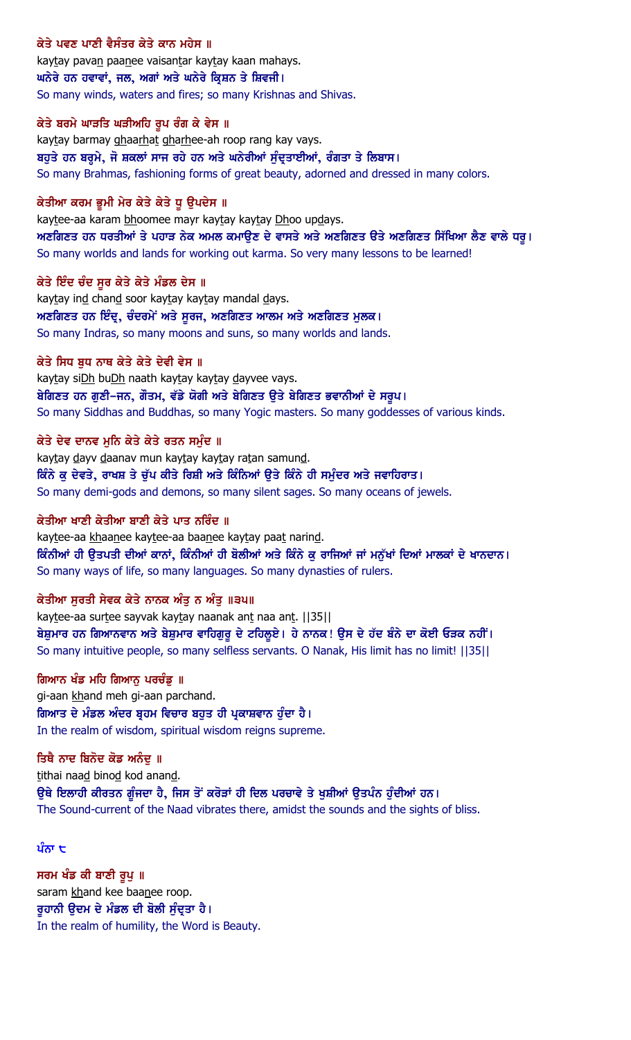**ਕੇਤੇ ਪਵਣ ਪਾਣੀ ਵੈਸੰਤਰ ਕੇਤੇ ਕਾਨ ਮਹੇਸ ॥**

kaytay pavan paanee vaisantar kaytay kaan mahays.

**ਘਨੇਰੇ ਹਨ ਹਵਾਵਾਂ, ਜਲ, ਅਗਾਂ ਅਤੇ ਘਨੇਰੇ ਕ੍ਰਿਸ਼ਨ ਤੇ ਸ਼ਿਵਜੀ।**

So many winds, waters and fires; so many Krishnas and Shivas.

**ਕੇਤੇ ਬਰਮੇ ਘਾੜਤਿ ਘੜੀਅਹਿ ਰੂਪ ਰੰਗ ਕੇ ਵੇਸ ॥**

kaytay barmay ghaarhat gharhee-ah roop rang kay vays.

**ਬਹੁਤੇ ਹਨ ਬਰ੍ਹਮੇ, ਜੋ ਸ਼ਕਲਾਂ ਸਾਜ ਰਹੇ ਹਨ ਅਤੇ ਘਨੇਰੀਆਂ ਸੁੰਦ੍ਰਤਾਈਆਂ, ਰੰਗਤਾ ਤੇ ਲਿਬਾਸ।**

So many Brahmas, fashioning forms of great beauty, adorned and dressed in many colors.

**ਕੇਤੀਆ ਕਰਮ ਭੂਮੀ ਮੇਰ ਕੇਤੇ ਕੇਤੇ ਧੂ ਉਪਦੇਸ ॥**

kaytee-aa karam bhoomee mayr kaytay kaytay Dhoo updays.

**ਅਣਗਿਣਤ ਹਨ ਧਰਤੀਆਂ ਤੇ ਪਹਾੜ ਨੇਕ ਅਮਲ ਕਮਾਉਣ ਦੇ ਵਾਸਤੇ ਅਤੇ ਅਣਗਿਣਤ ਉਤੇ ਅਣਗਿਣਤ ਸਿੱਖਿਆ ਲੈਣ ਵਾਲੇ ਧਰੂ।**

So many worlds and lands for working out karma. So very many lessons to be learned!

**ਕੇਤੇ ਇੰਦ ਚੰਦ ਸੂਰ ਕੇਤੇ ਕੇਤੇ ਮੰਡਲ ਦੇਸ ॥**

kaytay ind chand soor kaytay kaytay mandal days.

**ਅਣਗਿਣਤ ਹਨ ਇੰਦ੍ਰ, ਚੰਦਰਮੇਂ ਅਤੇ ਸੂਰਜ, ਅਣਗਿਣਤ ਆਲਮ ਅਤੇ ਅਣਗਿਣਤ ਮੁਲਕ।**

So many Indras, so many moons and suns, so many worlds and lands.

**ਕੇਤੇ ਸਿਧ ਬੁਧ ਨਾਥ ਕੇਤੇ ਕੇਤੇ ਦੇਵੀ ਵੇਸ ॥**

kaytay siDh buDh naath kaytay kaytay dayvee vays.

**ਬੇਗਿਣਤ ਹਨ ਗੁਣੀ-ਜਨ, ਗੌਤਮ, ਵੱਡੇ ਯੋਗੀ ਅਤੇ ਬੇਗਿਣਤ ਉਤੇ ਬੇਗਿਣਤ ਭਵਾਨੀਆਂ ਦੇ ਸਰੂਪ।**

So many Siddhas and Buddhas, so many Yogic masters. So many goddesses of various kinds.

**ਕੇਤੇ ਦੇਵ ਦਾਨਵ ਮੁਨਿ ਕੇਤੇ ਕੇਤੇ ਰਤਨ ਸਮੁੰਦ ॥**

kaytay dayv daanav mun kaytay kaytay ratan samund.

**ਕਿੰਨੇ ਕੁ ਦੇਵਤੇ, ਰਾਖਸ਼ ਤੇ ਚੁੱਪ ਕੀਤੇ ਰਿਸ਼ੀ ਅਤੇ ਕਿੰਨਿਆਂ ਉਤੇ ਕਿੰਨੇ ਹੀ ਸਮੁੰਦਰ ਅਤੇ ਜਵਾਹਿਰਾਤ।**

So many demi-gods and demons, so many silent sages. So many oceans of jewels.

**ਕੇਤੀਆ ਖਾਣੀ ਕੇਤੀਆ ਬਾਣੀ ਕੇਤੇ ਪਾਤ ਨਰਿੰਦ ॥**

kaytee-aa khaanee kaytee-aa baanee kaytay paat narind.

**ਕਿੰਨੀਆਂ ਹੀ ਉਤਪਤੀ ਦੀਆਂ ਕਾਨਾਂ, ਕਿੰਨੀਆਂ ਹੀ ਬੋਲੀਆਂ ਅਤੇ ਕਿੰਨੇ ਕੁ ਰਾਜਿਆਂ ਜਾਂ ਮਨੁੱਖਾਂ ਦਿਆਂ ਮਾਲਕਾਂ ਦੇ ਖਾਨਦਾਨ।**

So many ways of life, so many languages. So many dynasties of rulers.

**ਕੇਤੀਆ ਸੁਰਤੀ ਸੇਵਕ ਕੇਤੇ ਨਾਨਕ ਅੰਤੁ ਨ ਅੰਤੁ ॥੩੫॥**

kaytee-aa surtee sayvak kaytay naanak ant naa ant. ||35||

**ਬੇਸ਼ੁਮਾਰ ਹਨ ਗਿਆਨਵਾਨ ਅਤੇ ਬੇਸ਼ੁਮਾਰ ਵਾਹਿਗੁਰੂ ਦੇ ਟਹਿਲੂਏ। ਹੇ ਨਾਨਕ! ਉਸ ਦੇ ਹੱਦ ਬੰਨੇ ਦਾ ਕੋਈ ਓੜਕ ਨਹੀਂ।**

So many intuitive people, so many selfless servants. O Nanak, His limit has no limit! ||35||

**ਗਿਆਨ ਖੰਡ ਮਹਿ ਗਿਆਨੁ ਪਰਚੰਡੁ ॥**

gi-aan khand meh gi-aan parchand.

**ਗਿਆਤ ਦੇ ਮੰਡਲ ਅੰਦਰ ਬ੍ਰਹਮ ਵਿਚਾਰ ਬਹੁਤ ਹੀ ਪ੍ਰਕਾਸ਼ਵਾਨ ਹੁੰਦਾ ਹੈ।**

In the realm of wisdom, spiritual wisdom reigns supreme.

**ਤਿਥੈ ਨਾਦ ਬਿਨੋਦ ਕੋਡ ਅਨੰਦੁ ॥**

tithai naad binod kod anand.

**ਉਥੇ ਇਲਾਹੀ ਕੀਰਤਨ ਗੂੰਜਦਾ ਹੈ, ਜਿਸ ਤੋਂ ਕਰੋੜਾਂ ਹੀ ਦਿਲ ਪਰਚਾਵੇ ਤੇ ਖੁਸ਼ੀਆਂ ਉਤਪੰਨ ਹੁੰਦੀਆਂ ਹਨ।**

The Sound-current of the Naad vibrates there, amidst the sounds and the sights of bliss.

**ਪੰਨਾ ੮**

**ਸਰਮ ਖੰਡ ਕੀ ਬਾਣੀ ਰੂਪੁ ॥**

saram khand kee baanee roop.

**ਰੂਹਾਨੀ ਉਦਮ ਦੇ ਮੰਡਲ ਦੀ ਬੋਲੀ ਸੁੰਦ੍ਰਤਾ ਹੈ।**

In the realm of humility, the Word is Beauty.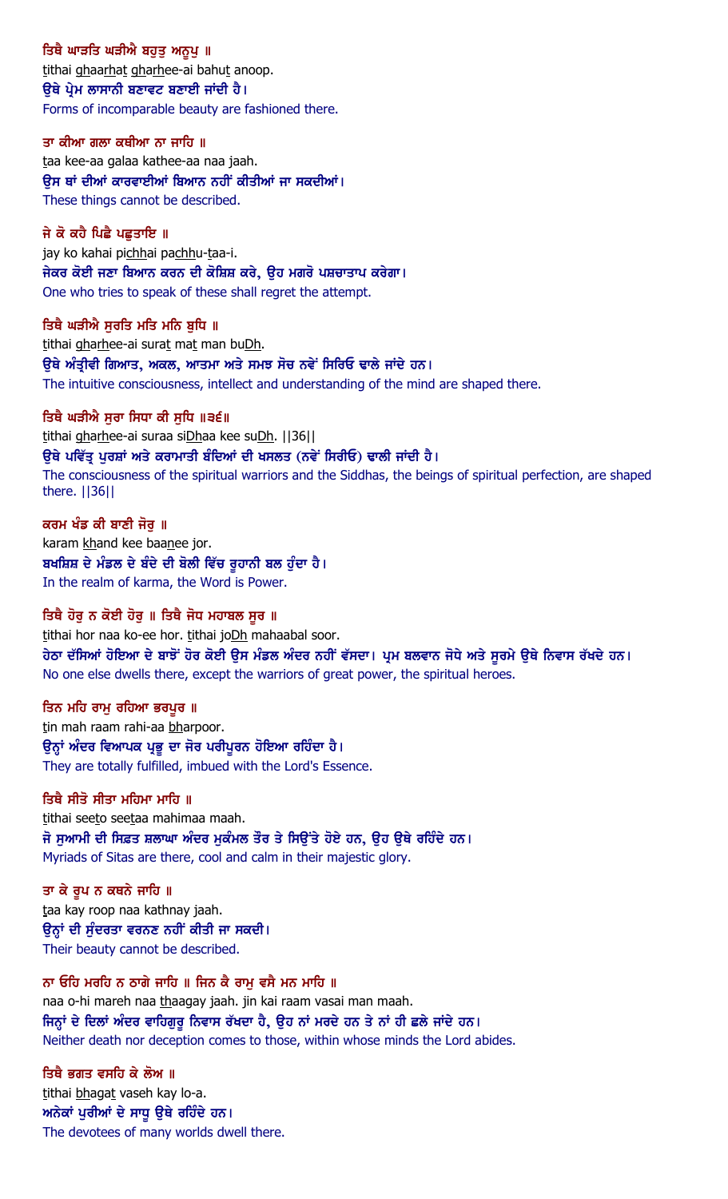ਤਿਥੈ ਘਾੜਤਿ ਘੜੀਐ ਬਹੁਤੁ ਅਨੂਪੁ ॥
tithai ghaarhat gharhee-ai bahut anoop.
ਉਥੇ ਪ੍ਰੇਮ ਲਾਸਾਨੀ ਬਣਾਵਟ ਬਣਾਈ ਜਾਂਦੀ ਹੈ।
Forms of incomparable beauty are fashioned there.

ਤਾ ਕੀਆ ਗਲਾ ਕਥੀਆ ਨਾ ਜਾਹਿ ॥
taa kee-aa galaa kathee-aa naa jaah.
ਉਸ ਥਾਂ ਦੀਆਂ ਕਾਰਵਾਈਆਂ ਬਿਆਨ ਨਹੀਂ ਕੀਤੀਆਂ ਜਾ ਸਕਦੀਆਂ।
These things cannot be described.

ਜੇ ਕੋ ਕਹੈ ਪਿਛੈ ਪਛੁਤਾਇ ॥
jay ko kahai pichhai pachhu-taa-i.
ਜੇਕਰ ਕੋਈ ਜਣਾ ਬਿਆਨ ਕਰਨ ਦੀ ਕੋਸ਼ਿਸ਼ ਕਰੇ, ਉਹ ਮਗਰੋ ਪਸ਼ਚਾਤਾਪ ਕਰੇਗਾ।
One who tries to speak of these shall regret the attempt.

ਤਿਥੈ ਘੜੀਐ ਸੁਰਤਿ ਮਤਿ ਮਨਿ ਬੁਧਿ ॥
tithai gharhee-ai surat mat man buDh.
ਉਥੇ ਅੰਤ੍ਰੀਵੀ ਗਿਆਤ, ਅਕਲ, ਆਤਮਾ ਅਤੇ ਸਮਝ ਸੋਚ ਨਵੇਂ ਸਿਰਿਓ ਢਾਲੇ ਜਾਂਦੇ ਹਨ।
The intuitive consciousness, intellect and understanding of the mind are shaped there.

ਤਿਥੈ ਘੜੀਐ ਸੁਰਾ ਸਿਧਾ ਕੀ ਸੁਧਿ ॥੩੬॥
tithai gharhee-ai suraa siDhaa kee suDh. ||36||
ਉਥੇ ਪਵਿੱਤ੍ਰ ਪੁਰਸ਼ਾਂ ਅਤੇ ਕਰਾਮਾਤੀ ਬੰਦਿਆਂ ਦੀ ਖਸਲਤ (ਨਵੇਂ ਸਿਰੀਓ) ਢਾਲੀ ਜਾਂਦੀ ਹੈ।
The consciousness of the spiritual warriors and the Siddhas, the beings of spiritual perfection, are shaped there. ||36||

ਕਰਮ ਖੰਡ ਕੀ ਬਾਣੀ ਜੋਰੁ ॥
karam khand kee baanee jor.
ਬਖਸ਼ਿਸ਼ ਦੇ ਮੰਡਲ ਦੇ ਬੰਦੇ ਦੀ ਬੋਲੀ ਵਿੱਚ ਰੂਹਾਨੀ ਬਲ ਹੁੰਦਾ ਹੈ।
In the realm of karma, the Word is Power.

ਤਿਥੈ ਹੋਰੁ ਨ ਕੋਈ ਹੋਰੁ ॥ ਤਿਥੈ ਜੋਧ ਮਹਾਬਲ ਸੂਰ ॥
tithai hor naa ko-ee hor. tithai joDh mahaabal soor.
ਹੇਠਾ ਦੱਸਿਆਂ ਹੋਇਆ ਦੇ ਬਾਝੋਂ ਹੋਰ ਕੋਈ ਉਸ ਮੰਡਲ ਅੰਦਰ ਨਹੀਂ ਵੱਸਦਾ। ਪ੍ਰਮ ਬਲਵਾਨ ਜੋਧੇ ਅਤੇ ਸੂਰਮੇ ਉਥੇ ਨਿਵਾਸ ਰੱਖਦੇ ਹਨ।
No one else dwells there, except the warriors of great power, the spiritual heroes.

ਤਿਨ ਮਹਿ ਰਾਮੁ ਰਹਿਆ ਭਰਪੂਰ ॥
tin mah raam rahi-aa bharpoor.
ਉਨ੍ਹਾਂ ਅੰਦਰ ਵਿਆਪਕ ਪ੍ਰਭੂ ਦਾ ਜੋਰ ਪਰੀਪੂਰਨ ਹੋਇਆ ਰਹਿੰਦਾ ਹੈ।
They are totally fulfilled, imbued with the Lord's Essence.

ਤਿਥੈ ਸੀਤੋ ਸੀਤਾ ਮਹਿਮਾ ਮਾਹਿ ॥
tithai seeto seetaa mahimaa maah.
ਜੋ ਸੁਆਮੀ ਦੀ ਸਿਫ਼ਤ ਸ਼ਲਾਘਾ ਅੰਦਰ ਮੁਕੰਮਲ ਤੌਰ ਤੇ ਸਿਊਂਤੇ ਹੋਏ ਹਨ, ਉਹ ਉਥੇ ਰਹਿੰਦੇ ਹਨ।
Myriads of Sitas are there, cool and calm in their majestic glory.

ਤਾ ਕੇ ਰੂਪ ਨ ਕਥਨੇ ਜਾਹਿ ॥
taa kay roop naa kathnay jaah.
ਉਨ੍ਹਾਂ ਦੀ ਸੁੰਦਰਤਾ ਵਰਨਣ ਨਹੀਂ ਕੀਤੀ ਜਾ ਸਕਦੀ।
Their beauty cannot be described.

ਨਾ ਓਹਿ ਮਰਹਿ ਨ ਠਾਗੇ ਜਾਹਿ ॥ ਜਿਨ ਕੈ ਰਾਮੁ ਵਸੈ ਮਨ ਮਾਹਿ ॥
naa o-hi mareh naa thaagay jaah. jin kai raam vasai man maah.
ਜਿਨ੍ਹਾਂ ਦੇ ਦਿਲਾਂ ਅੰਦਰ ਵਾਹਿਗੁਰੂ ਨਿਵਾਸ ਰੱਖਦਾ ਹੈ, ਉਹ ਨਾਂ ਮਰਦੇ ਹਨ ਤੇ ਨਾਂ ਹੀ ਛਲੇ ਜਾਂਦੇ ਹਨ।
Neither death nor deception comes to those, within whose minds the Lord abides.

ਤਿਥੈ ਭਗਤ ਵਸਹਿ ਕੇ ਲੋਅ ॥
tithai bhagat vaseh kay lo-a.
ਅਨੇਕਾਂ ਪੁਰੀਆਂ ਦੇ ਸਾਧੂ ਉਥੇ ਰਹਿੰਦੇ ਹਨ।
The devotees of many worlds dwell there.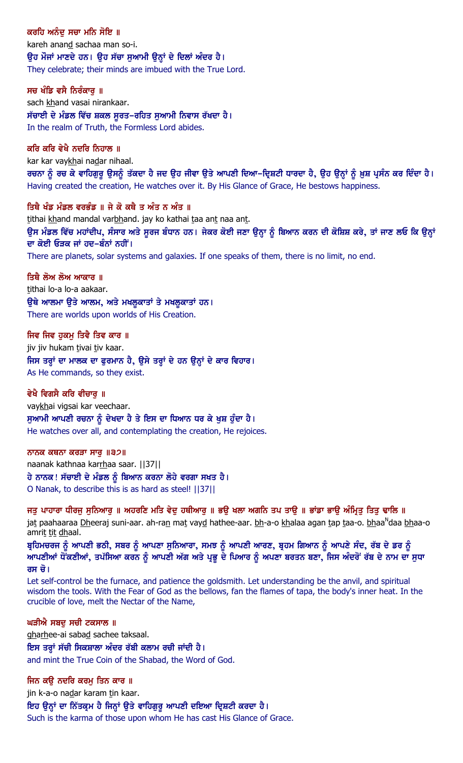**ਕਰਹਿ ਅਨੰਦੁ ਸਚਾ ਮਨਿ ਸੋਇ ॥**
kareh anand sachaa man so-i.
ਉਹ ਮੌਜਾਂ ਮਾਣਦੇ ਹਨ। ਉਹ ਸੱਚਾ ਸੁਆਮੀ ਉਨ੍ਹਾਂ ਦੇ ਦਿਲਾਂ ਅੰਦਰ ਹੈ।
They celebrate; their minds are imbued with the True Lord.

**ਸਚ ਖੰਡਿ ਵਸੈ ਨਿਰੰਕਾਰੁ ॥**
sach khand vasai nirankaar.
ਸੱਚਾਈ ਦੇ ਮੰਡਲ ਵਿੱਚ ਸ਼ਕਲ ਸੂਰਤ-ਰਹਿਤ ਸੁਆਮੀ ਨਿਵਾਸ ਰੱਖਦਾ ਹੈ।
In the realm of Truth, the Formless Lord abides.

**ਕਰਿ ਕਰਿ ਵੇਖੈ ਨਦਰਿ ਨਿਹਾਲ ॥**
kar kar vaykhai nadar nihaal.
ਰਚਨਾ ਨੂੰ ਰਚ ਕੇ ਵਾਹਿਗੁਰੂ ਉਸਨੂੰ ਤੱਕਦਾ ਹੈ ਜਦ ਉਹ ਜੀਵਾ ਉਤੇ ਆਪਣੀ ਦਿਆ-ਦ੍ਰਿਸ਼ਟੀ ਧਾਰਦਾ ਹੈ, ਉਹ ਉਨ੍ਹਾਂ ਨੂੰ ਖ਼ੁਸ਼ ਪ੍ਰਸੰਨ ਕਰ ਦਿੰਦਾ ਹੈ।
Having created the creation, He watches over it. By His Glance of Grace, He bestows happiness.

**ਤਿਥੈ ਖੰਡ ਮੰਡਲ ਵਰਭੰਡ ॥ ਜੇ ਕੋ ਕਥੈ ਤ ਅੰਤ ਨ ਅੰਤ ॥**
tithai khand mandal varbhand. jay ko kathai taa ant naa ant.
ਉਸ ਮੰਡਲ ਵਿੱਚ ਮਹਾਂਦੀਪ, ਸੰਸਾਰ ਅਤੇ ਸੂਰਜ ਬੰਧਾਨ ਹਨ। ਜੇਕਰ ਕੋਈ ਜਣਾ ਉਨ੍ਹਾ ਨੂੰ ਬਿਆਨ ਕਰਨ ਦੀ ਕੋਸ਼ਿਸ਼ ਕਰੇ, ਤਾਂ ਜਾਣ ਲਓ ਕਿ ਉਨ੍ਹਾਂ ਦਾ ਕੋਈ ਓੜਕ ਜਾਂ ਹਦ-ਬੰਨਾਂ ਨਹੀਂ।
There are planets, solar systems and galaxies. If one speaks of them, there is no limit, no end.

**ਤਿਥੈ ਲੋਅ ਲੋਅ ਆਕਾਰ ॥**
tithai lo-a lo-a aakaar.
ਉਥੇ ਆਲਮਾ ਉਤੇ ਆਲਮ, ਅਤੇ ਮਖਲੂਕਾਤਾਂ ਤੇ ਮਖਲੂਕਾਤਾਂ ਹਨ।
There are worlds upon worlds of His Creation.

**ਜਿਵ ਜਿਵ ਹੁਕਮੁ ਤਿਵੈ ਤਿਵ ਕਾਰ ॥**
jiv jiv hukam tivai tiv kaar.
ਜਿਸ ਤਰ੍ਹਾਂ ਦਾ ਮਾਲਕ ਦਾ ਫੁਰਮਾਨ ਹੈ, ਉਸੇ ਤਰ੍ਹਾਂ ਦੇ ਹਨ ਉਨ੍ਹਾਂ ਦੇ ਕਾਰ ਵਿਹਾਰ।
As He commands, so they exist.

**ਵੇਖੈ ਵਿਗਸੈ ਕਰਿ ਵੀਚਾਰੁ ॥**
vaykhai vigsai kar veechaar.
ਸੁਆਮੀ ਆਪਣੀ ਰਚਨਾ ਨੂੰ ਦੇਖਦਾ ਹੈ ਤੇ ਇਸ ਦਾ ਧਿਆਨ ਧਰ ਕੇ ਖੁਸ਼ ਹੁੰਦਾ ਹੈ।
He watches over all, and contemplating the creation, He rejoices.

**ਨਾਨਕ ਕਥਨਾ ਕਰੜਾ ਸਾਰੁ ॥੩੭॥**
naanak kathnaa karrhaa saar. ||37||
ਹੇ ਨਾਨਕ! ਸੱਚਾਈ ਦੇ ਮੰਡਲ ਨੂੰ ਬਿਆਨ ਕਰਨਾ ਲੋਹੇ ਵਰਗਾ ਸਖਤ ਹੈ।
O Nanak, to describe this is as hard as steel! ||37||

**ਜਤੁ ਪਾਹਾਰਾ ਧੀਰਜੁ ਸੁਨਿਆਰੁ ॥ ਅਹਰਣਿ ਮਤਿ ਵੇਦੁ ਹਥੀਆਰੁ ॥ ਭਉ ਖਲਾ ਅਗਨਿ ਤਪ ਤਾਉ ॥ ਭਾਂਡਾ ਭਾਉ ਅੰਮ੍ਰਿਤੁ ਤਿਤੁ ਢਾਲਿ ॥**
jat paahaaraa Dheeraj suni-aar. ah-ran mat vayd hathee-aar. bh-a-o khalaa agan tap taa-o. bhaaNdaa bhaa-o amrit tit dhaal.
ਬ੍ਰਹਿਮਚਰਜ ਨੂੰ ਆਪਣੀ ਭਠੀ, ਸਬਰ ਨੂੰ ਆਪਣਾ ਸੁਨਿਆਰਾ, ਸਮਝ ਨੂੰ ਆਪਣੀ ਆਰਣ, ਬ੍ਰਹਮ ਗਿਆਨ ਨੂੰ ਆਪਣੇ ਸੰਦ, ਰੱਬ ਦੇ ਡਰ ਨੂੰ ਆਪਣੀਆਂ ਧੋਂਕਣੀਆਂ, ਤਪੱਸਿਆ ਕਰਨ ਨੂੰ ਆਪਣੀ ਅੱਗ ਅਤੇ ਪ੍ਰਭੂ ਦੇ ਪਿਆਰ ਨੂੰ ਅਪਣਾ ਬਰਤਨ ਬਣਾ, ਜਿਸ ਅੰਦਰੋਂ ਰੱਬ ਦੇ ਨਾਮ ਦਾ ਸੁਧਾ ਰਸ ਚੋ।
Let self-control be the furnace, and patience the goldsmith. Let understanding be the anvil, and spiritual wisdom the tools. With the Fear of God as the bellows, fan the flames of tapa, the body's inner heat. In the crucible of love, melt the Nectar of the Name,

**ਘੜੀਐ ਸਬਦੁ ਸਚੀ ਟਕਸਾਲ ॥**
gharhee-ai sabad sachee taksaal.
ਇਸ ਤਰ੍ਹਾਂ ਸੱਚੀ ਸਿਕਸ਼ਾਲਾ ਅੰਦਰ ਰੱਬੀ ਕਲਾਮ ਰਚੀ ਜਾਂਦੀ ਹੈ।
and mint the True Coin of the Shabad, the Word of God.

**ਜਿਨ ਕਉ ਨਦਰਿ ਕਰਮੁ ਤਿਨ ਕਾਰ ॥**
jin k-a-o nadar karam tin kaar.
ਇਹ ਉਨ੍ਹਾਂ ਦਾ ਨਿੱਤਕ੍ਰਮ ਹੈ ਜਿਨ੍ਹਾਂ ਉਤੇ ਵਾਹਿਗੁਰੂ ਆਪਣੀ ਦਇਆ ਦ੍ਰਿਸ਼ਟੀ ਕਰਦਾ ਹੈ।
Such is the karma of those upon whom He has cast His Glance of Grace.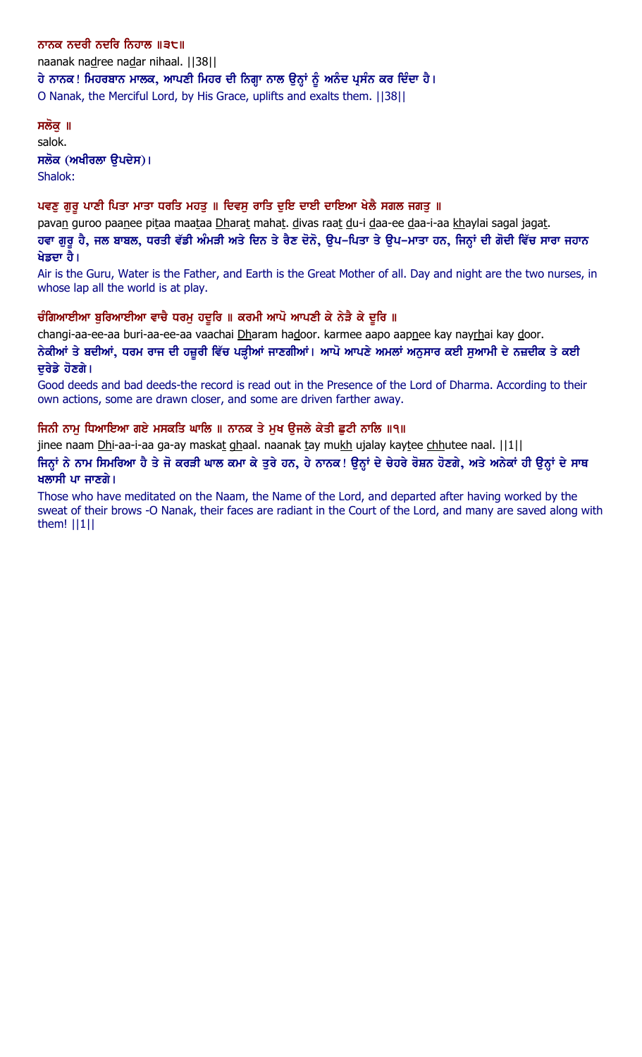ਨਾਨਕ ਨਦਰੀ ਨਦਰਿ ਨਿਹਾਲ ॥੩੮॥

naanak nadree nadar nihaal. ||38||

ਹੇ ਨਾਨਕ! ਮਿਹਰਬਾਨ ਮਾਲਕ, ਆਪਣੀ ਮਿਹਰ ਦੀ ਨਿਗ੍ਹਾ ਨਾਲ ਉਨ੍ਹਾਂ ਨੂੰ ਅਨੰਦ ਪ੍ਰਸੰਨ ਕਰ ਦਿੰਦਾ ਹੈ।

O Nanak, the Merciful Lord, by His Grace, uplifts and exalts them. ||38||

ਸਲੋਕੁ ॥

salok.

ਸਲੋਕ (ਅਖੀਰਲਾ ਉਪਦੇਸ)।

Shalok:

ਪਵਣੁ ਗੁਰੂ ਪਾਣੀ ਪਿਤਾ ਮਾਤਾ ਧਰਤਿ ਮਹਤੁ ॥ ਦਿਵਸੁ ਰਾਤਿ ਦੁਇ ਦਾਈ ਦਾਇਆ ਖੇਲੈ ਸਗਲ ਜਗਤੁ ॥

pavan guroo paanee pitaa maataa Dharat mahat. divas raat du-i daa-ee daa-i-aa khaylai sagal jagat.

ਹਵਾ ਗੁਰੂ ਹੈ, ਜਲ ਬਾਬਲ, ਧਰਤੀ ਵੱਡੀ ਅੰਮੜੀ ਅਤੇ ਦਿਨ ਤੇ ਰੈਣ ਦੋਨੋ, ਉਪ-ਪਿਤਾ ਤੇ ਉਪ-ਮਾਤਾ ਹਨ, ਜਿਨ੍ਹਾਂ ਦੀ ਗੋਦੀ ਵਿੱਚ ਸਾਰਾ ਜਹਾਨ ਖੇਡਦਾ ਹੈ।

Air is the Guru, Water is the Father, and Earth is the Great Mother of all. Day and night are the two nurses, in whose lap all the world is at play.

ਚੰਗਿਆਈਆ ਬੁਰਿਆਈਆ ਵਾਚੈ ਧਰਮੁ ਹਦੂਰਿ ॥ ਕਰਮੀ ਆਪੋ ਆਪਣੀ ਕੇ ਨੇੜੈ ਕੇ ਦੂਰਿ ॥

changi-aa-ee-aa buri-aa-ee-aa vaachai Dharam hadoor. karmee aapo aapnee kay nayrhai kay door.

ਨੇਕੀਆਂ ਤੇ ਬਦੀਆਂ, ਧਰਮ ਰਾਜ ਦੀ ਹਜ਼ੂਰੀ ਵਿੱਚ ਪੜ੍ਹੀਆਂ ਜਾਣਗੀਆਂ। ਆਪੋ ਆਪਣੇ ਅਮਲਾਂ ਅਨੁਸਾਰ ਕਈ ਸੁਆਮੀ ਦੇ ਨਜ਼ਦੀਕ ਤੇ ਕਈ ਦੁਰੇਡੇ ਹੋਣਗੇ।

Good deeds and bad deeds-the record is read out in the Presence of the Lord of Dharma. According to their own actions, some are drawn closer, and some are driven farther away.

ਜਿਨੀ ਨਾਮੁ ਧਿਆਇਆ ਗਏ ਮਸਕਤਿ ਘਾਲਿ ॥ ਨਾਨਕ ਤੇ ਮੁਖ ਉਜਲੇ ਕੇਤੀ ਛੁਟੀ ਨਾਲਿ ॥੧॥

jinee naam Dhi-aa-i-aa ga-ay maskat ghaal. naanak tay mukh ujalay kaytee chhutee naal. ||1||

ਜਿਨ੍ਹਾਂ ਨੇ ਨਾਮ ਸਿਮਰਿਆ ਹੈ ਤੇ ਜੋ ਕਰੜੀ ਘਾਲ ਕਮਾ ਕੇ ਤੁਰੇ ਹਨ, ਹੇ ਨਾਨਕ! ਉਨ੍ਹਾਂ ਦੇ ਚੇਹਰੇ ਰੋਸ਼ਨ ਹੋਣਗੇ, ਅਤੇ ਅਨੇਕਾਂ ਹੀ ਉਨ੍ਹਾਂ ਦੇ ਸਾਥ ਖਲਾਸੀ ਪਾ ਜਾਣਗੇ।

Those who have meditated on the Naam, the Name of the Lord, and departed after having worked by the sweat of their brows -O Nanak, their faces are radiant in the Court of the Lord, and many are saved along with them! ||1||